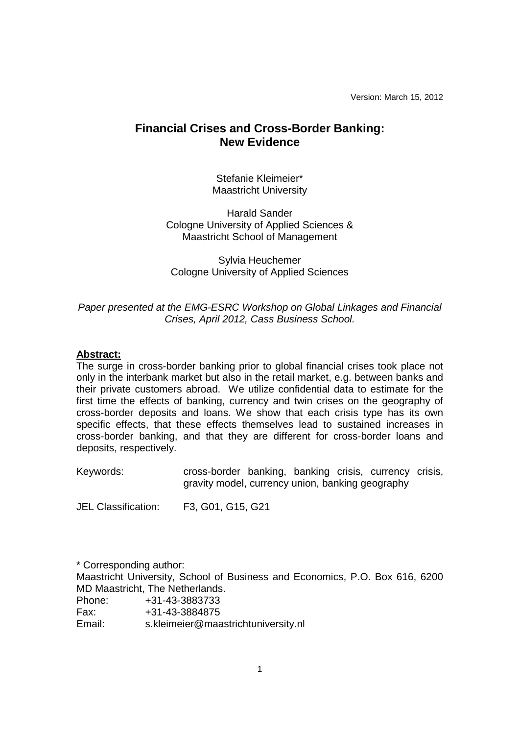Version: March 15, 2012

# Financial Crises and Cross-Border Banking: New Evidence

Stefanie Kleimeier*
Maastricht University

Harald Sander
Cologne University of Applied Sciences &
Maastricht School of Management

Sylvia Heuchemer
Cologne University of Applied Sciences

*Paper presented at the EMG-ESRC Workshop on Global Linkages and Financial Crises, April 2012, Cass Business School.*

**Abstract:**

The surge in cross-border banking prior to global financial crises took place not only in the interbank market but also in the retail market, e.g. between banks and their private customers abroad. We utilize confidential data to estimate for the first time the effects of banking, currency and twin crises on the geography of cross-border deposits and loans. We show that each crisis type has its own specific effects, that these effects themselves lead to sustained increases in cross-border banking, and that they are different for cross-border loans and deposits, respectively.

| | |
|---|---|
| Keywords: | cross-border banking, banking crisis, currency crisis, gravity model, currency union, banking geography |
| JEL Classification: | F3, G01, G15, G21 |

\* Corresponding author:
Maastricht University, School of Business and Economics, P.O. Box 616, 6200 MD Maastricht, The Netherlands.
Phone: +31-43-3883733
Fax: +31-43-3884875
Email: s.kleimeier@maastrichtuniversity.nl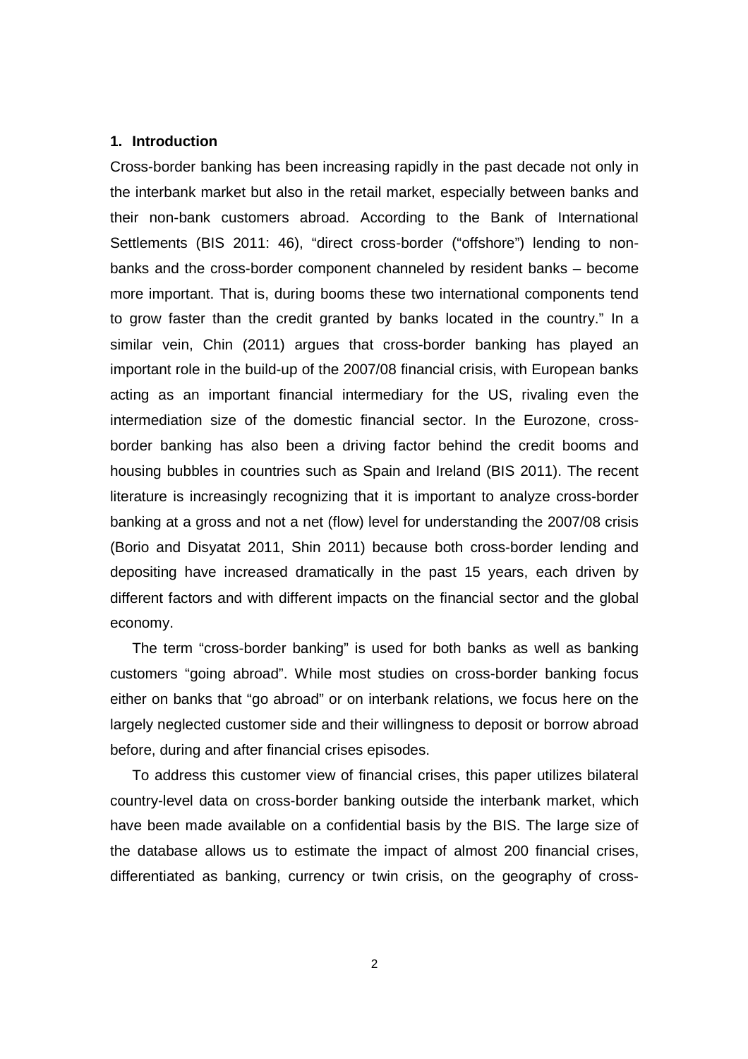## 1. Introduction

Cross-border banking has been increasing rapidly in the past decade not only in the interbank market but also in the retail market, especially between banks and their non-bank customers abroad. According to the Bank of International Settlements (BIS 2011: 46), "direct cross-border ("offshore") lending to non-banks and the cross-border component channeled by resident banks – become more important. That is, during booms these two international components tend to grow faster than the credit granted by banks located in the country." In a similar vein, Chin (2011) argues that cross-border banking has played an important role in the build-up of the 2007/08 financial crisis, with European banks acting as an important financial intermediary for the US, rivaling even the intermediation size of the domestic financial sector. In the Eurozone, cross-border banking has also been a driving factor behind the credit booms and housing bubbles in countries such as Spain and Ireland (BIS 2011). The recent literature is increasingly recognizing that it is important to analyze cross-border banking at a gross and not a net (flow) level for understanding the 2007/08 crisis (Borio and Disyatat 2011, Shin 2011) because both cross-border lending and depositing have increased dramatically in the past 15 years, each driven by different factors and with different impacts on the financial sector and the global economy.

The term "cross-border banking" is used for both banks as well as banking customers "going abroad". While most studies on cross-border banking focus either on banks that "go abroad" or on interbank relations, we focus here on the largely neglected customer side and their willingness to deposit or borrow abroad before, during and after financial crises episodes.

To address this customer view of financial crises, this paper utilizes bilateral country-level data on cross-border banking outside the interbank market, which have been made available on a confidential basis by the BIS. The large size of the database allows us to estimate the impact of almost 200 financial crises, differentiated as banking, currency or twin crisis, on the geography of cross-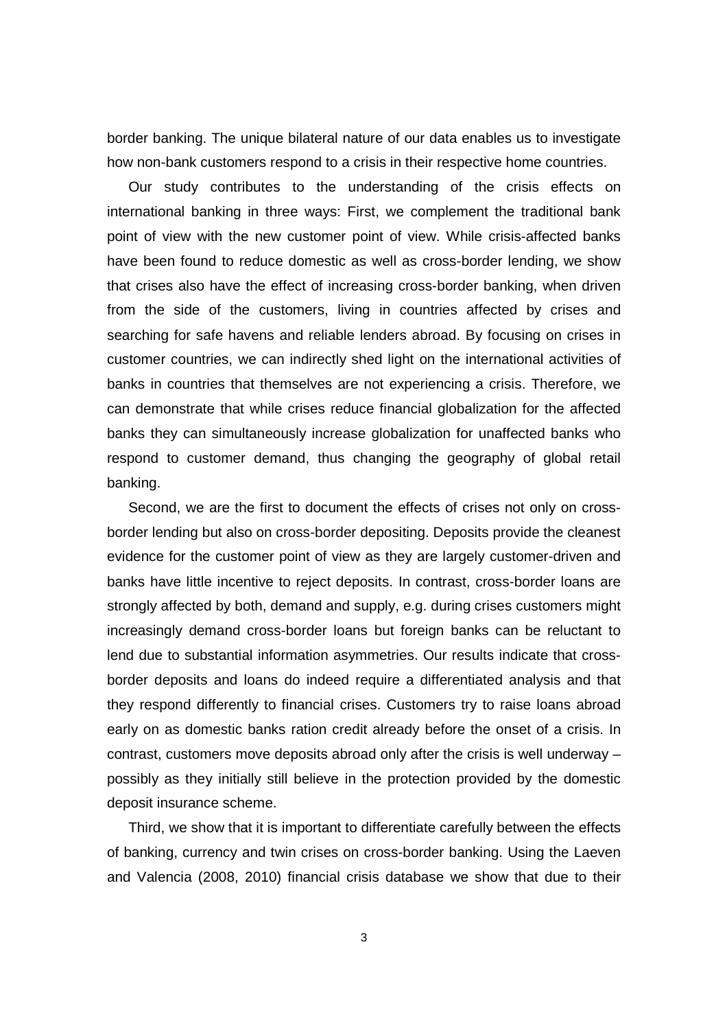border banking. The unique bilateral nature of our data enables us to investigate how non-bank customers respond to a crisis in their respective home countries.

Our study contributes to the understanding of the crisis effects on international banking in three ways: First, we complement the traditional bank point of view with the new customer point of view. While crisis-affected banks have been found to reduce domestic as well as cross-border lending, we show that crises also have the effect of increasing cross-border banking, when driven from the side of the customers, living in countries affected by crises and searching for safe havens and reliable lenders abroad. By focusing on crises in customer countries, we can indirectly shed light on the international activities of banks in countries that themselves are not experiencing a crisis. Therefore, we can demonstrate that while crises reduce financial globalization for the affected banks they can simultaneously increase globalization for unaffected banks who respond to customer demand, thus changing the geography of global retail banking.

Second, we are the first to document the effects of crises not only on cross-border lending but also on cross-border depositing. Deposits provide the cleanest evidence for the customer point of view as they are largely customer-driven and banks have little incentive to reject deposits. In contrast, cross-border loans are strongly affected by both, demand and supply, e.g. during crises customers might increasingly demand cross-border loans but foreign banks can be reluctant to lend due to substantial information asymmetries. Our results indicate that cross-border deposits and loans do indeed require a differentiated analysis and that they respond differently to financial crises. Customers try to raise loans abroad early on as domestic banks ration credit already before the onset of a crisis. In contrast, customers move deposits abroad only after the crisis is well underway – possibly as they initially still believe in the protection provided by the domestic deposit insurance scheme.

Third, we show that it is important to differentiate carefully between the effects of banking, currency and twin crises on cross-border banking. Using the Laeven and Valencia (2008, 2010) financial crisis database we show that due to their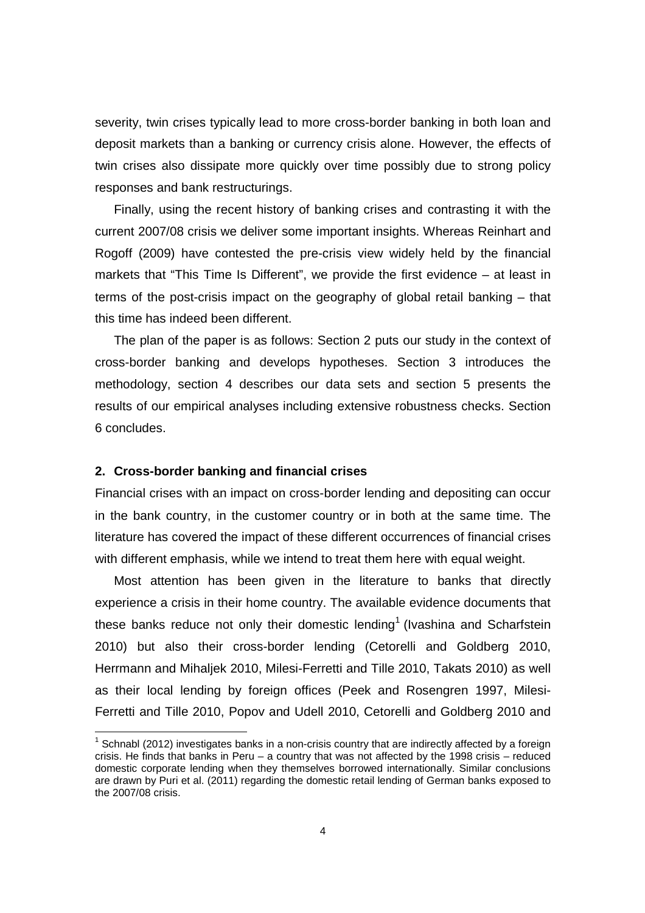severity, twin crises typically lead to more cross-border banking in both loan and deposit markets than a banking or currency crisis alone. However, the effects of twin crises also dissipate more quickly over time possibly due to strong policy responses and bank restructurings.

Finally, using the recent history of banking crises and contrasting it with the current 2007/08 crisis we deliver some important insights. Whereas Reinhart and Rogoff (2009) have contested the pre-crisis view widely held by the financial markets that "This Time Is Different", we provide the first evidence – at least in terms of the post-crisis impact on the geography of global retail banking – that this time has indeed been different.

The plan of the paper is as follows: Section 2 puts our study in the context of cross-border banking and develops hypotheses. Section 3 introduces the methodology, section 4 describes our data sets and section 5 presents the results of our empirical analyses including extensive robustness checks. Section 6 concludes.

## 2. Cross-border banking and financial crises

Financial crises with an impact on cross-border lending and depositing can occur in the bank country, in the customer country or in both at the same time. The literature has covered the impact of these different occurrences of financial crises with different emphasis, while we intend to treat them here with equal weight.

Most attention has been given in the literature to banks that directly experience a crisis in their home country. The available evidence documents that these banks reduce not only their domestic lending[1] (Ivashina and Scharfstein 2010) but also their cross-border lending (Cetorelli and Goldberg 2010, Herrmann and Mihaljek 2010, Milesi-Ferretti and Tille 2010, Takats 2010) as well as their local lending by foreign offices (Peek and Rosengren 1997, Milesi-Ferretti and Tille 2010, Popov and Udell 2010, Cetorelli and Goldberg 2010 and

[1] Schnabl (2012) investigates banks in a non-crisis country that are indirectly affected by a foreign crisis. He finds that banks in Peru – a country that was not affected by the 1998 crisis – reduced domestic corporate lending when they themselves borrowed internationally. Similar conclusions are drawn by Puri et al. (2011) regarding the domestic retail lending of German banks exposed to the 2007/08 crisis.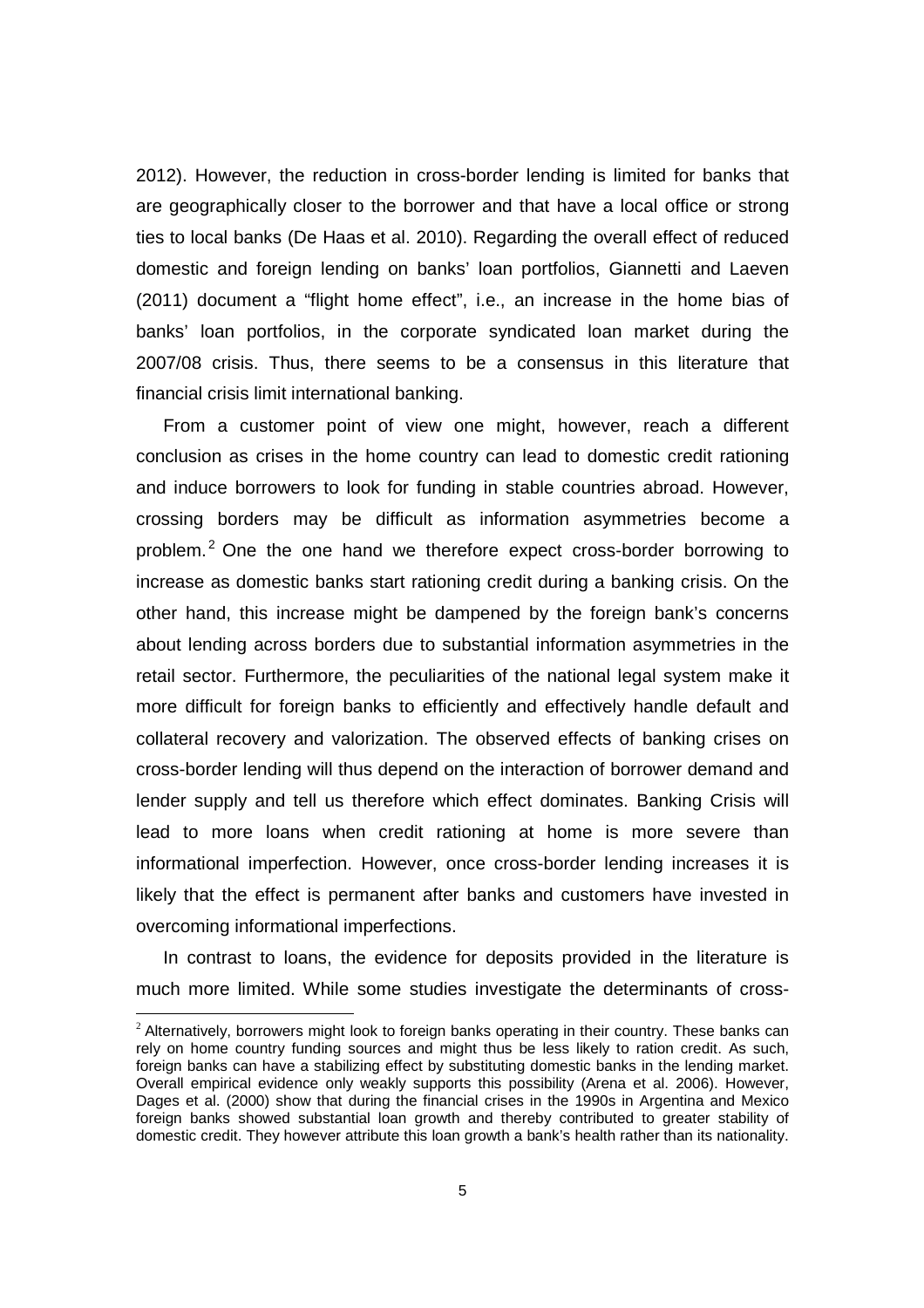2012). However, the reduction in cross-border lending is limited for banks that are geographically closer to the borrower and that have a local office or strong ties to local banks (De Haas et al. 2010). Regarding the overall effect of reduced domestic and foreign lending on banks' loan portfolios, Giannetti and Laeven (2011) document a "flight home effect", i.e., an increase in the home bias of banks' loan portfolios, in the corporate syndicated loan market during the 2007/08 crisis. Thus, there seems to be a consensus in this literature that financial crisis limit international banking.

From a customer point of view one might, however, reach a different conclusion as crises in the home country can lead to domestic credit rationing and induce borrowers to look for funding in stable countries abroad. However, crossing borders may be difficult as information asymmetries become a problem.[2] One the one hand we therefore expect cross-border borrowing to increase as domestic banks start rationing credit during a banking crisis. On the other hand, this increase might be dampened by the foreign bank's concerns about lending across borders due to substantial information asymmetries in the retail sector. Furthermore, the peculiarities of the national legal system make it more difficult for foreign banks to efficiently and effectively handle default and collateral recovery and valorization. The observed effects of banking crises on cross-border lending will thus depend on the interaction of borrower demand and lender supply and tell us therefore which effect dominates. Banking Crisis will lead to more loans when credit rationing at home is more severe than informational imperfection. However, once cross-border lending increases it is likely that the effect is permanent after banks and customers have invested in overcoming informational imperfections.

In contrast to loans, the evidence for deposits provided in the literature is much more limited. While some studies investigate the determinants of cross-

[2] Alternatively, borrowers might look to foreign banks operating in their country. These banks can rely on home country funding sources and might thus be less likely to ration credit. As such, foreign banks can have a stabilizing effect by substituting domestic banks in the lending market. Overall empirical evidence only weakly supports this possibility (Arena et al. 2006). However, Dages et al. (2000) show that during the financial crises in the 1990s in Argentina and Mexico foreign banks showed substantial loan growth and thereby contributed to greater stability of domestic credit. They however attribute this loan growth a bank's health rather than its nationality.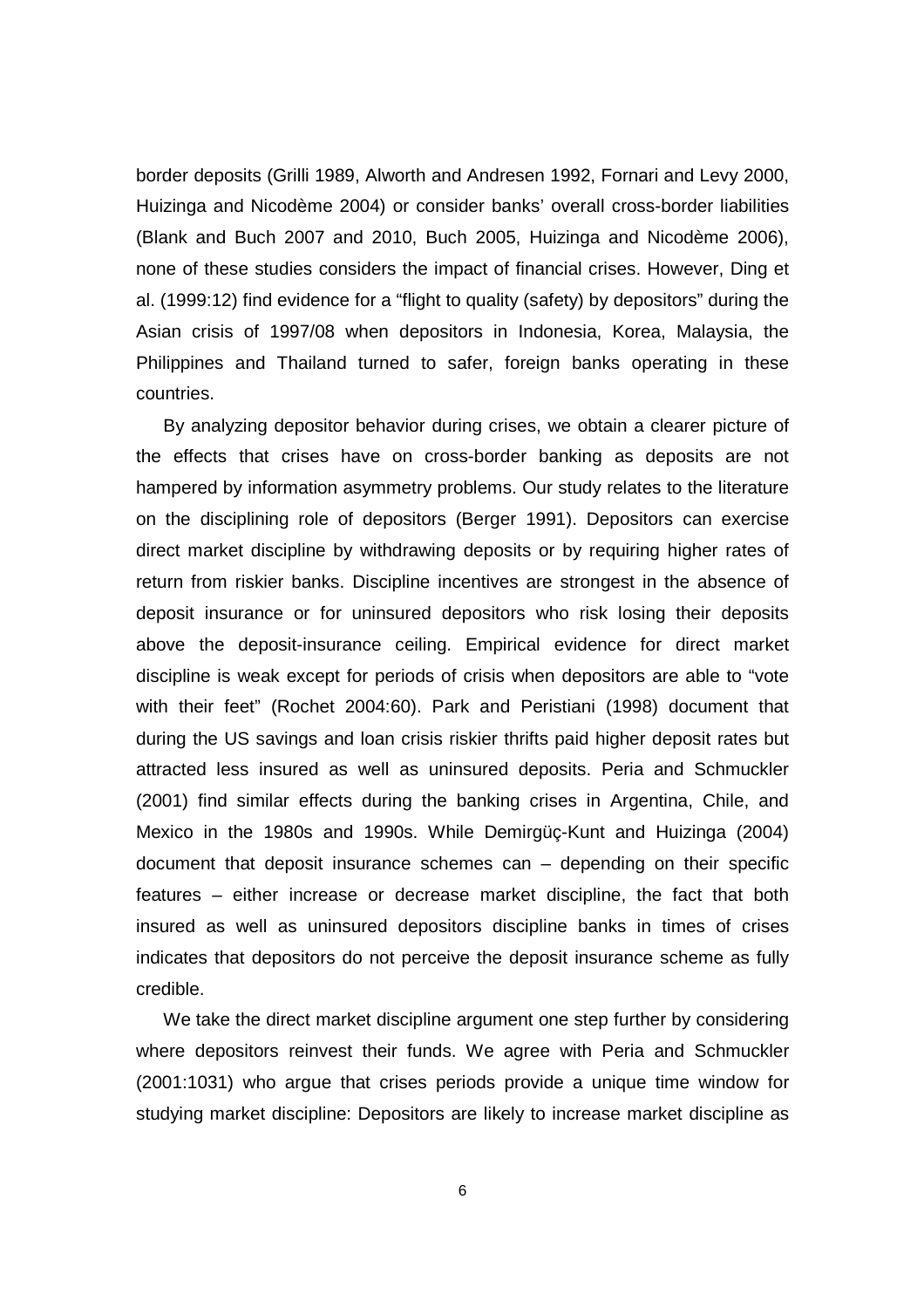border deposits (Grilli 1989, Alworth and Andresen 1992, Fornari and Levy 2000, Huizinga and Nicodème 2004) or consider banks' overall cross-border liabilities (Blank and Buch 2007 and 2010, Buch 2005, Huizinga and Nicodème 2006), none of these studies considers the impact of financial crises. However, Ding et al. (1999:12) find evidence for a "flight to quality (safety) by depositors" during the Asian crisis of 1997/08 when depositors in Indonesia, Korea, Malaysia, the Philippines and Thailand turned to safer, foreign banks operating in these countries.

By analyzing depositor behavior during crises, we obtain a clearer picture of the effects that crises have on cross-border banking as deposits are not hampered by information asymmetry problems. Our study relates to the literature on the disciplining role of depositors (Berger 1991). Depositors can exercise direct market discipline by withdrawing deposits or by requiring higher rates of return from riskier banks. Discipline incentives are strongest in the absence of deposit insurance or for uninsured depositors who risk losing their deposits above the deposit-insurance ceiling. Empirical evidence for direct market discipline is weak except for periods of crisis when depositors are able to "vote with their feet" (Rochet 2004:60). Park and Peristiani (1998) document that during the US savings and loan crisis riskier thrifts paid higher deposit rates but attracted less insured as well as uninsured deposits. Peria and Schmuckler (2001) find similar effects during the banking crises in Argentina, Chile, and Mexico in the 1980s and 1990s. While Demirgüç-Kunt and Huizinga (2004) document that deposit insurance schemes can – depending on their specific features – either increase or decrease market discipline, the fact that both insured as well as uninsured depositors discipline banks in times of crises indicates that depositors do not perceive the deposit insurance scheme as fully credible.

We take the direct market discipline argument one step further by considering where depositors reinvest their funds. We agree with Peria and Schmuckler (2001:1031) who argue that crises periods provide a unique time window for studying market discipline: Depositors are likely to increase market discipline as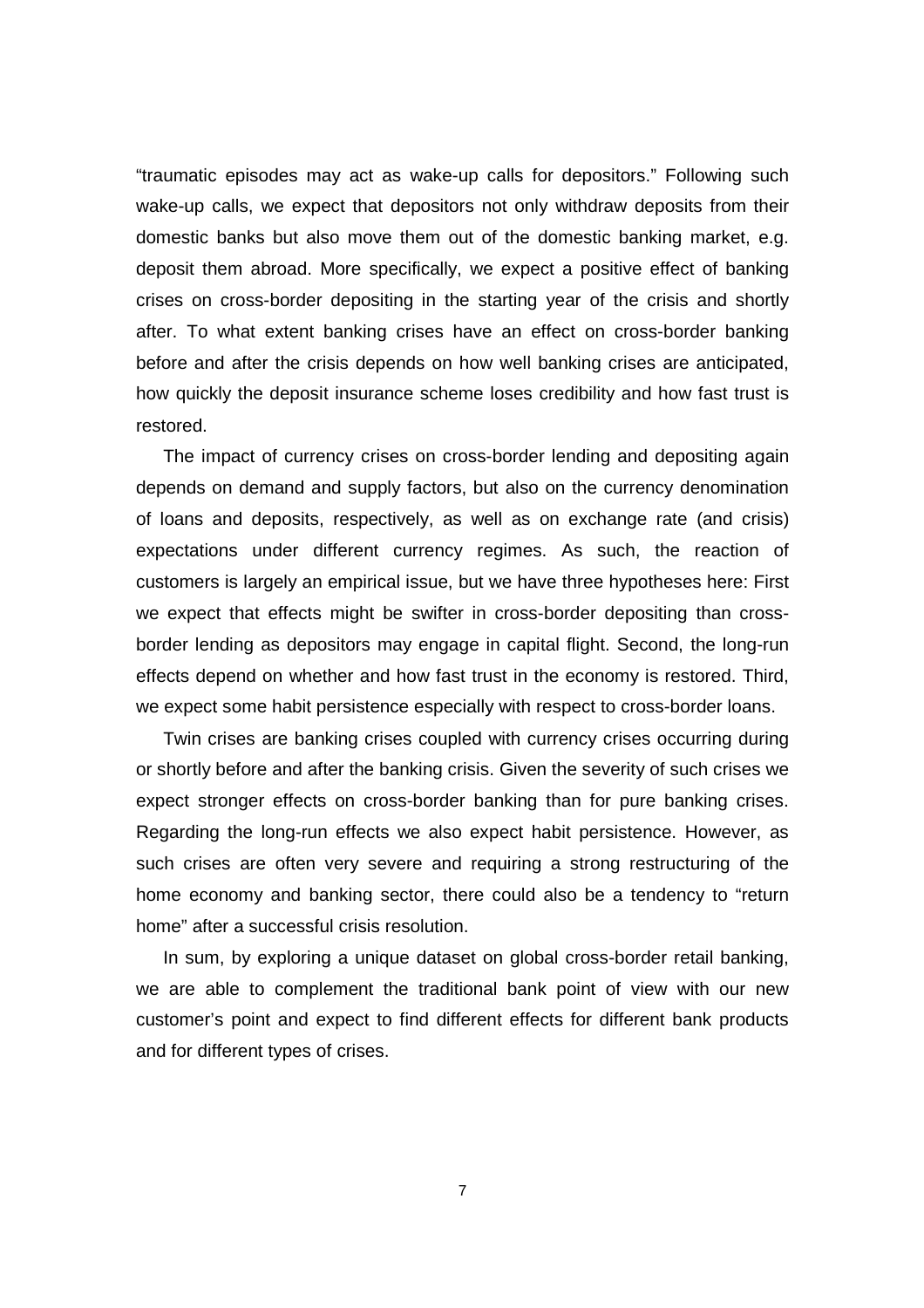"traumatic episodes may act as wake-up calls for depositors." Following such wake-up calls, we expect that depositors not only withdraw deposits from their domestic banks but also move them out of the domestic banking market, e.g. deposit them abroad. More specifically, we expect a positive effect of banking crises on cross-border depositing in the starting year of the crisis and shortly after. To what extent banking crises have an effect on cross-border banking before and after the crisis depends on how well banking crises are anticipated, how quickly the deposit insurance scheme loses credibility and how fast trust is restored.

The impact of currency crises on cross-border lending and depositing again depends on demand and supply factors, but also on the currency denomination of loans and deposits, respectively, as well as on exchange rate (and crisis) expectations under different currency regimes. As such, the reaction of customers is largely an empirical issue, but we have three hypotheses here: First we expect that effects might be swifter in cross-border depositing than cross-border lending as depositors may engage in capital flight. Second, the long-run effects depend on whether and how fast trust in the economy is restored. Third, we expect some habit persistence especially with respect to cross-border loans.

Twin crises are banking crises coupled with currency crises occurring during or shortly before and after the banking crisis. Given the severity of such crises we expect stronger effects on cross-border banking than for pure banking crises. Regarding the long-run effects we also expect habit persistence. However, as such crises are often very severe and requiring a strong restructuring of the home economy and banking sector, there could also be a tendency to "return home" after a successful crisis resolution.

In sum, by exploring a unique dataset on global cross-border retail banking, we are able to complement the traditional bank point of view with our new customer's point and expect to find different effects for different bank products and for different types of crises.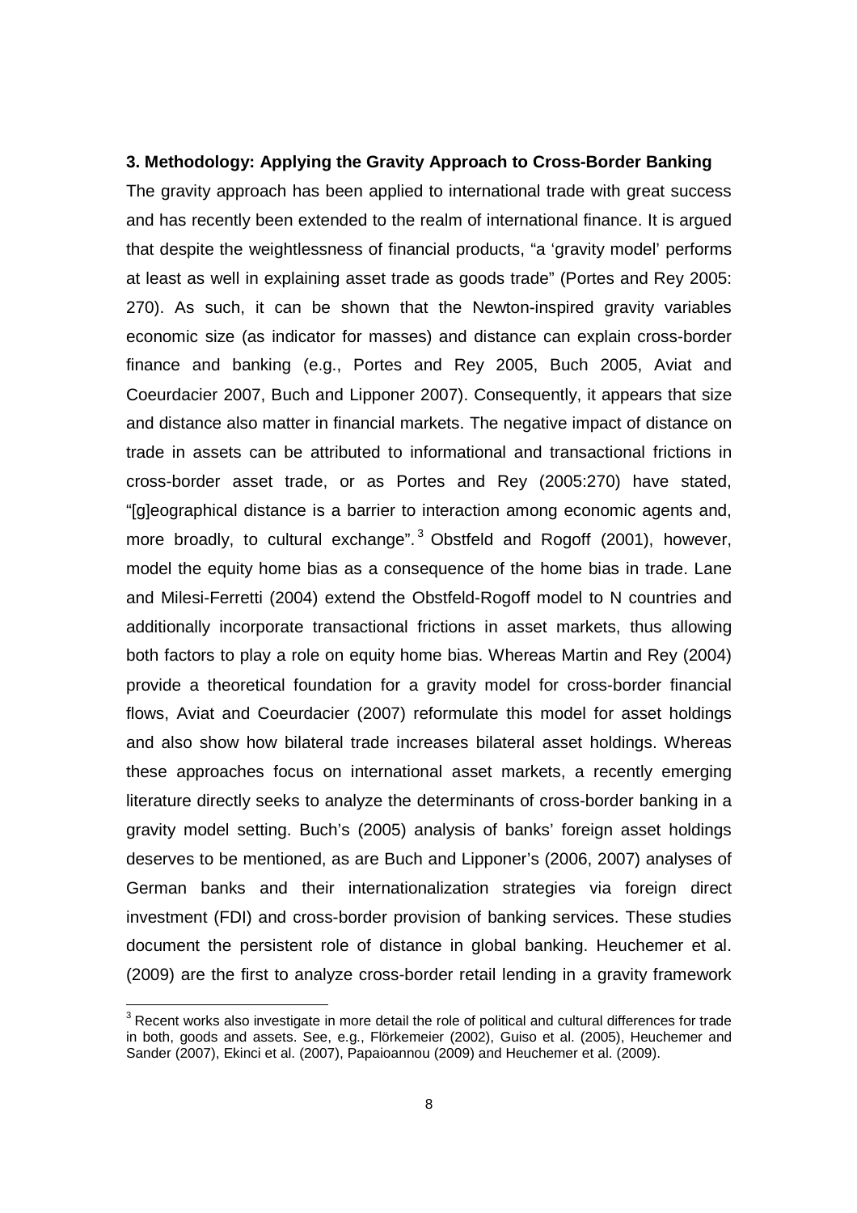### 3. Methodology: Applying the Gravity Approach to Cross-Border Banking

The gravity approach has been applied to international trade with great success and has recently been extended to the realm of international finance. It is argued that despite the weightlessness of financial products, "a 'gravity model' performs at least as well in explaining asset trade as goods trade" (Portes and Rey 2005: 270). As such, it can be shown that the Newton-inspired gravity variables economic size (as indicator for masses) and distance can explain cross-border finance and banking (e.g., Portes and Rey 2005, Buch 2005, Aviat and Coeurdacier 2007, Buch and Lipponer 2007). Consequently, it appears that size and distance also matter in financial markets. The negative impact of distance on trade in assets can be attributed to informational and transactional frictions in cross-border asset trade, or as Portes and Rey (2005:270) have stated, "[g]eographical distance is a barrier to interaction among economic agents and, more broadly, to cultural exchange".[3] Obstfeld and Rogoff (2001), however, model the equity home bias as a consequence of the home bias in trade. Lane and Milesi-Ferretti (2004) extend the Obstfeld-Rogoff model to N countries and additionally incorporate transactional frictions in asset markets, thus allowing both factors to play a role on equity home bias. Whereas Martin and Rey (2004) provide a theoretical foundation for a gravity model for cross-border financial flows, Aviat and Coeurdacier (2007) reformulate this model for asset holdings and also show how bilateral trade increases bilateral asset holdings. Whereas these approaches focus on international asset markets, a recently emerging literature directly seeks to analyze the determinants of cross-border banking in a gravity model setting. Buch's (2005) analysis of banks' foreign asset holdings deserves to be mentioned, as are Buch and Lipponer's (2006, 2007) analyses of German banks and their internationalization strategies via foreign direct investment (FDI) and cross-border provision of banking services. These studies document the persistent role of distance in global banking. Heuchemer et al. (2009) are the first to analyze cross-border retail lending in a gravity framework

[3] Recent works also investigate in more detail the role of political and cultural differences for trade in both, goods and assets. See, e.g., Flörkemeier (2002), Guiso et al. (2005), Heuchemer and Sander (2007), Ekinci et al. (2007), Papaioannou (2009) and Heuchemer et al. (2009).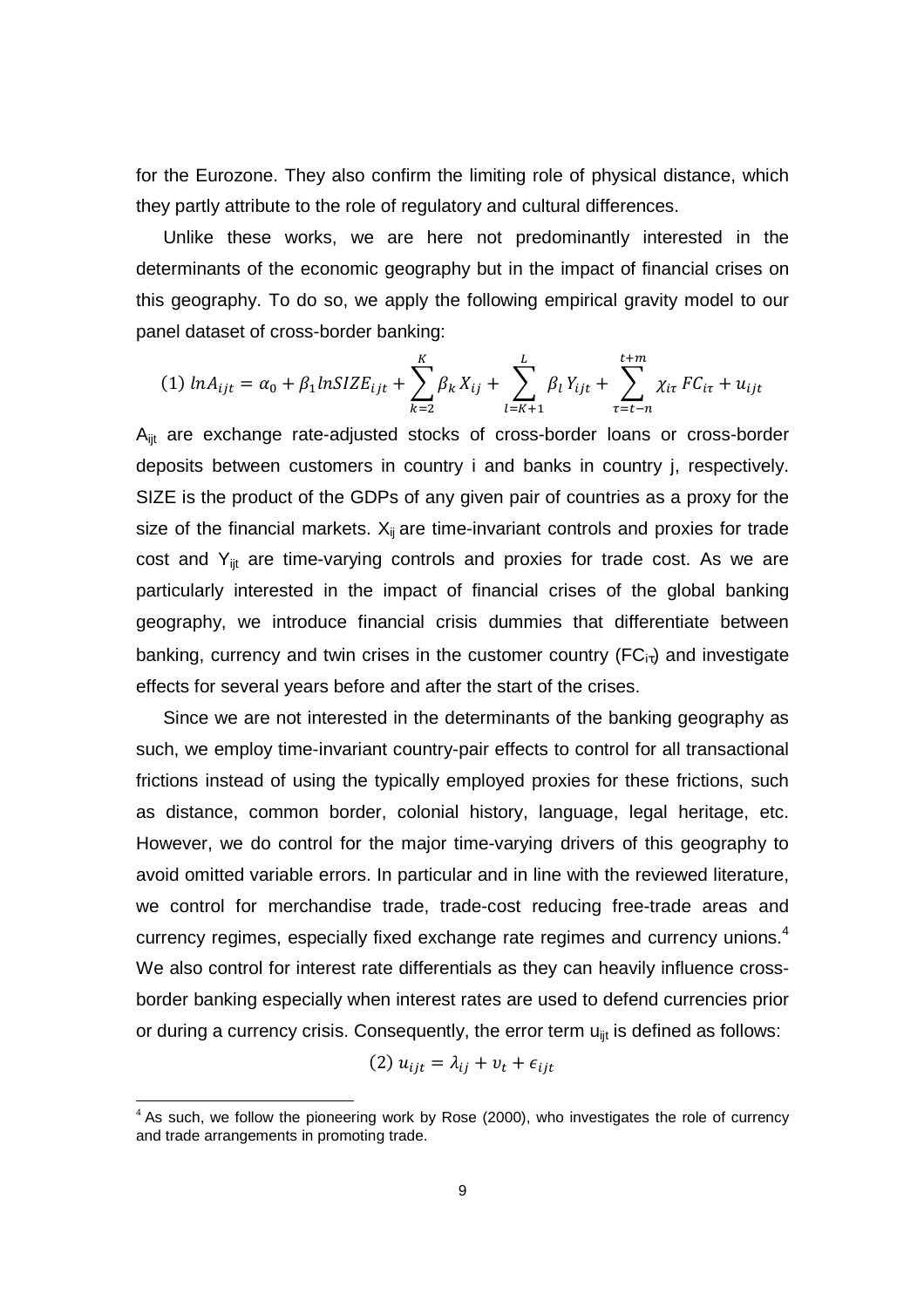for the Eurozone. They also confirm the limiting role of physical distance, which they partly attribute to the role of regulatory and cultural differences.

Unlike these works, we are here not predominantly interested in the determinants of the economic geography but in the impact of financial crises on this geography. To do so, we apply the following empirical gravity model to our panel dataset of cross-border banking:

$$(1)\ lnA_{ijt} = \alpha_0 + \beta_1 lnSIZE_{ijt} + \sum_{k=2}^{K} \beta_k X_{ij} + \sum_{l=K+1}^{L} \beta_l Y_{ijt} + \sum_{\tau=t-n}^{t+m} \chi_{i\tau} FC_{i\tau} + u_{ijt}$$

$A_{ijt}$ are exchange rate-adjusted stocks of cross-border loans or cross-border deposits between customers in country i and banks in country j, respectively. SIZE is the product of the GDPs of any given pair of countries as a proxy for the size of the financial markets. $X_{ij}$ are time-invariant controls and proxies for trade cost and $Y_{ijt}$ are time-varying controls and proxies for trade cost. As we are particularly interested in the impact of financial crises of the global banking geography, we introduce financial crisis dummies that differentiate between banking, currency and twin crises in the customer country ($FC_{i\tau}$) and investigate effects for several years before and after the start of the crises.

Since we are not interested in the determinants of the banking geography as such, we employ time-invariant country-pair effects to control for all transactional frictions instead of using the typically employed proxies for these frictions, such as distance, common border, colonial history, language, legal heritage, etc. However, we do control for the major time-varying drivers of this geography to avoid omitted variable errors. In particular and in line with the reviewed literature, we control for merchandise trade, trade-cost reducing free-trade areas and currency regimes, especially fixed exchange rate regimes and currency unions.[4] We also control for interest rate differentials as they can heavily influence cross-border banking especially when interest rates are used to defend currencies prior or during a currency crisis. Consequently, the error term $u_{ijt}$ is defined as follows:

$$(2)\ u_{ijt} = \lambda_{ij} + \upsilon_t + \epsilon_{ijt}$$

[4] As such, we follow the pioneering work by Rose (2000), who investigates the role of currency and trade arrangements in promoting trade.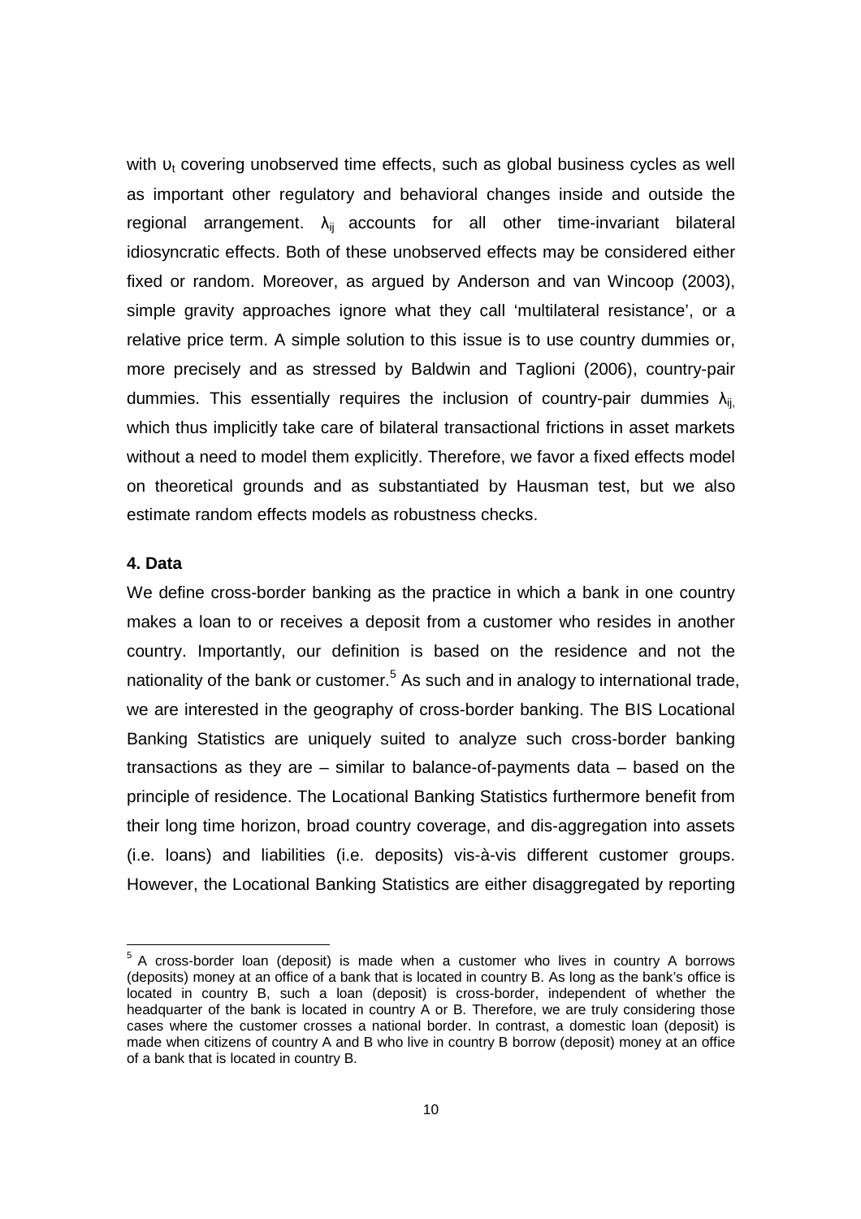with $\upsilon_t$ covering unobserved time effects, such as global business cycles as well as important other regulatory and behavioral changes inside and outside the regional arrangement. $\lambda_{ij}$ accounts for all other time-invariant bilateral idiosyncratic effects. Both of these unobserved effects may be considered either fixed or random. Moreover, as argued by Anderson and van Wincoop (2003), simple gravity approaches ignore what they call 'multilateral resistance', or a relative price term. A simple solution to this issue is to use country dummies or, more precisely and as stressed by Baldwin and Taglioni (2006), country-pair dummies. This essentially requires the inclusion of country-pair dummies $\lambda_{ij}$, which thus implicitly take care of bilateral transactional frictions in asset markets without a need to model them explicitly. Therefore, we favor a fixed effects model on theoretical grounds and as substantiated by Hausman test, but we also estimate random effects models as robustness checks.

**4. Data**

We define cross-border banking as the practice in which a bank in one country makes a loan to or receives a deposit from a customer who resides in another country. Importantly, our definition is based on the residence and not the nationality of the bank or customer.[5] As such and in analogy to international trade, we are interested in the geography of cross-border banking. The BIS Locational Banking Statistics are uniquely suited to analyze such cross-border banking transactions as they are – similar to balance-of-payments data – based on the principle of residence. The Locational Banking Statistics furthermore benefit from their long time horizon, broad country coverage, and dis-aggregation into assets (i.e. loans) and liabilities (i.e. deposits) vis-à-vis different customer groups. However, the Locational Banking Statistics are either disaggregated by reporting

[5] A cross-border loan (deposit) is made when a customer who lives in country A borrows (deposits) money at an office of a bank that is located in country B. As long as the bank's office is located in country B, such a loan (deposit) is cross-border, independent of whether the headquarter of the bank is located in country A or B. Therefore, we are truly considering those cases where the customer crosses a national border. In contrast, a domestic loan (deposit) is made when citizens of country A and B who live in country B borrow (deposit) money at an office of a bank that is located in country B.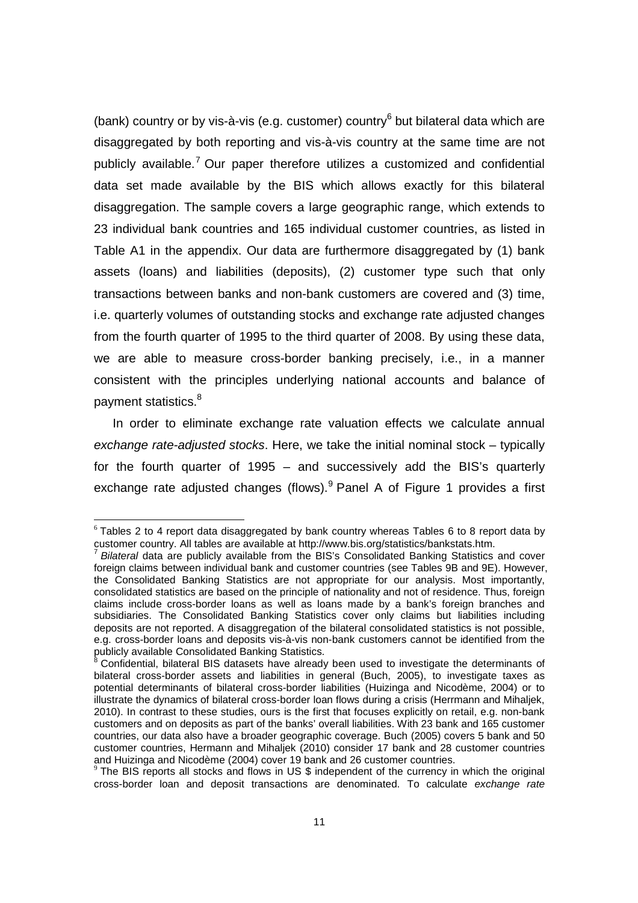(bank) country or by vis-à-vis (e.g. customer) country[6] but bilateral data which are disaggregated by both reporting and vis-à-vis country at the same time are not publicly available.[7] Our paper therefore utilizes a customized and confidential data set made available by the BIS which allows exactly for this bilateral disaggregation. The sample covers a large geographic range, which extends to 23 individual bank countries and 165 individual customer countries, as listed in Table A1 in the appendix. Our data are furthermore disaggregated by (1) bank assets (loans) and liabilities (deposits), (2) customer type such that only transactions between banks and non-bank customers are covered and (3) time, i.e. quarterly volumes of outstanding stocks and exchange rate adjusted changes from the fourth quarter of 1995 to the third quarter of 2008. By using these data, we are able to measure cross-border banking precisely, i.e., in a manner consistent with the principles underlying national accounts and balance of payment statistics.[8]

In order to eliminate exchange rate valuation effects we calculate annual *exchange rate-adjusted stocks*. Here, we take the initial nominal stock – typically for the fourth quarter of 1995 – and successively add the BIS's quarterly exchange rate adjusted changes (flows).[9] Panel A of Figure 1 provides a first

---

[6] Tables 2 to 4 report data disaggregated by bank country whereas Tables 6 to 8 report data by customer country. All tables are available at http://www.bis.org/statistics/bankstats.htm.

[7] *Bilateral* data are publicly available from the BIS's Consolidated Banking Statistics and cover foreign claims between individual bank and customer countries (see Tables 9B and 9E). However, the Consolidated Banking Statistics are not appropriate for our analysis. Most importantly, consolidated statistics are based on the principle of nationality and not of residence. Thus, foreign claims include cross-border loans as well as loans made by a bank's foreign branches and subsidiaries. The Consolidated Banking Statistics cover only claims but liabilities including deposits are not reported. A disaggregation of the bilateral consolidated statistics is not possible, e.g. cross-border loans and deposits vis-à-vis non-bank customers cannot be identified from the publicly available Consolidated Banking Statistics.

[8] Confidential, bilateral BIS datasets have already been used to investigate the determinants of bilateral cross-border assets and liabilities in general (Buch, 2005), to investigate taxes as potential determinants of bilateral cross-border liabilities (Huizinga and Nicodème, 2004) or to illustrate the dynamics of bilateral cross-border loan flows during a crisis (Herrmann and Mihaljek, 2010). In contrast to these studies, ours is the first that focuses explicitly on retail, e.g. non-bank customers and on deposits as part of the banks' overall liabilities. With 23 bank and 165 customer countries, our data also have a broader geographic coverage. Buch (2005) covers 5 bank and 50 customer countries, Hermann and Mihaljek (2010) consider 17 bank and 28 customer countries and Huizinga and Nicodème (2004) cover 19 bank and 26 customer countries.

[9] The BIS reports all stocks and flows in US $ independent of the currency in which the original cross-border loan and deposit transactions are denominated. To calculate *exchange rate*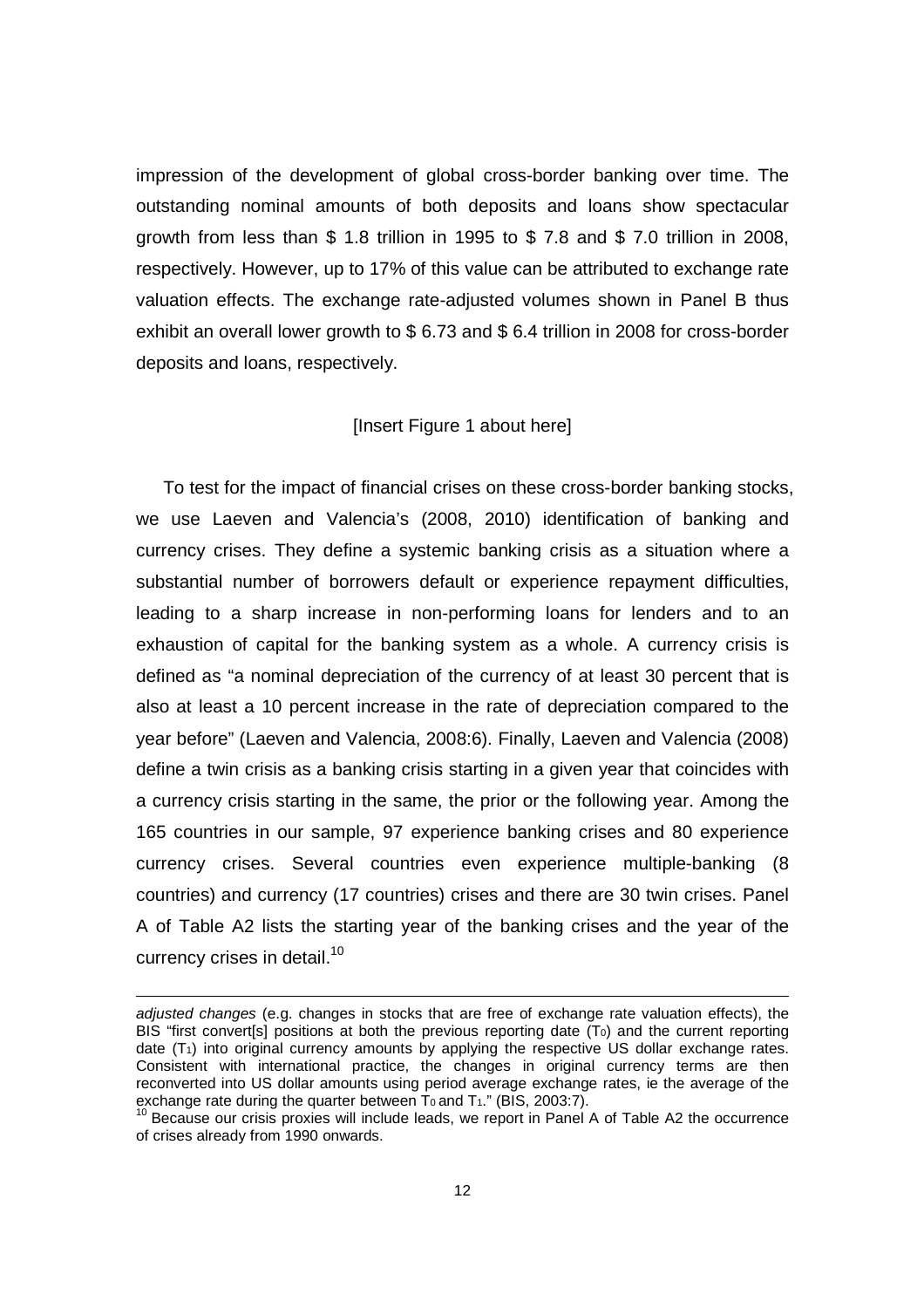impression of the development of global cross-border banking over time. The outstanding nominal amounts of both deposits and loans show spectacular growth from less than $ 1.8 trillion in 1995 to $ 7.8 and $ 7.0 trillion in 2008, respectively. However, up to 17% of this value can be attributed to exchange rate valuation effects. The exchange rate-adjusted volumes shown in Panel B thus exhibit an overall lower growth to $ 6.73 and $ 6.4 trillion in 2008 for cross-border deposits and loans, respectively.

[Insert Figure 1 about here]

To test for the impact of financial crises on these cross-border banking stocks, we use Laeven and Valencia's (2008, 2010) identification of banking and currency crises. They define a systemic banking crisis as a situation where a substantial number of borrowers default or experience repayment difficulties, leading to a sharp increase in non-performing loans for lenders and to an exhaustion of capital for the banking system as a whole. A currency crisis is defined as "a nominal depreciation of the currency of at least 30 percent that is also at least a 10 percent increase in the rate of depreciation compared to the year before" (Laeven and Valencia, 2008:6). Finally, Laeven and Valencia (2008) define a twin crisis as a banking crisis starting in a given year that coincides with a currency crisis starting in the same, the prior or the following year. Among the 165 countries in our sample, 97 experience banking crises and 80 experience currency crises. Several countries even experience multiple-banking (8 countries) and currency (17 countries) crises and there are 30 twin crises. Panel A of Table A2 lists the starting year of the banking crises and the year of the currency crises in detail.[10]

---

*adjusted changes* (e.g. changes in stocks that are free of exchange rate valuation effects), the BIS "first convert[s] positions at both the previous reporting date ($T_0$) and the current reporting date ($T_1$) into original currency amounts by applying the respective US dollar exchange rates. Consistent with international practice, the changes in original currency terms are then reconverted into US dollar amounts using period average exchange rates, ie the average of the exchange rate during the quarter between $T_0$ and $T_1$." (BIS, 2003:7).

[10] Because our crisis proxies will include leads, we report in Panel A of Table A2 the occurrence of crises already from 1990 onwards.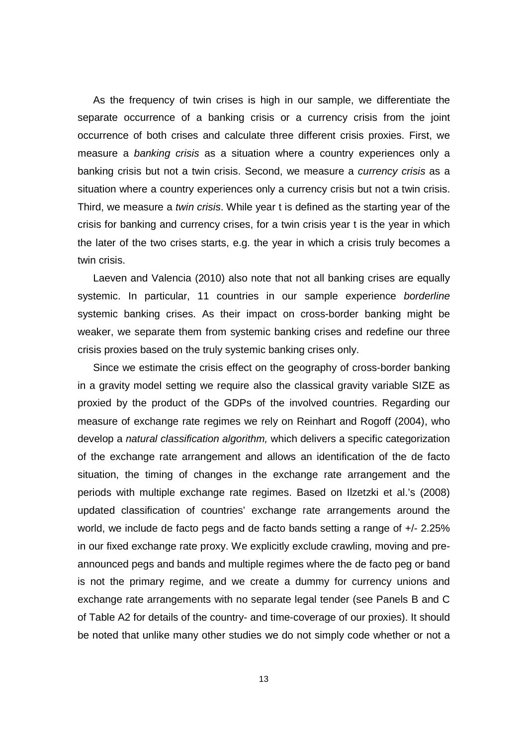As the frequency of twin crises is high in our sample, we differentiate the separate occurrence of a banking crisis or a currency crisis from the joint occurrence of both crises and calculate three different crisis proxies. First, we measure a *banking crisis* as a situation where a country experiences only a banking crisis but not a twin crisis. Second, we measure a *currency crisis* as a situation where a country experiences only a currency crisis but not a twin crisis. Third, we measure a *twin crisis*. While year t is defined as the starting year of the crisis for banking and currency crises, for a twin crisis year t is the year in which the later of the two crises starts, e.g. the year in which a crisis truly becomes a twin crisis.

Laeven and Valencia (2010) also note that not all banking crises are equally systemic. In particular, 11 countries in our sample experience *borderline* systemic banking crises. As their impact on cross-border banking might be weaker, we separate them from systemic banking crises and redefine our three crisis proxies based on the truly systemic banking crises only.

Since we estimate the crisis effect on the geography of cross-border banking in a gravity model setting we require also the classical gravity variable SIZE as proxied by the product of the GDPs of the involved countries. Regarding our measure of exchange rate regimes we rely on Reinhart and Rogoff (2004), who develop a *natural classification algorithm,* which delivers a specific categorization of the exchange rate arrangement and allows an identification of the de facto situation, the timing of changes in the exchange rate arrangement and the periods with multiple exchange rate regimes. Based on Ilzetzki et al.'s (2008) updated classification of countries' exchange rate arrangements around the world, we include de facto pegs and de facto bands setting a range of +/- 2.25% in our fixed exchange rate proxy. We explicitly exclude crawling, moving and pre-announced pegs and bands and multiple regimes where the de facto peg or band is not the primary regime, and we create a dummy for currency unions and exchange rate arrangements with no separate legal tender (see Panels B and C of Table A2 for details of the country- and time-coverage of our proxies). It should be noted that unlike many other studies we do not simply code whether or not a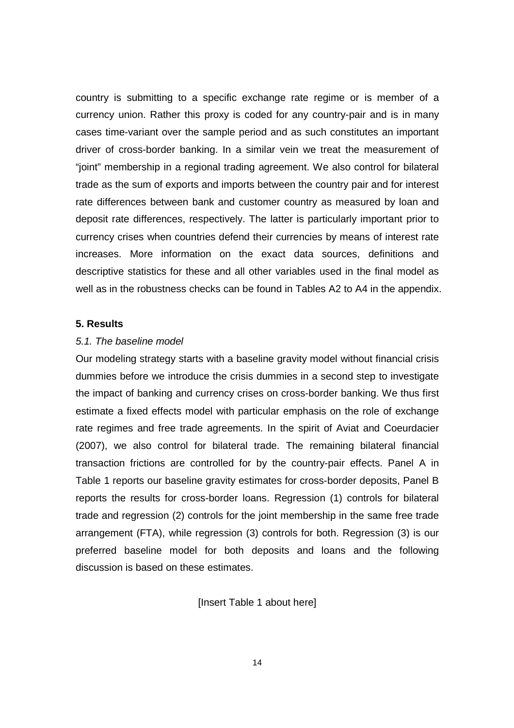country is submitting to a specific exchange rate regime or is member of a currency union. Rather this proxy is coded for any country-pair and is in many cases time-variant over the sample period and as such constitutes an important driver of cross-border banking. In a similar vein we treat the measurement of "joint" membership in a regional trading agreement. We also control for bilateral trade as the sum of exports and imports between the country pair and for interest rate differences between bank and customer country as measured by loan and deposit rate differences, respectively. The latter is particularly important prior to currency crises when countries defend their currencies by means of interest rate increases. More information on the exact data sources, definitions and descriptive statistics for these and all other variables used in the final model as well as in the robustness checks can be found in Tables A2 to A4 in the appendix.

## 5. Results

### *5.1. The baseline model*

Our modeling strategy starts with a baseline gravity model without financial crisis dummies before we introduce the crisis dummies in a second step to investigate the impact of banking and currency crises on cross-border banking. We thus first estimate a fixed effects model with particular emphasis on the role of exchange rate regimes and free trade agreements. In the spirit of Aviat and Coeurdacier (2007), we also control for bilateral trade. The remaining bilateral financial transaction frictions are controlled for by the country-pair effects. Panel A in Table 1 reports our baseline gravity estimates for cross-border deposits, Panel B reports the results for cross-border loans. Regression (1) controls for bilateral trade and regression (2) controls for the joint membership in the same free trade arrangement (FTA), while regression (3) controls for both. Regression (3) is our preferred baseline model for both deposits and loans and the following discussion is based on these estimates.

[Insert Table 1 about here]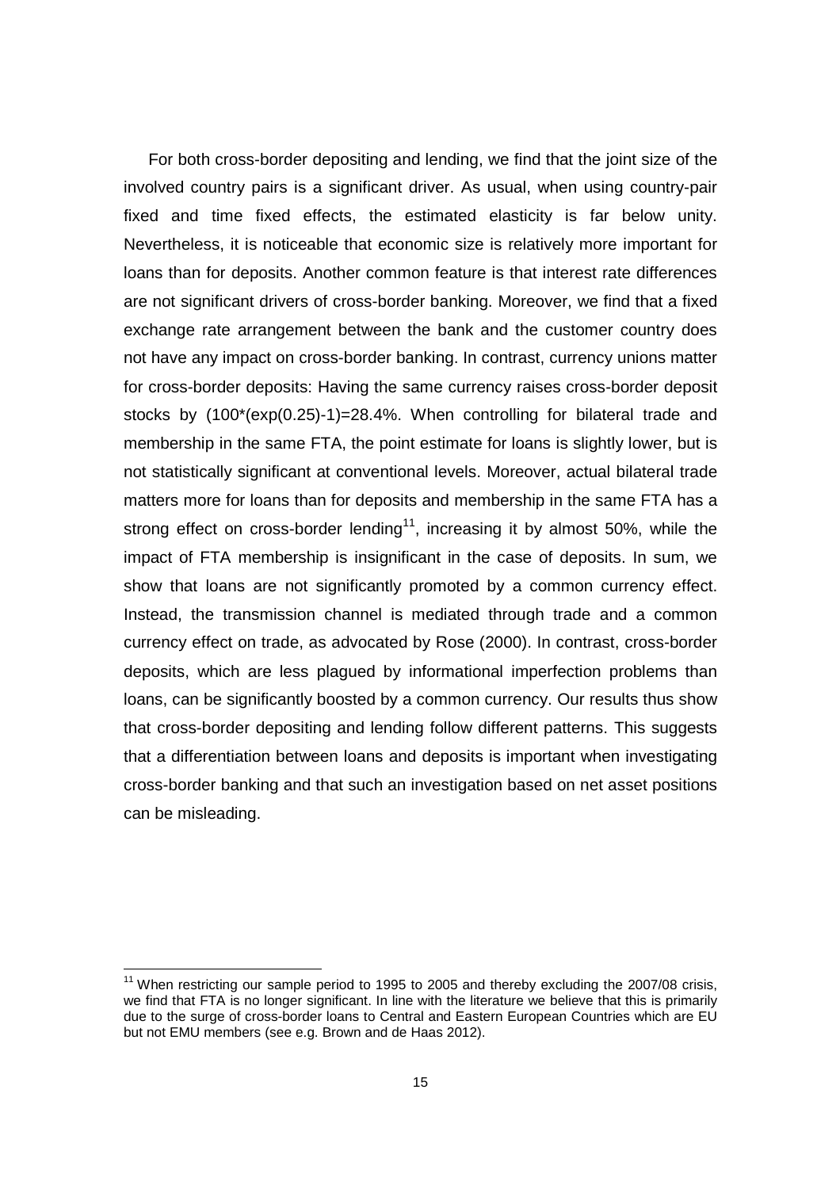For both cross-border depositing and lending, we find that the joint size of the involved country pairs is a significant driver. As usual, when using country-pair fixed and time fixed effects, the estimated elasticity is far below unity. Nevertheless, it is noticeable that economic size is relatively more important for loans than for deposits. Another common feature is that interest rate differences are not significant drivers of cross-border banking. Moreover, we find that a fixed exchange rate arrangement between the bank and the customer country does not have any impact on cross-border banking. In contrast, currency unions matter for cross-border deposits: Having the same currency raises cross-border deposit stocks by (100*(exp(0.25)-1)=28.4%. When controlling for bilateral trade and membership in the same FTA, the point estimate for loans is slightly lower, but is not statistically significant at conventional levels. Moreover, actual bilateral trade matters more for loans than for deposits and membership in the same FTA has a strong effect on cross-border lending[11], increasing it by almost 50%, while the impact of FTA membership is insignificant in the case of deposits. In sum, we show that loans are not significantly promoted by a common currency effect. Instead, the transmission channel is mediated through trade and a common currency effect on trade, as advocated by Rose (2000). In contrast, cross-border deposits, which are less plagued by informational imperfection problems than loans, can be significantly boosted by a common currency. Our results thus show that cross-border depositing and lending follow different patterns. This suggests that a differentiation between loans and deposits is important when investigating cross-border banking and that such an investigation based on net asset positions can be misleading.

[11] When restricting our sample period to 1995 to 2005 and thereby excluding the 2007/08 crisis, we find that FTA is no longer significant. In line with the literature we believe that this is primarily due to the surge of cross-border loans to Central and Eastern European Countries which are EU but not EMU members (see e.g. Brown and de Haas 2012).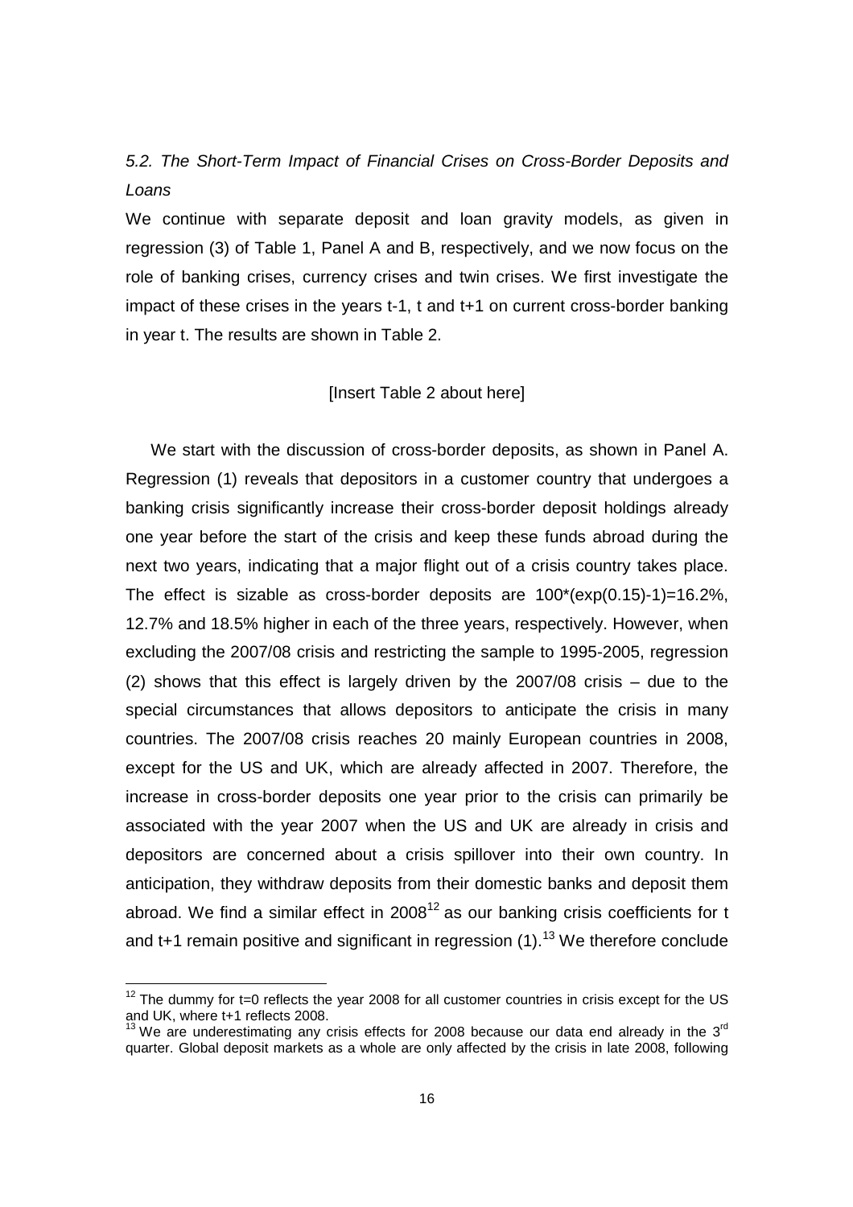*5.2. The Short-Term Impact of Financial Crises on Cross-Border Deposits and Loans*

We continue with separate deposit and loan gravity models, as given in regression (3) of Table 1, Panel A and B, respectively, and we now focus on the role of banking crises, currency crises and twin crises. We first investigate the impact of these crises in the years t-1, t and t+1 on current cross-border banking in year t. The results are shown in Table 2.

[Insert Table 2 about here]

We start with the discussion of cross-border deposits, as shown in Panel A. Regression (1) reveals that depositors in a customer country that undergoes a banking crisis significantly increase their cross-border deposit holdings already one year before the start of the crisis and keep these funds abroad during the next two years, indicating that a major flight out of a crisis country takes place. The effect is sizable as cross-border deposits are 100*(exp(0.15)-1)=16.2%, 12.7% and 18.5% higher in each of the three years, respectively. However, when excluding the 2007/08 crisis and restricting the sample to 1995-2005, regression (2) shows that this effect is largely driven by the 2007/08 crisis – due to the special circumstances that allows depositors to anticipate the crisis in many countries. The 2007/08 crisis reaches 20 mainly European countries in 2008, except for the US and UK, which are already affected in 2007. Therefore, the increase in cross-border deposits one year prior to the crisis can primarily be associated with the year 2007 when the US and UK are already in crisis and depositors are concerned about a crisis spillover into their own country. In anticipation, they withdraw deposits from their domestic banks and deposit them abroad. We find a similar effect in 2008[12] as our banking crisis coefficients for t and t+1 remain positive and significant in regression (1).[13] We therefore conclude

[12] The dummy for t=0 reflects the year 2008 for all customer countries in crisis except for the US and UK, where t+1 reflects 2008.

[13] We are underestimating any crisis effects for 2008 because our data end already in the 3rd quarter. Global deposit markets as a whole are only affected by the crisis in late 2008, following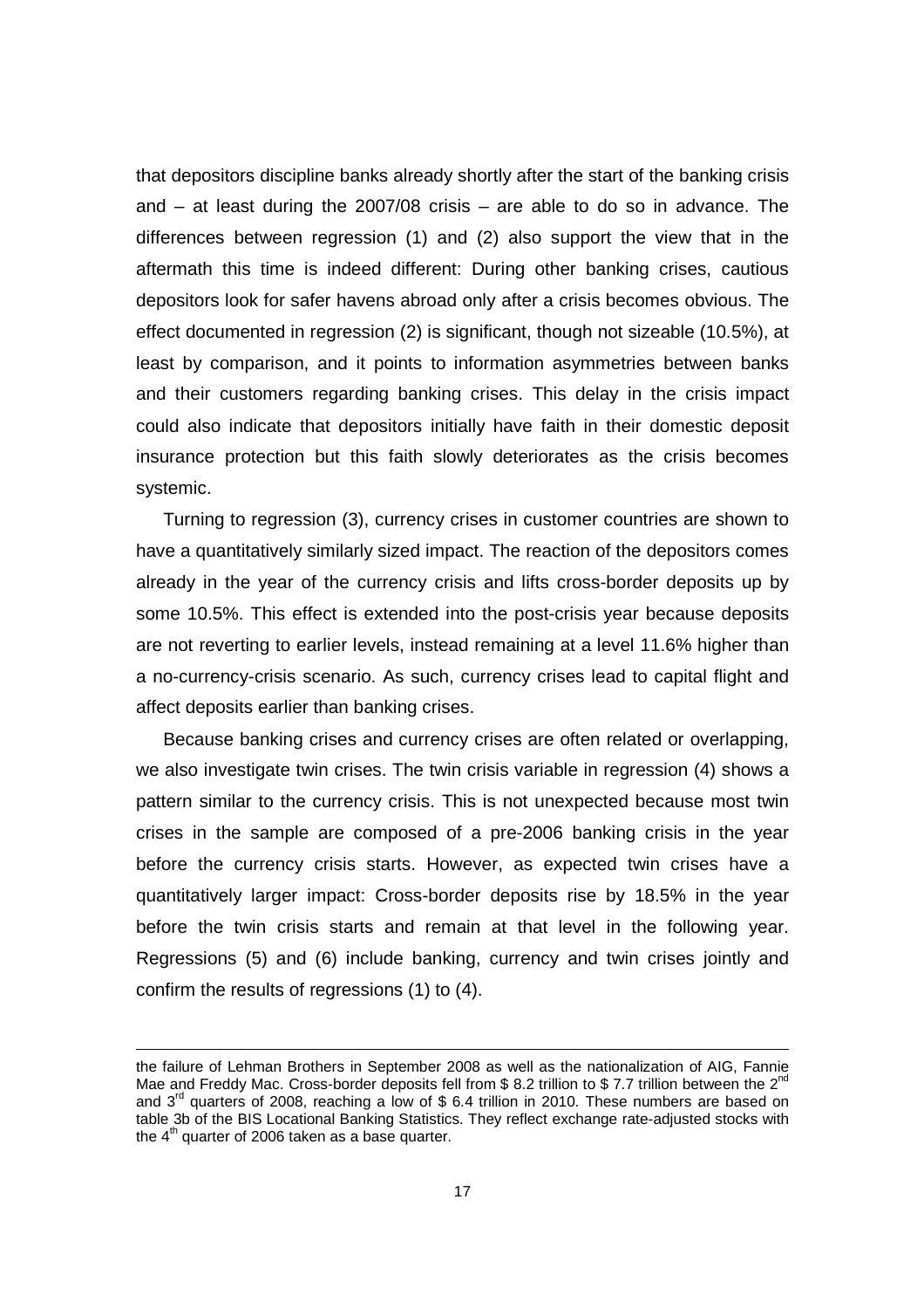that depositors discipline banks already shortly after the start of the banking crisis and – at least during the 2007/08 crisis – are able to do so in advance. The differences between regression (1) and (2) also support the view that in the aftermath this time is indeed different: During other banking crises, cautious depositors look for safer havens abroad only after a crisis becomes obvious. The effect documented in regression (2) is significant, though not sizeable (10.5%), at least by comparison, and it points to information asymmetries between banks and their customers regarding banking crises. This delay in the crisis impact could also indicate that depositors initially have faith in their domestic deposit insurance protection but this faith slowly deteriorates as the crisis becomes systemic.

Turning to regression (3), currency crises in customer countries are shown to have a quantitatively similarly sized impact. The reaction of the depositors comes already in the year of the currency crisis and lifts cross-border deposits up by some 10.5%. This effect is extended into the post-crisis year because deposits are not reverting to earlier levels, instead remaining at a level 11.6% higher than a no-currency-crisis scenario. As such, currency crises lead to capital flight and affect deposits earlier than banking crises.

Because banking crises and currency crises are often related or overlapping, we also investigate twin crises. The twin crisis variable in regression (4) shows a pattern similar to the currency crisis. This is not unexpected because most twin crises in the sample are composed of a pre-2006 banking crisis in the year before the currency crisis starts. However, as expected twin crises have a quantitatively larger impact: Cross-border deposits rise by 18.5% in the year before the twin crisis starts and remain at that level in the following year. Regressions (5) and (6) include banking, currency and twin crises jointly and confirm the results of regressions (1) to (4).

---

the failure of Lehman Brothers in September 2008 as well as the nationalization of AIG, Fannie Mae and Freddy Mac. Cross-border deposits fell from $ 8.2 trillion to $ 7.7 trillion between the 2nd and 3rd quarters of 2008, reaching a low of $ 6.4 trillion in 2010. These numbers are based on table 3b of the BIS Locational Banking Statistics. They reflect exchange rate-adjusted stocks with the 4th quarter of 2006 taken as a base quarter.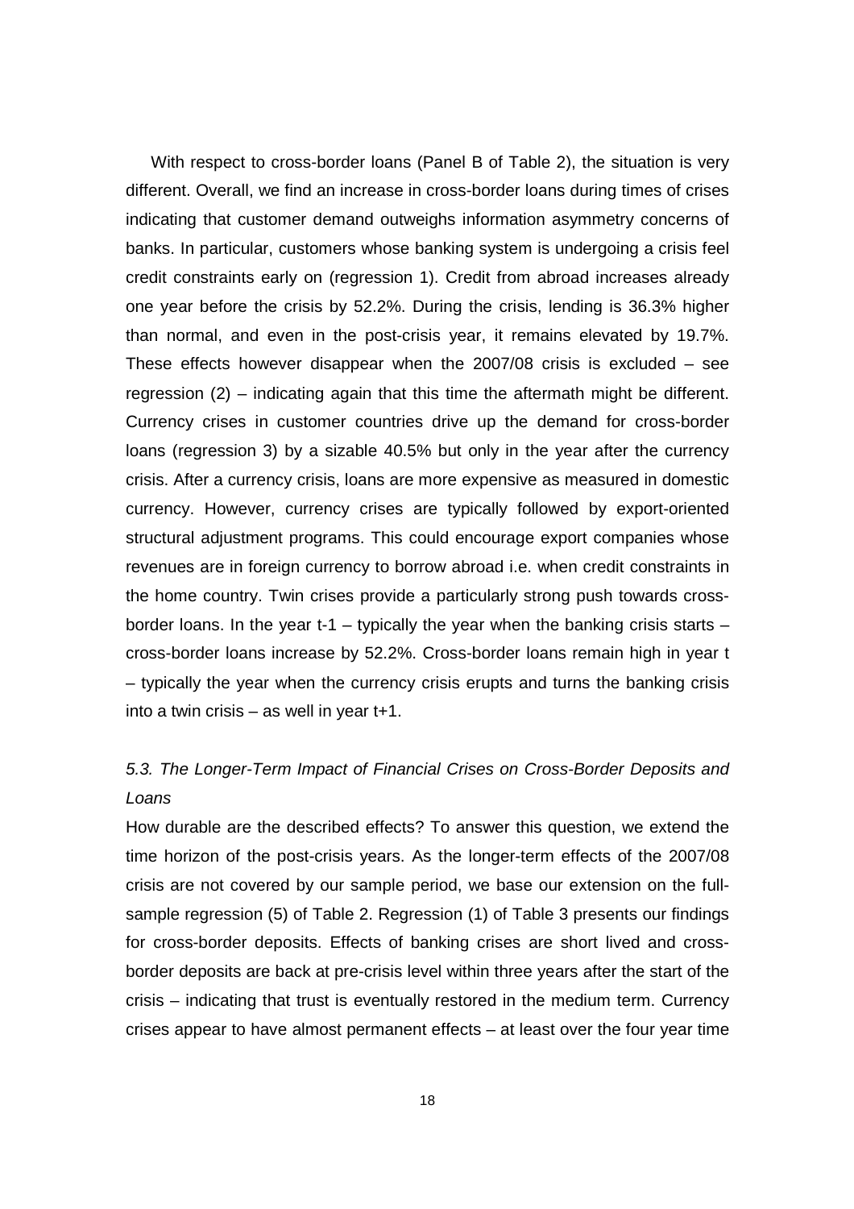With respect to cross-border loans (Panel B of Table 2), the situation is very different. Overall, we find an increase in cross-border loans during times of crises indicating that customer demand outweighs information asymmetry concerns of banks. In particular, customers whose banking system is undergoing a crisis feel credit constraints early on (regression 1). Credit from abroad increases already one year before the crisis by 52.2%. During the crisis, lending is 36.3% higher than normal, and even in the post-crisis year, it remains elevated by 19.7%. These effects however disappear when the 2007/08 crisis is excluded – see regression (2) – indicating again that this time the aftermath might be different. Currency crises in customer countries drive up the demand for cross-border loans (regression 3) by a sizable 40.5% but only in the year after the currency crisis. After a currency crisis, loans are more expensive as measured in domestic currency. However, currency crises are typically followed by export-oriented structural adjustment programs. This could encourage export companies whose revenues are in foreign currency to borrow abroad i.e. when credit constraints in the home country. Twin crises provide a particularly strong push towards cross-border loans. In the year t-1 – typically the year when the banking crisis starts – cross-border loans increase by 52.2%. Cross-border loans remain high in year t – typically the year when the currency crisis erupts and turns the banking crisis into a twin crisis – as well in year t+1.

### *5.3. The Longer-Term Impact of Financial Crises on Cross-Border Deposits and Loans*

How durable are the described effects? To answer this question, we extend the time horizon of the post-crisis years. As the longer-term effects of the 2007/08 crisis are not covered by our sample period, we base our extension on the full-sample regression (5) of Table 2. Regression (1) of Table 3 presents our findings for cross-border deposits. Effects of banking crises are short lived and cross-border deposits are back at pre-crisis level within three years after the start of the crisis – indicating that trust is eventually restored in the medium term. Currency crises appear to have almost permanent effects – at least over the four year time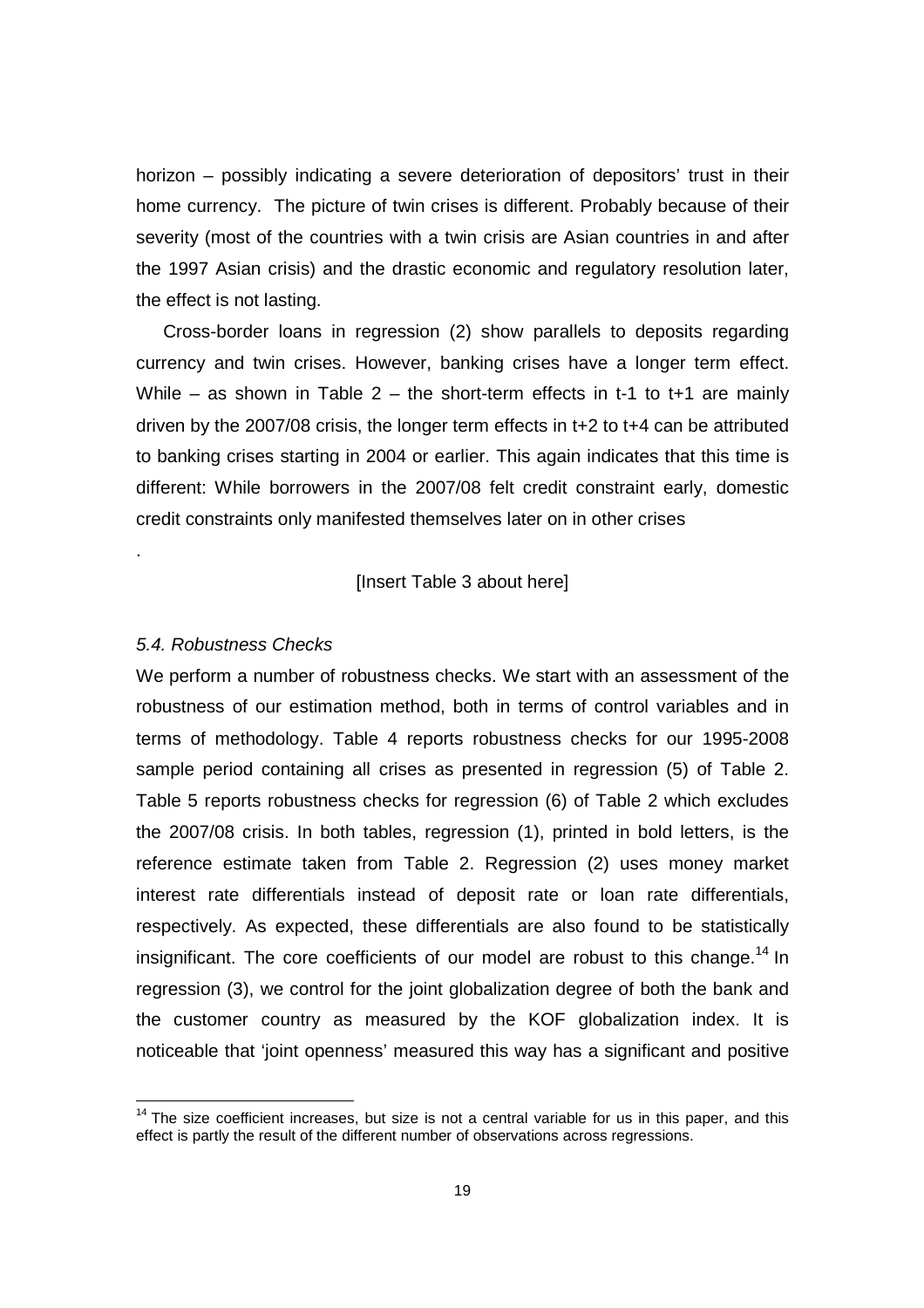horizon – possibly indicating a severe deterioration of depositors' trust in their home currency. The picture of twin crises is different. Probably because of their severity (most of the countries with a twin crisis are Asian countries in and after the 1997 Asian crisis) and the drastic economic and regulatory resolution later, the effect is not lasting.

Cross-border loans in regression (2) show parallels to deposits regarding currency and twin crises. However, banking crises have a longer term effect. While – as shown in Table 2 – the short-term effects in t-1 to t+1 are mainly driven by the 2007/08 crisis, the longer term effects in t+2 to t+4 can be attributed to banking crises starting in 2004 or earlier. This again indicates that this time is different: While borrowers in the 2007/08 felt credit constraint early, domestic credit constraints only manifested themselves later on in other crises

.

[Insert Table 3 about here]

### *5.4. Robustness Checks*

We perform a number of robustness checks. We start with an assessment of the robustness of our estimation method, both in terms of control variables and in terms of methodology. Table 4 reports robustness checks for our 1995-2008 sample period containing all crises as presented in regression (5) of Table 2. Table 5 reports robustness checks for regression (6) of Table 2 which excludes the 2007/08 crisis. In both tables, regression (1), printed in bold letters, is the reference estimate taken from Table 2. Regression (2) uses money market interest rate differentials instead of deposit rate or loan rate differentials, respectively. As expected, these differentials are also found to be statistically insignificant. The core coefficients of our model are robust to this change.[14] In regression (3), we control for the joint globalization degree of both the bank and the customer country as measured by the KOF globalization index. It is noticeable that 'joint openness' measured this way has a significant and positive

[14] The size coefficient increases, but size is not a central variable for us in this paper, and this effect is partly the result of the different number of observations across regressions.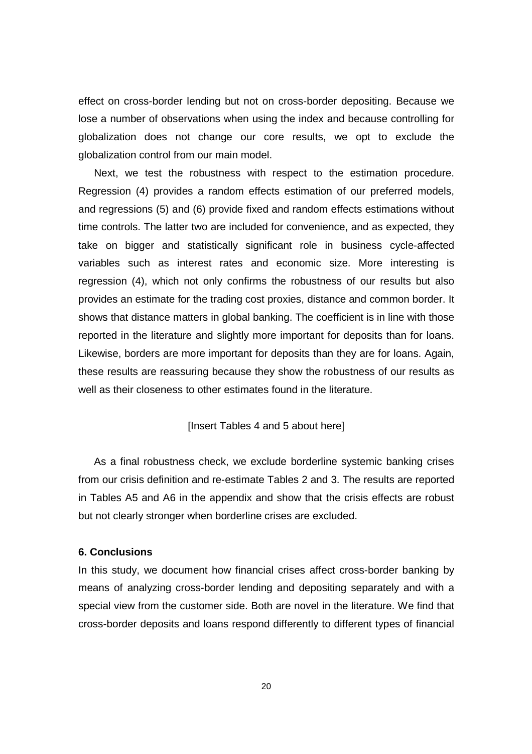effect on cross-border lending but not on cross-border depositing. Because we lose a number of observations when using the index and because controlling for globalization does not change our core results, we opt to exclude the globalization control from our main model.

Next, we test the robustness with respect to the estimation procedure. Regression (4) provides a random effects estimation of our preferred models, and regressions (5) and (6) provide fixed and random effects estimations without time controls. The latter two are included for convenience, and as expected, they take on bigger and statistically significant role in business cycle-affected variables such as interest rates and economic size. More interesting is regression (4), which not only confirms the robustness of our results but also provides an estimate for the trading cost proxies, distance and common border. It shows that distance matters in global banking. The coefficient is in line with those reported in the literature and slightly more important for deposits than for loans. Likewise, borders are more important for deposits than they are for loans. Again, these results are reassuring because they show the robustness of our results as well as their closeness to other estimates found in the literature.

[Insert Tables 4 and 5 about here]

As a final robustness check, we exclude borderline systemic banking crises from our crisis definition and re-estimate Tables 2 and 3. The results are reported in Tables A5 and A6 in the appendix and show that the crisis effects are robust but not clearly stronger when borderline crises are excluded.

## 6. Conclusions

In this study, we document how financial crises affect cross-border banking by means of analyzing cross-border lending and depositing separately and with a special view from the customer side. Both are novel in the literature. We find that cross-border deposits and loans respond differently to different types of financial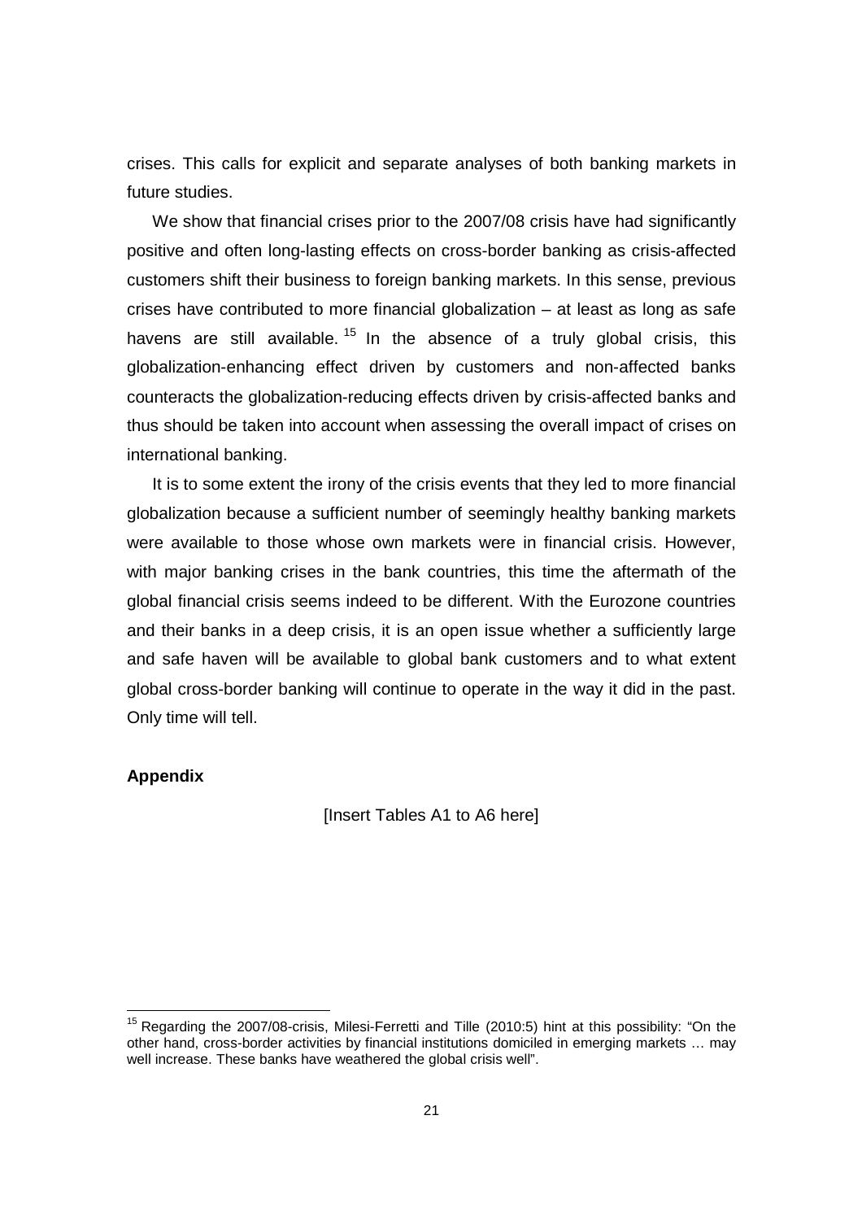crises. This calls for explicit and separate analyses of both banking markets in future studies.

We show that financial crises prior to the 2007/08 crisis have had significantly positive and often long-lasting effects on cross-border banking as crisis-affected customers shift their business to foreign banking markets. In this sense, previous crises have contributed to more financial globalization – at least as long as safe havens are still available. [15] In the absence of a truly global crisis, this globalization-enhancing effect driven by customers and non-affected banks counteracts the globalization-reducing effects driven by crisis-affected banks and thus should be taken into account when assessing the overall impact of crises on international banking.

It is to some extent the irony of the crisis events that they led to more financial globalization because a sufficient number of seemingly healthy banking markets were available to those whose own markets were in financial crisis. However, with major banking crises in the bank countries, this time the aftermath of the global financial crisis seems indeed to be different. With the Eurozone countries and their banks in a deep crisis, it is an open issue whether a sufficiently large and safe haven will be available to global bank customers and to what extent global cross-border banking will continue to operate in the way it did in the past. Only time will tell.

**Appendix**

[Insert Tables A1 to A6 here]

[15] Regarding the 2007/08-crisis, Milesi-Ferretti and Tille (2010:5) hint at this possibility: "On the other hand, cross-border activities by financial institutions domiciled in emerging markets … may well increase. These banks have weathered the global crisis well".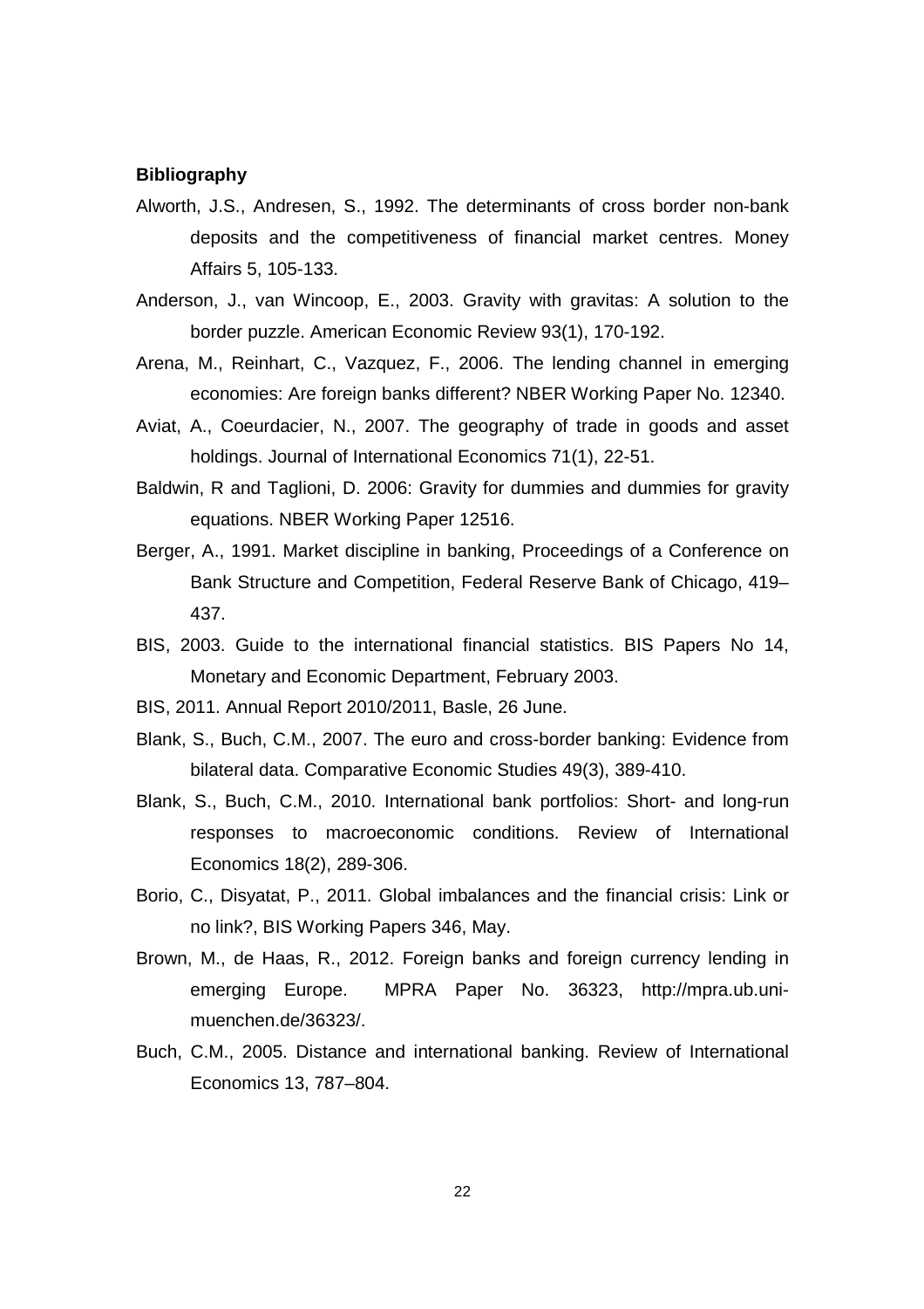**Bibliography**

Alworth, J.S., Andresen, S., 1992. The determinants of cross border non-bank deposits and the competitiveness of financial market centres. Money Affairs 5, 105-133.

Anderson, J., van Wincoop, E., 2003. Gravity with gravitas: A solution to the border puzzle. American Economic Review 93(1), 170-192.

Arena, M., Reinhart, C., Vazquez, F., 2006. The lending channel in emerging economies: Are foreign banks different? NBER Working Paper No. 12340.

Aviat, A., Coeurdacier, N., 2007. The geography of trade in goods and asset holdings. Journal of International Economics 71(1), 22-51.

Baldwin, R and Taglioni, D. 2006: Gravity for dummies and dummies for gravity equations. NBER Working Paper 12516.

Berger, A., 1991. Market discipline in banking, Proceedings of a Conference on Bank Structure and Competition, Federal Reserve Bank of Chicago, 419–437.

BIS, 2003. Guide to the international financial statistics. BIS Papers No 14, Monetary and Economic Department, February 2003.

BIS, 2011. Annual Report 2010/2011, Basle, 26 June.

Blank, S., Buch, C.M., 2007. The euro and cross-border banking: Evidence from bilateral data. Comparative Economic Studies 49(3), 389-410.

Blank, S., Buch, C.M., 2010. International bank portfolios: Short- and long-run responses to macroeconomic conditions. Review of International Economics 18(2), 289-306.

Borio, C., Disyatat, P., 2011. Global imbalances and the financial crisis: Link or no link?, BIS Working Papers 346, May.

Brown, M., de Haas, R., 2012. Foreign banks and foreign currency lending in emerging Europe. MPRA Paper No. 36323, http://mpra.ub.uni-muenchen.de/36323/.

Buch, C.M., 2005. Distance and international banking. Review of International Economics 13, 787–804.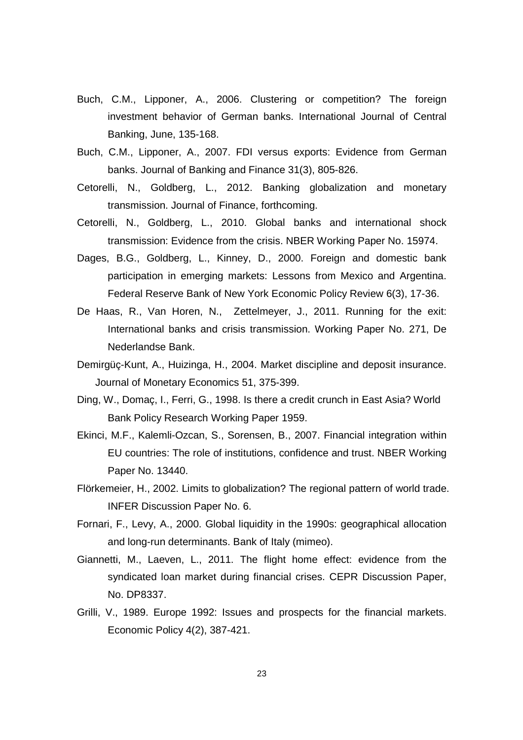Buch, C.M., Lipponer, A., 2006. Clustering or competition? The foreign investment behavior of German banks. International Journal of Central Banking, June, 135-168.

Buch, C.M., Lipponer, A., 2007. FDI versus exports: Evidence from German banks. Journal of Banking and Finance 31(3), 805-826.

Cetorelli, N., Goldberg, L., 2012. Banking globalization and monetary transmission. Journal of Finance, forthcoming.

Cetorelli, N., Goldberg, L., 2010. Global banks and international shock transmission: Evidence from the crisis. NBER Working Paper No. 15974.

Dages, B.G., Goldberg, L., Kinney, D., 2000. Foreign and domestic bank participation in emerging markets: Lessons from Mexico and Argentina. Federal Reserve Bank of New York Economic Policy Review 6(3), 17-36.

De Haas, R., Van Horen, N., Zettelmeyer, J., 2011. Running for the exit: International banks and crisis transmission. Working Paper No. 271, De Nederlandse Bank.

Demirgüç-Kunt, A., Huizinga, H., 2004. Market discipline and deposit insurance. Journal of Monetary Economics 51, 375-399.

Ding, W., Domaç, I., Ferri, G., 1998. Is there a credit crunch in East Asia? World Bank Policy Research Working Paper 1959.

Ekinci, M.F., Kalemli-Ozcan, S., Sorensen, B., 2007. Financial integration within EU countries: The role of institutions, confidence and trust. NBER Working Paper No. 13440.

Flörkemeier, H., 2002. Limits to globalization? The regional pattern of world trade. INFER Discussion Paper No. 6.

Fornari, F., Levy, A., 2000. Global liquidity in the 1990s: geographical allocation and long-run determinants. Bank of Italy (mimeo).

Giannetti, M., Laeven, L., 2011. The flight home effect: evidence from the syndicated loan market during financial crises. CEPR Discussion Paper, No. DP8337.

Grilli, V., 1989. Europe 1992: Issues and prospects for the financial markets. Economic Policy 4(2), 387-421.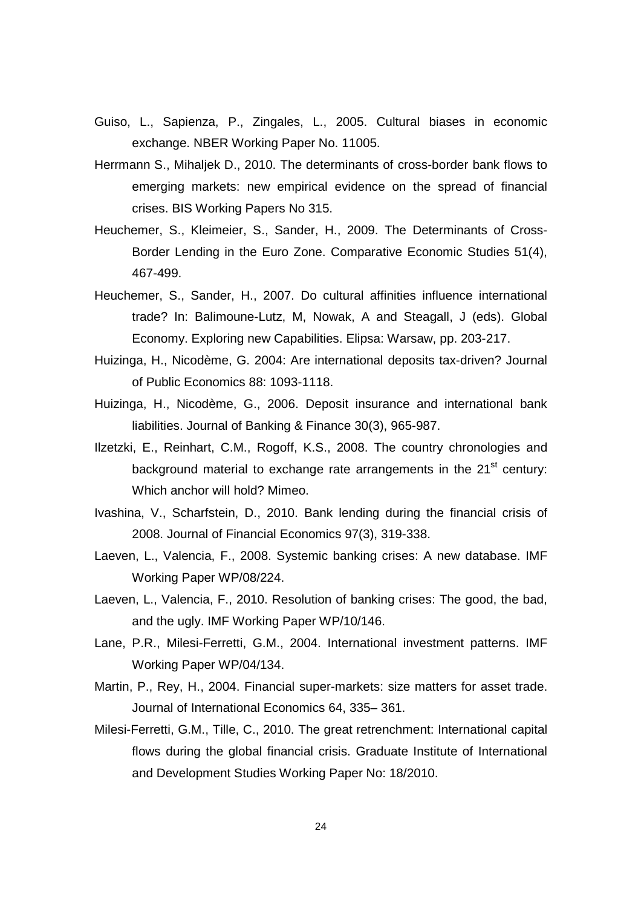Guiso, L., Sapienza, P., Zingales, L., 2005. Cultural biases in economic exchange. NBER Working Paper No. 11005.

Herrmann S., Mihaljek D., 2010. The determinants of cross-border bank flows to emerging markets: new empirical evidence on the spread of financial crises. BIS Working Papers No 315.

Heuchemer, S., Kleimeier, S., Sander, H., 2009. The Determinants of Cross-Border Lending in the Euro Zone. Comparative Economic Studies 51(4), 467-499.

Heuchemer, S., Sander, H., 2007. Do cultural affinities influence international trade? In: Balimoune-Lutz, M, Nowak, A and Steagall, J (eds). Global Economy. Exploring new Capabilities. Elipsa: Warsaw, pp. 203-217.

Huizinga, H., Nicodème, G. 2004: Are international deposits tax-driven? Journal of Public Economics 88: 1093-1118.

Huizinga, H., Nicodème, G., 2006. Deposit insurance and international bank liabilities. Journal of Banking & Finance 30(3), 965-987.

Ilzetzki, E., Reinhart, C.M., Rogoff, K.S., 2008. The country chronologies and background material to exchange rate arrangements in the 21st century: Which anchor will hold? Mimeo.

Ivashina, V., Scharfstein, D., 2010. Bank lending during the financial crisis of 2008. Journal of Financial Economics 97(3), 319-338.

Laeven, L., Valencia, F., 2008. Systemic banking crises: A new database. IMF Working Paper WP/08/224.

Laeven, L., Valencia, F., 2010. Resolution of banking crises: The good, the bad, and the ugly. IMF Working Paper WP/10/146.

Lane, P.R., Milesi-Ferretti, G.M., 2004. International investment patterns. IMF Working Paper WP/04/134.

Martin, P., Rey, H., 2004. Financial super-markets: size matters for asset trade. Journal of International Economics 64, 335– 361.

Milesi-Ferretti, G.M., Tille, C., 2010. The great retrenchment: International capital flows during the global financial crisis. Graduate Institute of International and Development Studies Working Paper No: 18/2010.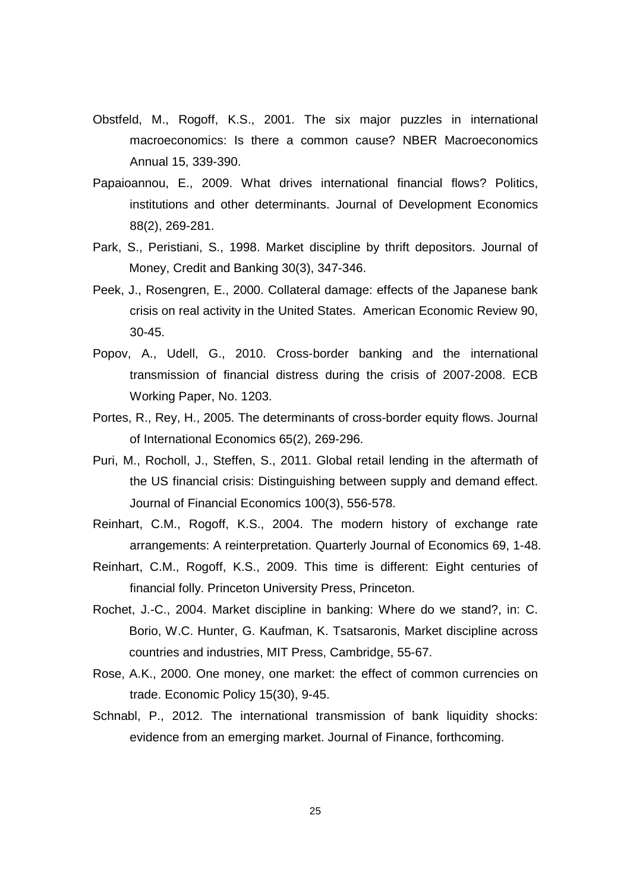Obstfeld, M., Rogoff, K.S., 2001. The six major puzzles in international macroeconomics: Is there a common cause? NBER Macroeconomics Annual 15, 339-390.

Papaioannou, E., 2009. What drives international financial flows? Politics, institutions and other determinants. Journal of Development Economics 88(2), 269-281.

Park, S., Peristiani, S., 1998. Market discipline by thrift depositors. Journal of Money, Credit and Banking 30(3), 347-346.

Peek, J., Rosengren, E., 2000. Collateral damage: effects of the Japanese bank crisis on real activity in the United States. American Economic Review 90, 30-45.

Popov, A., Udell, G., 2010. Cross-border banking and the international transmission of financial distress during the crisis of 2007-2008. ECB Working Paper, No. 1203.

Portes, R., Rey, H., 2005. The determinants of cross-border equity flows. Journal of International Economics 65(2), 269-296.

Puri, M., Rocholl, J., Steffen, S., 2011. Global retail lending in the aftermath of the US financial crisis: Distinguishing between supply and demand effect. Journal of Financial Economics 100(3), 556-578.

Reinhart, C.M., Rogoff, K.S., 2004. The modern history of exchange rate arrangements: A reinterpretation. Quarterly Journal of Economics 69, 1-48.

Reinhart, C.M., Rogoff, K.S., 2009. This time is different: Eight centuries of financial folly. Princeton University Press, Princeton.

Rochet, J.-C., 2004. Market discipline in banking: Where do we stand?, in: C. Borio, W.C. Hunter, G. Kaufman, K. Tsatsaronis, Market discipline across countries and industries, MIT Press, Cambridge, 55-67.

Rose, A.K., 2000. One money, one market: the effect of common currencies on trade. Economic Policy 15(30), 9-45.

Schnabl, P., 2012. The international transmission of bank liquidity shocks: evidence from an emerging market. Journal of Finance, forthcoming.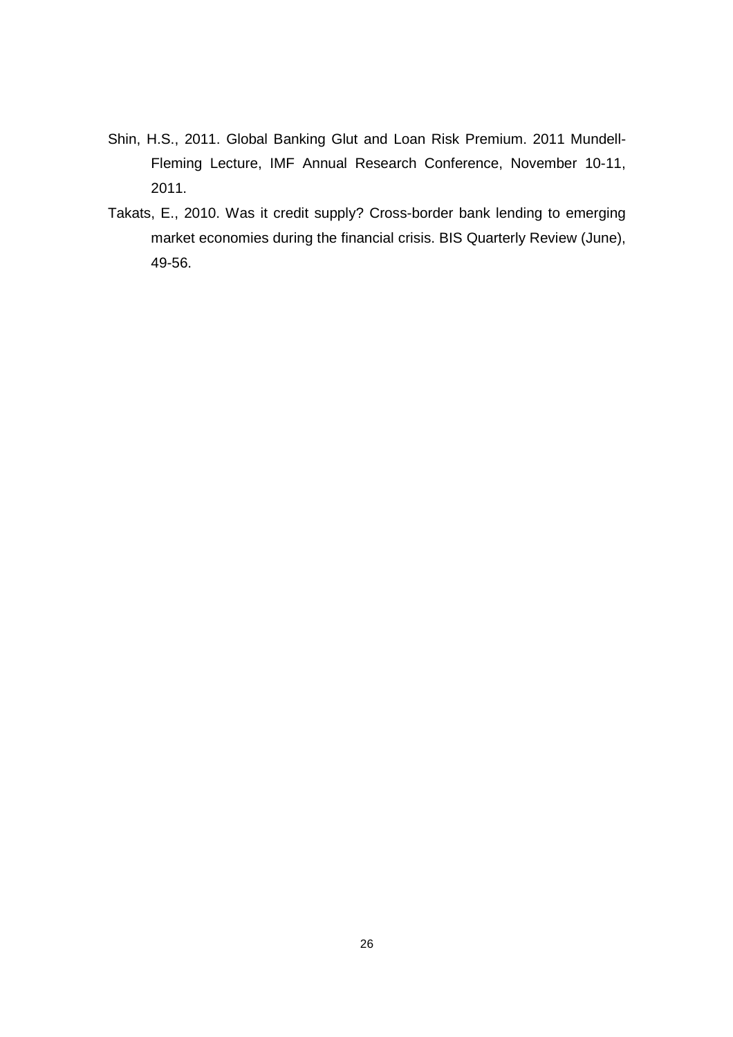Shin, H.S., 2011. Global Banking Glut and Loan Risk Premium. 2011 Mundell-Fleming Lecture, IMF Annual Research Conference, November 10-11, 2011.

Takats, E., 2010. Was it credit supply? Cross-border bank lending to emerging market economies during the financial crisis. BIS Quarterly Review (June), 49-56.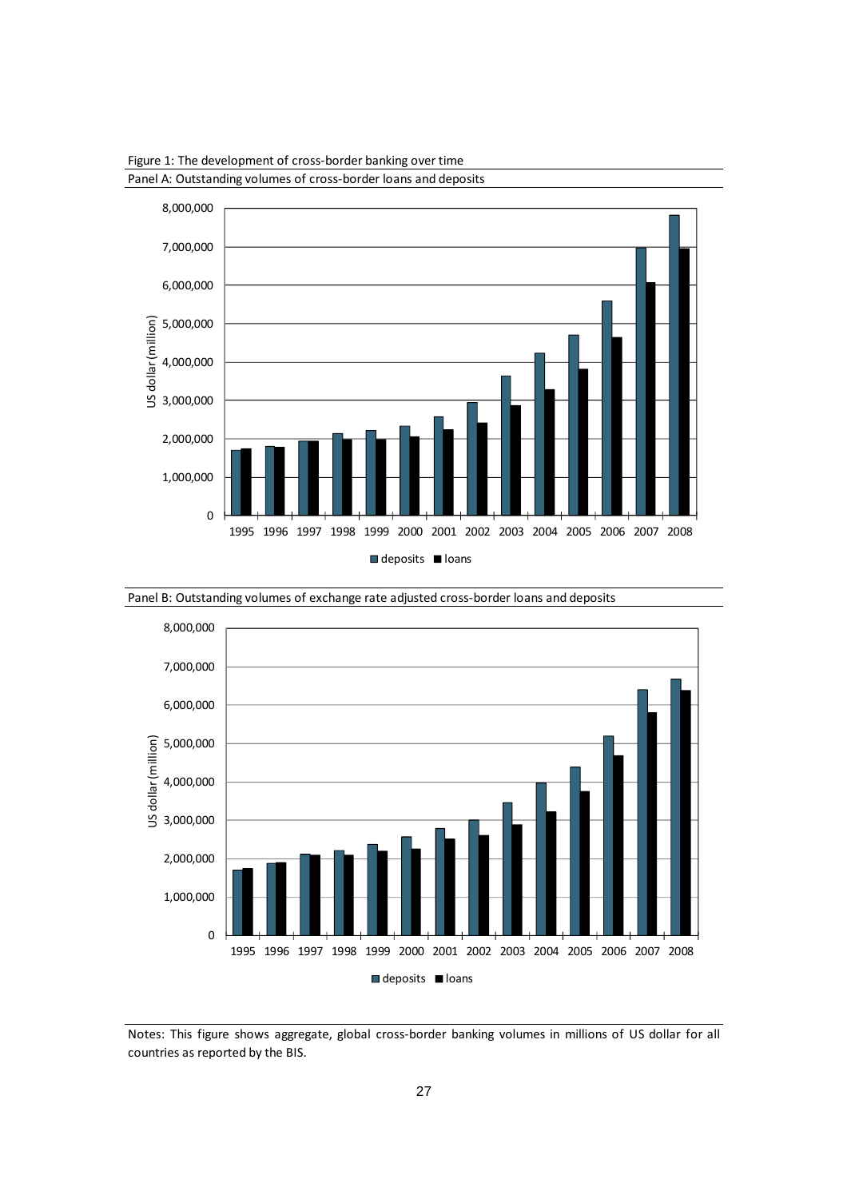Figure 1: The development of cross-border banking over time

Panel A: Outstanding volumes of cross-border loans and deposits

US dollar (million)

8,000,000
7,000,000
6,000,000
5,000,000
4,000,000
3,000,000
2,000,000
1,000,000
0

1995 1996 1997 1998 1999 2000 2001 2002 2003 2004 2005 2006 2007 2008

deposits loans

Panel B: Outstanding volumes of exchange rate adjusted cross-border loans and deposits

US dollar (million)

8,000,000
7,000,000
6,000,000
5,000,000
4,000,000
3,000,000
2,000,000
1,000,000
0

1995 1996 1997 1998 1999 2000 2001 2002 2003 2004 2005 2006 2007 2008

deposits loans

Notes: This figure shows aggregate, global cross-border banking volumes in millions of US dollar for all countries as reported by the BIS.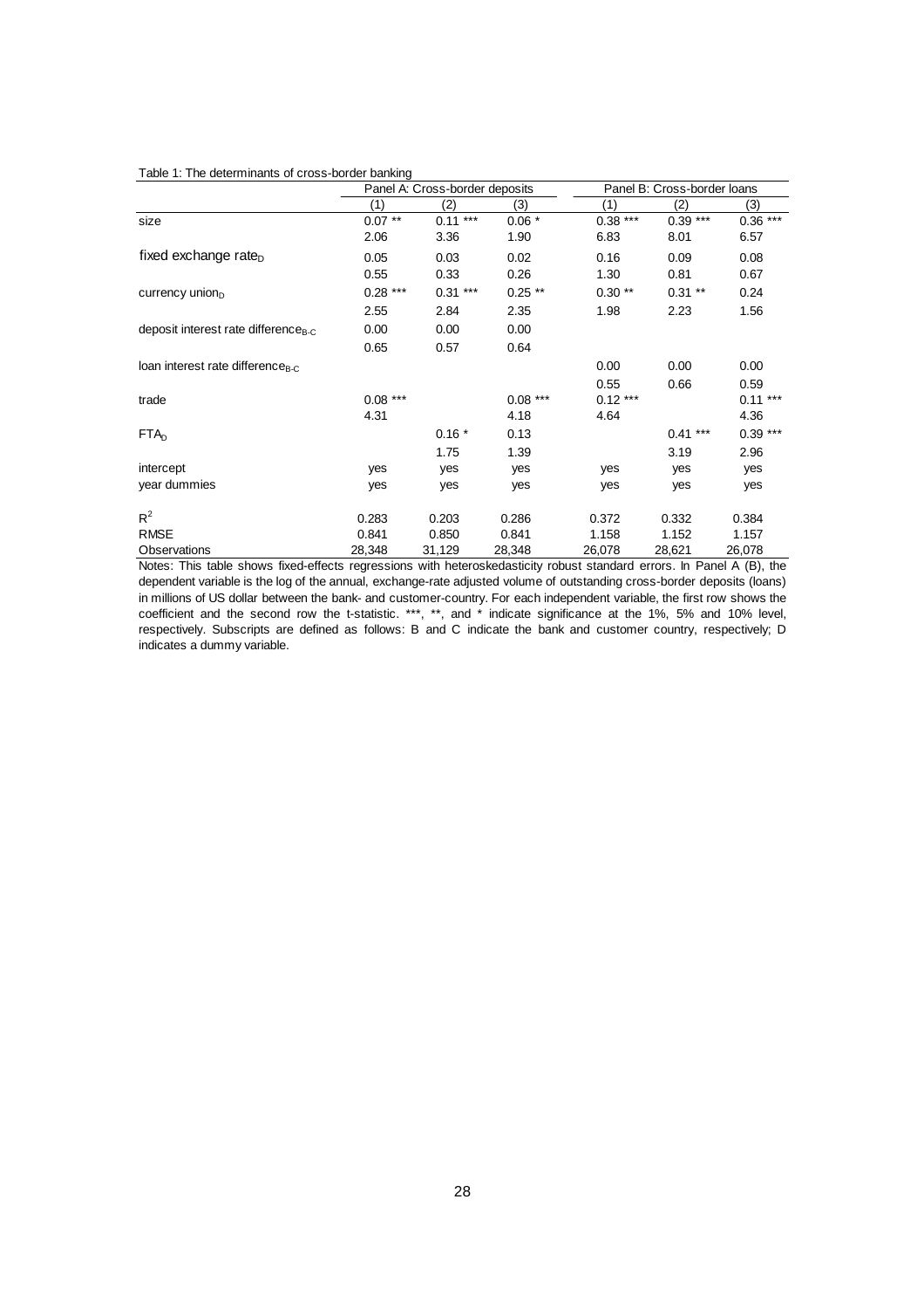Table 1: The determinants of cross-border banking

| | Panel A: Cross-border deposits | | | Panel B: Cross-border loans | | |
|---|---|---|---|---|---|---|
| | (1) | (2) | (3) | (1) | (2) | (3) |
| size | 0.07 ** | 0.11 *** | 0.06 * | 0.38 *** | 0.39 *** | 0.36 *** |
| | 2.06 | 3.36 | 1.90 | 6.83 | 8.01 | 6.57 |
| fixed exchange rate$_D$ | 0.05 | 0.03 | 0.02 | 0.16 | 0.09 | 0.08 |
| | 0.55 | 0.33 | 0.26 | 1.30 | 0.81 | 0.67 |
| currency union$_D$ | 0.28 *** | 0.31 *** | 0.25 ** | 0.30 ** | 0.31 ** | 0.24 |
| | 2.55 | 2.84 | 2.35 | 1.98 | 2.23 | 1.56 |
| deposit interest rate difference$_{B\text{-}C}$ | 0.00 | 0.00 | 0.00 | | | |
| | 0.65 | 0.57 | 0.64 | | | |
| loan interest rate difference$_{B\text{-}C}$ | | | | 0.00 | 0.00 | 0.00 |
| | | | | 0.55 | 0.66 | 0.59 |
| trade | 0.08 *** | | 0.08 *** | 0.12 *** | | 0.11 *** |
| | 4.31 | | 4.18 | 4.64 | | 4.36 |
| FTA$_D$ | | 0.16 * | 0.13 | | 0.41 *** | 0.39 *** |
| | | 1.75 | 1.39 | | 3.19 | 2.96 |
| intercept | yes | yes | yes | yes | yes | yes |
| year dummies | yes | yes | yes | yes | yes | yes |
| $R^2$ | 0.283 | 0.203 | 0.286 | 0.372 | 0.332 | 0.384 |
| RMSE | 0.841 | 0.850 | 0.841 | 1.158 | 1.152 | 1.157 |
| Observations | 28,348 | 31,129 | 28,348 | 26,078 | 28,621 | 26,078 |

Notes: This table shows fixed-effects regressions with heteroskedasticity robust standard errors. In Panel A (B), the dependent variable is the log of the annual, exchange-rate adjusted volume of outstanding cross-border deposits (loans) in millions of US dollar between the bank- and customer-country. For each independent variable, the first row shows the coefficient and the second row the t-statistic. ***, **, and * indicate significance at the 1%, 5% and 10% level, respectively. Subscripts are defined as follows: B and C indicate the bank and customer country, respectively; D indicates a dummy variable.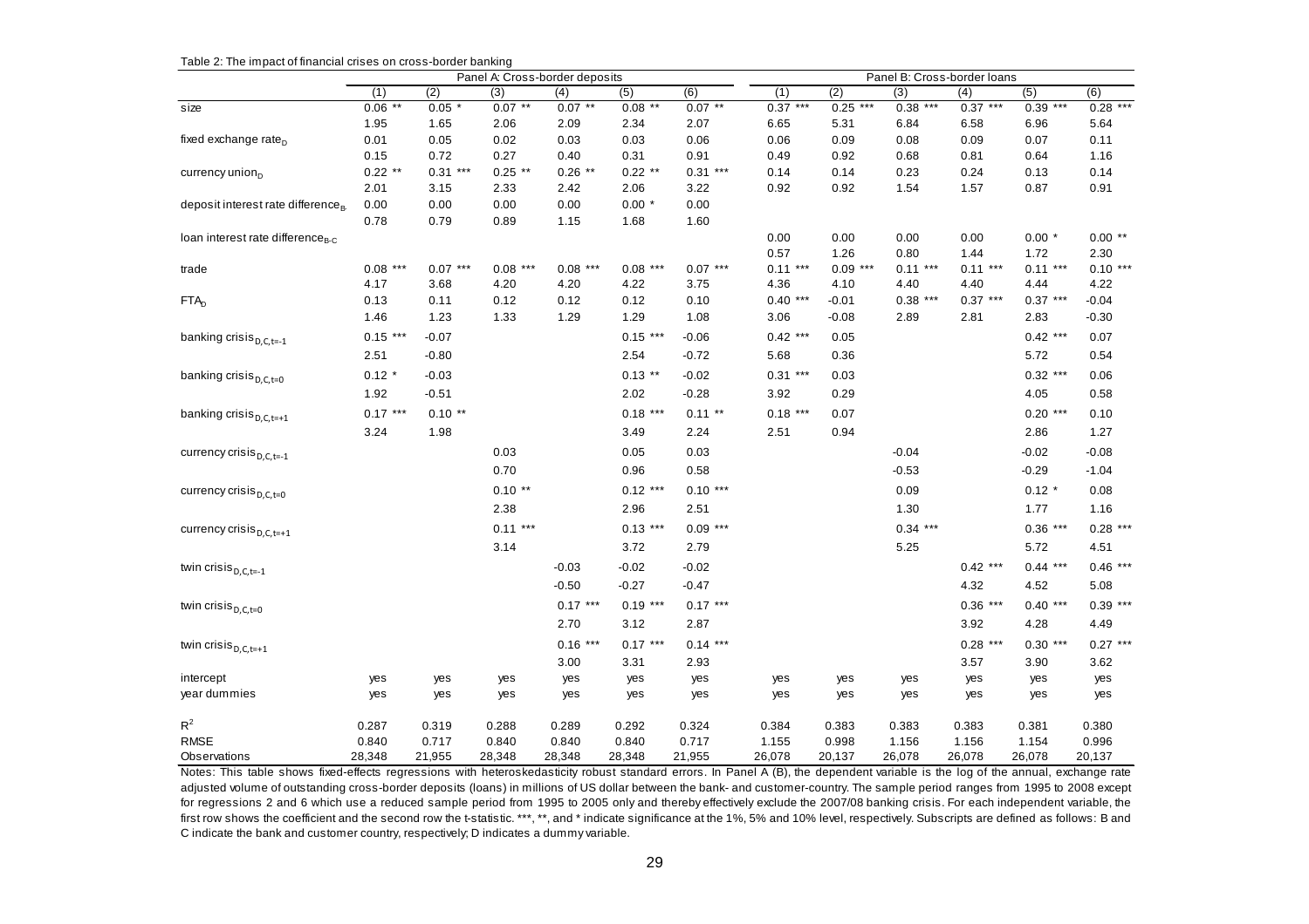Table 2: The impact of financial crises on cross-border banking

| | Panel A: Cross-border deposits | | | | | | Panel B: Cross-border loans | | | | | |
|---|---|---|---|---|---|---|---|---|---|---|---|---|
| | (1) | (2) | (3) | (4) | (5) | (6) | (1) | (2) | (3) | (4) | (5) | (6) |
| size | 0.06 ** | 0.05 * | 0.07 ** | 0.07 ** | 0.08 ** | 0.07 ** | 0.37 *** | 0.25 *** | 0.38 *** | 0.37 *** | 0.39 *** | 0.28 *** |
| | 1.95 | 1.65 | 2.06 | 2.09 | 2.34 | 2.07 | 6.65 | 5.31 | 6.84 | 6.58 | 6.96 | 5.64 |
| fixed exchange rate$_D$ | 0.01 | 0.05 | 0.02 | 0.03 | 0.03 | 0.06 | 0.06 | 0.09 | 0.08 | 0.09 | 0.07 | 0.11 |
| | 0.15 | 0.72 | 0.27 | 0.40 | 0.31 | 0.91 | 0.49 | 0.92 | 0.68 | 0.81 | 0.64 | 1.16 |
| currency union$_D$ | 0.22 ** | 0.31 *** | 0.25 ** | 0.26 ** | 0.22 ** | 0.31 *** | 0.14 | 0.14 | 0.23 | 0.24 | 0.13 | 0.14 |
| | 2.01 | 3.15 | 2.33 | 2.42 | 2.06 | 3.22 | 0.92 | 0.92 | 1.54 | 1.57 | 0.87 | 0.91 |
| deposit interest rate difference$_{B-C}$ | 0.00 | 0.00 | 0.00 | 0.00 | 0.00 * | 0.00 | | | | | | |
| | 0.78 | 0.79 | 0.89 | 1.15 | 1.68 | 1.60 | | | | | | |
| loan interest rate difference$_{B-C}$ | | | | | | | 0.00 | 0.00 | 0.00 | 0.00 | 0.00 * | 0.00 ** |
| | | | | | | | 0.57 | 1.26 | 0.80 | 1.44 | 1.72 | 2.30 |
| trade | 0.08 *** | 0.07 *** | 0.08 *** | 0.08 *** | 0.08 *** | 0.07 *** | 0.11 *** | 0.09 *** | 0.11 *** | 0.11 *** | 0.11 *** | 0.10 *** |
| | 4.17 | 3.68 | 4.20 | 4.20 | 4.22 | 3.75 | 4.36 | 4.10 | 4.40 | 4.40 | 4.44 | 4.22 |
| FTA$_D$ | 0.13 | 0.11 | 0.12 | 0.12 | 0.12 | 0.10 | 0.40 *** | -0.01 | 0.38 *** | 0.37 *** | 0.37 *** | -0.04 |
| | 1.46 | 1.23 | 1.33 | 1.29 | 1.29 | 1.08 | 3.06 | -0.08 | 2.89 | 2.81 | 2.83 | -0.30 |
| banking crisis$_{D,C,t=-1}$ | 0.15 *** | -0.07 | | | 0.15 *** | -0.06 | 0.42 *** | 0.05 | | | 0.42 *** | 0.07 |
| | 2.51 | -0.80 | | | 2.54 | -0.72 | 5.68 | 0.36 | | | 5.72 | 0.54 |
| banking crisis$_{D,C,t=0}$ | 0.12 * | -0.03 | | | 0.13 ** | -0.02 | 0.31 *** | 0.03 | | | 0.32 *** | 0.06 |
| | 1.92 | -0.51 | | | 2.02 | -0.28 | 3.92 | 0.29 | | | 4.05 | 0.58 |
| banking crisis$_{D,C,t=+1}$ | 0.17 *** | 0.10 ** | | | 0.18 *** | 0.11 ** | 0.18 *** | 0.07 | | | 0.20 *** | 0.10 |
| | 3.24 | 1.98 | | | 3.49 | 2.24 | 2.51 | 0.94 | | | 2.86 | 1.27 |
| currency crisis$_{D,C,t=-1}$ | | | 0.03 | | 0.05 | 0.03 | | | -0.04 | | -0.02 | -0.08 |
| | | | 0.70 | | 0.96 | 0.58 | | | -0.53 | | -0.29 | -1.04 |
| currency crisis$_{D,C,t=0}$ | | | 0.10 ** | | 0.12 *** | 0.10 *** | | | 0.09 | | 0.12 * | 0.08 |
| | | | 2.38 | | 2.96 | 2.51 | | | 1.30 | | 1.77 | 1.16 |
| currency crisis$_{D,C,t=+1}$ | | | 0.11 *** | | 0.13 *** | 0.09 *** | | | 0.34 *** | | 0.36 *** | 0.28 *** |
| | | | 3.14 | | 3.72 | 2.79 | | | 5.25 | | 5.72 | 4.51 |
| twin crisis$_{D,C,t=-1}$ | | | | -0.03 | -0.02 | -0.02 | | | | 0.42 *** | 0.44 *** | 0.46 *** |
| | | | | -0.50 | -0.27 | -0.47 | | | | 4.32 | 4.52 | 5.08 |
| twin crisis$_{D,C,t=0}$ | | | | 0.17 *** | 0.19 *** | 0.17 *** | | | | 0.36 *** | 0.40 *** | 0.39 *** |
| | | | | 2.70 | 3.12 | 2.87 | | | | 3.92 | 4.28 | 4.49 |
| twin crisis$_{D,C,t=+1}$ | | | | 0.16 *** | 0.17 *** | 0.14 *** | | | | 0.28 *** | 0.30 *** | 0.27 *** |
| | | | | 3.00 | 3.31 | 2.93 | | | | 3.57 | 3.90 | 3.62 |
| intercept | yes | yes | yes | yes | yes | yes | yes | yes | yes | yes | yes | yes |
| year dummies | yes | yes | yes | yes | yes | yes | yes | yes | yes | yes | yes | yes |
| $R^2$ | 0.287 | 0.319 | 0.288 | 0.289 | 0.292 | 0.324 | 0.384 | 0.383 | 0.383 | 0.383 | 0.381 | 0.380 |
| RMSE | 0.840 | 0.717 | 0.840 | 0.840 | 0.840 | 0.717 | 1.155 | 0.998 | 1.156 | 1.156 | 1.154 | 0.996 |
| Observations | 28,348 | 21,955 | 28,348 | 28,348 | 28,348 | 21,955 | 26,078 | 20,137 | 26,078 | 26,078 | 26,078 | 20,137 |

Notes: This table shows fixed-effects regressions with heteroskedasticity robust standard errors. In Panel A (B), the dependent variable is the log of the annual, exchange rate adjusted volume of outstanding cross-border deposits (loans) in millions of US dollar between the bank- and customer-country. The sample period ranges from 1995 to 2008 except for regressions 2 and 6 which use a reduced sample period from 1995 to 2005 only and thereby effectively exclude the 2007/08 banking crisis. For each independent variable, the first row shows the coefficient and the second row the t-statistic. ***, **, and * indicate significance at the 1%, 5% and 10% level, respectively. Subscripts are defined as follows: B and C indicate the bank and customer country, respectively; D indicates a dummy variable.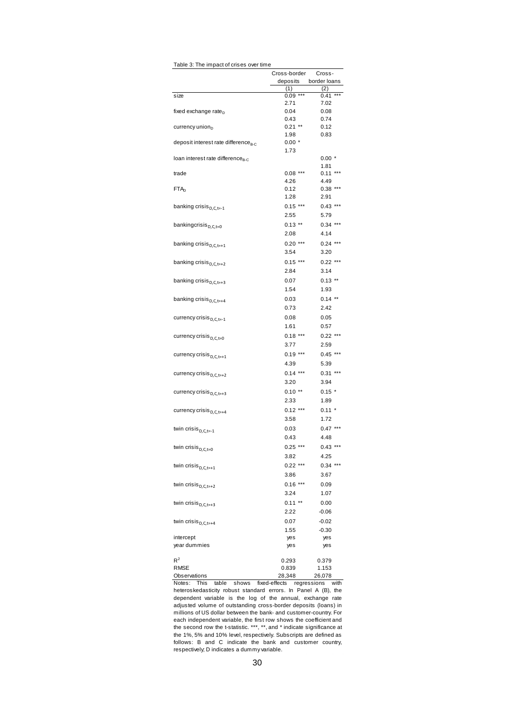Table 3: The impact of crises over time

| | Cross-border deposits | Cross-border loans |
|---|---|---|
| | (1) | (2) |
| size | 0.09 *** | 0.41 *** |
| | 2.71 | 7.02 |
| fixed exchange rate$_D$ | 0.04 | 0.08 |
| | 0.43 | 0.74 |
| currency union$_D$ | 0.21 ** | 0.12 |
| | 1.98 | 0.83 |
| deposit interest rate difference$_{B-C}$ | 0.00 * | |
| | 1.73 | |
| loan interest rate difference$_{B-C}$ | | 0.00 * |
| | | 1.81 |
| trade | 0.08 *** | 0.11 *** |
| | 4.26 | 4.49 |
| FTA$_D$ | 0.12 | 0.38 *** |
| | 1.28 | 2.91 |
| banking crisis$_{D,C,t=-1}$ | 0.15 *** | 0.43 *** |
| | 2.55 | 5.79 |
| bankingcrisis$_{D,C,t=0}$ | 0.13 ** | 0.34 *** |
| | 2.08 | 4.14 |
| banking crisis$_{D,C,t=+1}$ | 0.20 *** | 0.24 *** |
| | 3.54 | 3.20 |
| banking crisis$_{D,C,t=+2}$ | 0.15 *** | 0.22 *** |
| | 2.84 | 3.14 |
| banking crisis$_{D,C,t=+3}$ | 0.07 | 0.13 ** |
| | 1.54 | 1.93 |
| banking crisis$_{D,C,t=+4}$ | 0.03 | 0.14 ** |
| | 0.73 | 2.42 |
| currency crisis$_{D,C,t=-1}$ | 0.08 | 0.05 |
| | 1.61 | 0.57 |
| currency crisis$_{D,C,t=0}$ | 0.18 *** | 0.22 *** |
| | 3.77 | 2.59 |
| currency crisis$_{D,C,t=+1}$ | 0.19 *** | 0.45 *** |
| | 4.39 | 5.39 |
| currency crisis$_{D,C,t=+2}$ | 0.14 *** | 0.31 *** |
| | 3.20 | 3.94 |
| currency crisis$_{D,C,t=+3}$ | 0.10 ** | 0.15 * |
| | 2.33 | 1.89 |
| currency crisis$_{D,C,t=+4}$ | 0.12 *** | 0.11 * |
| | 3.58 | 1.72 |
| twin crisis$_{D,C,t=-1}$ | 0.03 | 0.47 *** |
| | 0.43 | 4.48 |
| twin crisis$_{D,C,t=0}$ | 0.25 *** | 0.43 *** |
| | 3.82 | 4.25 |
| twin crisis$_{D,C,t=+1}$ | 0.22 *** | 0.34 *** |
| | 3.86 | 3.67 |
| twin crisis$_{D,C,t=+2}$ | 0.16 *** | 0.09 |
| | 3.24 | 1.07 |
| twin crisis$_{D,C,t=+3}$ | 0.11 ** | 0.00 |
| | 2.22 | -0.06 |
| twin crisis$_{D,C,t=+4}$ | 0.07 | -0.02 |
| | 1.55 | -0.30 |
| intercept | yes | yes |
| year dummies | yes | yes |
| $R^2$ | 0.293 | 0.379 |
| RMSE | 0.839 | 1.153 |
| Observations | 28,348 | 26,078 |

Notes: This table shows fixed-effects regressions with heteroskedasticity robust standard errors. In Panel A (B), the dependent variable is the log of the annual, exchange rate adjusted volume of outstanding cross-border deposits (loans) in millions of US dollar between the bank- and customer-country. For each independent variable, the first row shows the coefficient and the second row the t-statistic. ***, **, and * indicate significance at the 1%, 5% and 10% level, respectively. Subscripts are defined as follows: B and C indicate the bank and customer country, respectively; D indicates a dummy variable.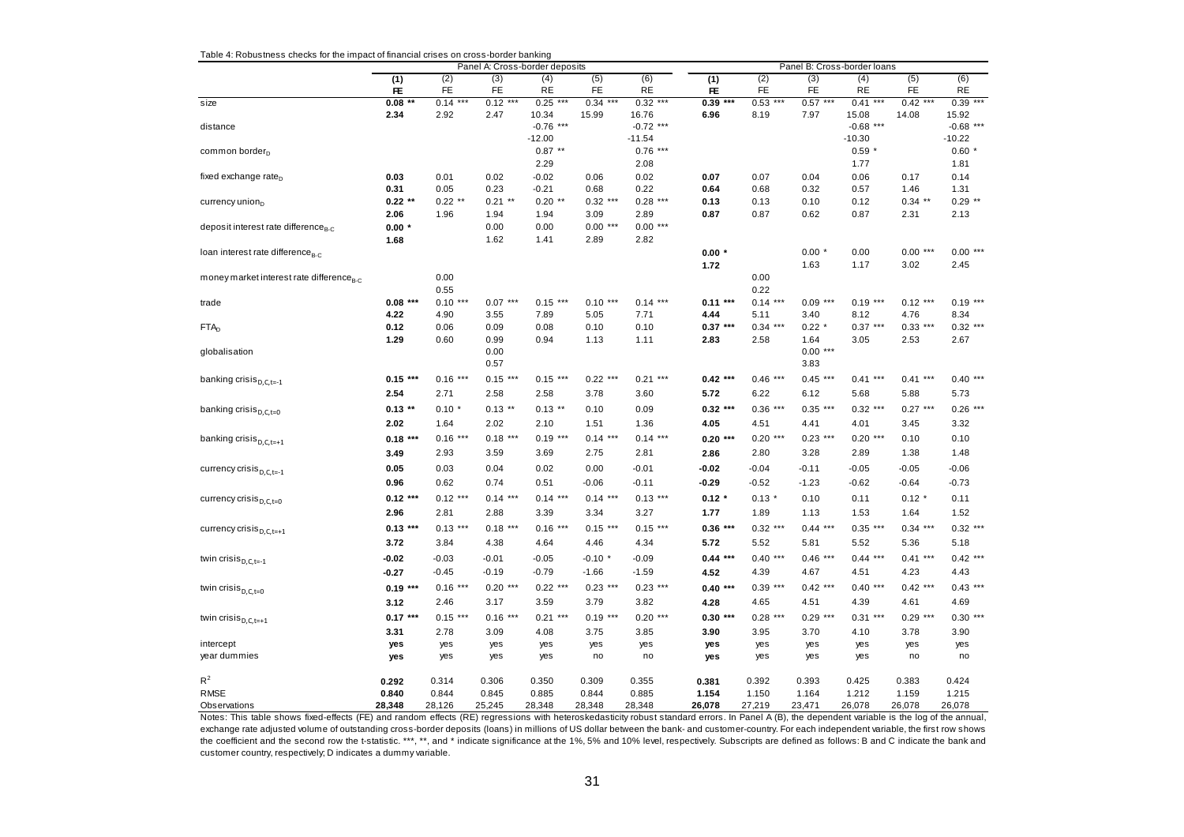Table 4: Robustness checks for the impact of financial crises on cross-border banking

| | Panel A: Cross-border deposits | | | | | | Panel B: Cross-border loans | | | | | |
|---|---|---|---|---|---|---|---|---|---|---|---|---|
| | (1) | (2) | (3) | (4) | (5) | (6) | (1) | (2) | (3) | (4) | (5) | (6) |
| | FE | FE | FE | RE | FE | RE | FE | FE | FE | RE | FE | RE |
| size | 0.08 ** | 0.14 *** | 0.12 *** | 0.25 *** | 0.34 *** | 0.32 *** | 0.39 *** | 0.53 *** | 0.57 *** | 0.41 *** | 0.42 *** | 0.39 *** |
| | 2.34 | 2.92 | 2.47 | 10.34 | 15.99 | 16.76 | 6.96 | 8.19 | 7.97 | 15.08 | 14.08 | 15.92 |
| distance | | | | -0.76 *** | | -0.72 *** | | | | -0.68 *** | | -0.68 *** |
| | | | | -12.00 | | -11.54 | | | | -10.30 | | -10.22 |
| common border$_D$ | | | | 0.87 ** | | 0.76 *** | | | | 0.59 * | | 0.60 * |
| | | | | 2.29 | | 2.08 | | | | 1.77 | | 1.81 |
| fixed exchange rate$_D$ | 0.03 | 0.01 | 0.02 | -0.02 | 0.06 | 0.02 | 0.07 | 0.07 | 0.04 | 0.06 | 0.17 | 0.14 |
| | 0.31 | 0.05 | 0.23 | -0.21 | 0.68 | 0.22 | 0.64 | 0.68 | 0.32 | 0.57 | 1.46 | 1.31 |
| currency union$_D$ | 0.22 ** | 0.22 ** | 0.21 ** | 0.20 ** | 0.32 *** | 0.28 *** | 0.13 | 0.13 | 0.10 | 0.12 | 0.34 ** | 0.29 ** |
| | 2.06 | 1.96 | 1.94 | 1.94 | 3.09 | 2.89 | 0.87 | 0.87 | 0.62 | 0.87 | 2.31 | 2.13 |
| deposit interest rate difference$_{B\text{-}C}$ | 0.00 * | | 0.00 | 0.00 | 0.00 *** | 0.00 *** | | | | | | |
| | 1.68 | | 1.62 | 1.41 | 2.89 | 2.82 | | | | | | |
| loan interest rate difference$_{B\text{-}C}$ | | | | | | | 0.00 * | | 0.00 * | 0.00 | 0.00 *** | 0.00 *** |
| | | | | | | | 1.72 | | 1.63 | 1.17 | 3.02 | 2.45 |
| money market interest rate difference$_{B\text{-}C}$ | | 0.00 | | | | | | 0.00 | | | | |
| | | 0.55 | | | | | | 0.22 | | | | |
| trade | 0.08 *** | 0.10 *** | 0.07 *** | 0.15 *** | 0.10 *** | 0.14 *** | 0.11 *** | 0.14 *** | 0.09 *** | 0.19 *** | 0.12 *** | 0.19 *** |
| | 4.22 | 4.90 | 3.55 | 7.89 | 5.05 | 7.71 | 4.44 | 5.11 | 3.40 | 8.12 | 4.76 | 8.34 |
| FTA$_D$ | 0.12 | 0.06 | 0.09 | 0.08 | 0.10 | 0.10 | 0.37 *** | 0.34 *** | 0.22 * | 0.37 *** | 0.33 *** | 0.32 *** |
| | 1.29 | 0.60 | 0.99 | 0.94 | 1.13 | 1.11 | 2.83 | 2.58 | 1.64 | 3.05 | 2.53 | 2.67 |
| globalisation | | | 0.00 | | | | | | 0.00 *** | | | |
| | | | 0.57 | | | | | | 3.83 | | | |
| banking crisis$_{D,C,t=-1}$ | 0.15 *** | 0.16 *** | 0.15 *** | 0.15 *** | 0.22 *** | 0.21 *** | 0.42 *** | 0.46 *** | 0.45 *** | 0.41 *** | 0.41 *** | 0.40 *** |
| | 2.54 | 2.71 | 2.58 | 2.58 | 3.78 | 3.60 | 5.72 | 6.22 | 6.12 | 5.68 | 5.88 | 5.73 |
| banking crisis$_{D,C,t=0}$ | 0.13 ** | 0.10 * | 0.13 ** | 0.13 ** | 0.10 | 0.09 | 0.32 *** | 0.36 *** | 0.35 *** | 0.32 *** | 0.27 *** | 0.26 *** |
| | 2.02 | 1.64 | 2.02 | 2.10 | 1.51 | 1.36 | 4.05 | 4.51 | 4.41 | 4.01 | 3.45 | 3.32 |
| banking crisis$_{D,C,t=+1}$ | 0.18 *** | 0.16 *** | 0.18 *** | 0.19 *** | 0.14 *** | 0.14 *** | 0.20 *** | 0.20 *** | 0.23 *** | 0.20 *** | 0.10 | 0.10 |
| | 3.49 | 2.93 | 3.59 | 3.69 | 2.75 | 2.81 | 2.86 | 2.80 | 3.28 | 2.89 | 1.38 | 1.48 |
| currency crisis$_{D,C,t=-1}$ | 0.05 | 0.03 | 0.04 | 0.02 | 0.00 | -0.01 | -0.02 | -0.04 | -0.11 | -0.05 | -0.05 | -0.06 |
| | 0.96 | 0.62 | 0.74 | 0.51 | -0.06 | -0.11 | -0.29 | -0.52 | -1.23 | -0.62 | -0.64 | -0.73 |
| currency crisis$_{D,C,t=0}$ | 0.12 *** | 0.12 *** | 0.14 *** | 0.14 *** | 0.14 *** | 0.13 *** | 0.12 * | 0.13 * | 0.10 | 0.11 | 0.12 * | 0.11 |
| | 2.96 | 2.81 | 2.88 | 3.39 | 3.34 | 3.27 | 1.77 | 1.89 | 1.13 | 1.53 | 1.64 | 1.52 |
| currency crisis$_{D,C,t=+1}$ | 0.13 *** | 0.13 *** | 0.18 *** | 0.16 *** | 0.15 *** | 0.15 *** | 0.36 *** | 0.32 *** | 0.44 *** | 0.35 *** | 0.34 *** | 0.32 *** |
| | 3.72 | 3.84 | 4.38 | 4.64 | 4.46 | 4.34 | 5.72 | 5.52 | 5.81 | 5.52 | 5.36 | 5.18 |
| twin crisis$_{D,C,t=-1}$ | -0.02 | -0.03 | -0.01 | -0.05 | -0.10 * | -0.09 | 0.44 *** | 0.40 *** | 0.46 *** | 0.44 *** | 0.41 *** | 0.42 *** |
| | -0.27 | -0.45 | -0.19 | -0.79 | -1.66 | -1.59 | 4.52 | 4.39 | 4.67 | 4.51 | 4.23 | 4.43 |
| twin crisis$_{D,C,t=0}$ | 0.19 *** | 0.16 *** | 0.20 *** | 0.22 *** | 0.23 *** | 0.23 *** | 0.40 *** | 0.39 *** | 0.42 *** | 0.40 *** | 0.42 *** | 0.43 *** |
| | 3.12 | 2.46 | 3.17 | 3.59 | 3.79 | 3.82 | 4.28 | 4.65 | 4.51 | 4.39 | 4.61 | 4.69 |
| twin crisis$_{D,C,t=+1}$ | 0.17 *** | 0.15 *** | 0.16 *** | 0.21 *** | 0.19 *** | 0.20 *** | 0.30 *** | 0.28 *** | 0.29 *** | 0.31 *** | 0.29 *** | 0.30 *** |
| | 3.31 | 2.78 | 3.09 | 4.08 | 3.75 | 3.85 | 3.90 | 3.95 | 3.70 | 4.10 | 3.78 | 3.90 |
| intercept | yes | yes | yes | yes | yes | yes | yes | yes | yes | yes | yes | yes |
| year dummies | yes | yes | yes | yes | no | no | yes | yes | yes | yes | no | no |
| $R^2$ | 0.292 | 0.314 | 0.306 | 0.350 | 0.309 | 0.355 | 0.381 | 0.392 | 0.393 | 0.425 | 0.383 | 0.424 |
| RMSE | 0.840 | 0.844 | 0.845 | 0.885 | 0.844 | 0.885 | 1.154 | 1.150 | 1.164 | 1.212 | 1.159 | 1.215 |
| Observations | 28,348 | 28,126 | 25,245 | 28,348 | 28,348 | 28,348 | 26,078 | 27,219 | 23,471 | 26,078 | 26,078 | 26,078 |

Notes: This table shows fixed-effects (FE) and random effects (RE) regressions with heteroskedasticity robust standard errors. In Panel A (B), the dependent variable is the log of the annual, exchange rate adjusted volume of outstanding cross-border deposits (loans) in millions of US dollar between the bank- and customer-country. For each independent variable, the first row shows the coefficient and the second row the t-statistic. ***, **, and * indicate significance at the 1%, 5% and 10% level, respectively. Subscripts are defined as follows: B and C indicate the bank and customer country, respectively; D indicates a dummy variable.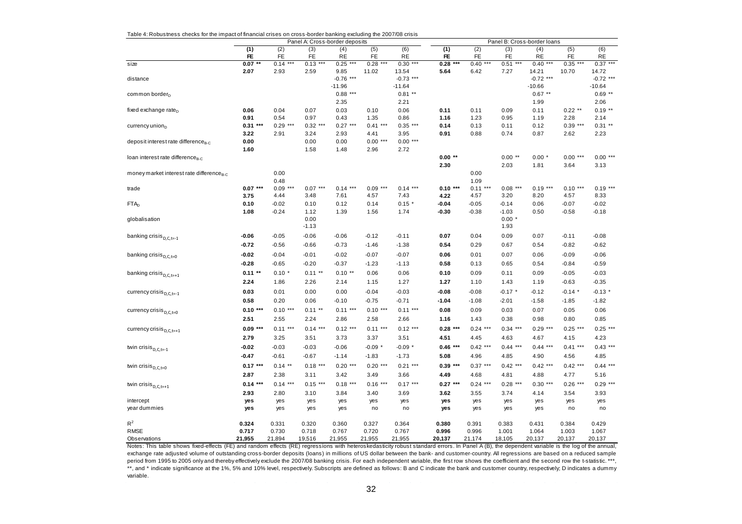Table 4: Robustness checks for the impact of financial crises on cross-border banking excluding the 2007/08 crisis

| | Panel A: Cross-border deposits | | | | | | Panel B: Cross-border loans | | | | | |
|---|---|---|---|---|---|---|---|---|---|---|---|---|
| | **(1)** | (2) | (3) | (4) | (5) | (6) | **(1)** | (2) | (3) | (4) | (5) | (6) |
| | **FE** | FE | FE | RE | FE | RE | **FE** | FE | FE | RE | FE | RE |
| size | **0.07 \*\*** | 0.14 \*\*\* | 0.13 \*\*\* | 0.25 \*\*\* | 0.28 \*\*\* | 0.30 \*\*\* | **0.28 \*\*\*** | 0.40 \*\*\* | 0.51 \*\*\* | 0.40 \*\*\* | 0.35 \*\*\* | 0.37 \*\*\* |
| | **2.07** | 2.93 | 2.59 | 9.85 | 11.02 | 13.54 | **5.64** | 6.42 | 7.27 | 14.21 | 10.70 | 14.72 |
| distance | | | | -0.76 \*\*\* | | -0.73 \*\*\* | | | | -0.72 \*\*\* | | -0.72 \*\*\* |
| | | | | -11.96 | | -11.64 | | | | -10.66 | | -10.64 |
| common border$_D$ | | | | 0.88 \*\*\* | | 0.81 \*\* | | | | 0.67 \*\* | | 0.69 \*\* |
| | | | | 2.35 | | 2.21 | | | | 1.99 | | 2.06 |
| fixed exchange rate$_D$ | **0.06** | 0.04 | 0.07 | 0.03 | 0.10 | 0.06 | **0.11** | 0.11 | 0.09 | 0.11 | 0.22 \*\* | 0.19 \*\* |
| | **0.91** | 0.54 | 0.97 | 0.43 | 1.35 | 0.86 | **1.16** | 1.23 | 0.95 | 1.19 | 2.28 | 2.14 |
| currency union$_D$ | **0.31 \*\*\*** | 0.29 \*\*\* | 0.32 \*\*\* | 0.27 \*\*\* | 0.41 \*\*\* | 0.35 \*\*\* | **0.14** | 0.13 | 0.11 | 0.12 | 0.39 \*\*\* | 0.31 \*\* |
| | **3.22** | 2.91 | 3.24 | 2.93 | 4.41 | 3.95 | **0.91** | 0.88 | 0.74 | 0.87 | 2.62 | 2.23 |
| deposit interest rate difference$_{B\text{-}C}$ | **0.00** | | 0.00 | 0.00 | 0.00 \*\*\* | 0.00 \*\*\* | | | | | | |
| | **1.60** | | 1.58 | 1.48 | 2.96 | 2.72 | | | | | | |
| loan interest rate difference$_{B\text{-}C}$ | | | | | | | **0.00 \*\*** | | 0.00 \*\* | 0.00 \* | 0.00 \*\*\* | 0.00 \*\*\* |
| | | | | | | | **2.30** | | 2.03 | 1.81 | 3.64 | 3.13 |
| money market interest rate difference$_{B\text{-}C}$ | | 0.00 | | | | | | 0.00 | | | | |
| | | 0.48 | | | | | | 1.09 | | | | |
| trade | **0.07 \*\*\*** | 0.09 \*\*\* | 0.07 \*\*\* | 0.14 \*\*\* | 0.09 \*\*\* | 0.14 \*\*\* | **0.10 \*\*\*** | 0.11 \*\*\* | 0.08 \*\*\* | 0.19 \*\*\* | 0.10 \*\*\* | 0.19 \*\*\* |
| | **3.75** | 4.44 | 3.48 | 7.61 | 4.57 | 7.43 | **4.22** | 4.57 | 3.20 | 8.20 | 4.57 | 8.33 |
| FTA$_D$ | **0.10** | -0.02 | 0.10 | 0.12 | 0.14 | 0.15 \* | **-0.04** | -0.05 | -0.14 | 0.06 | -0.07 | -0.02 |
| | **1.08** | -0.24 | 1.12 | 1.39 | 1.56 | 1.74 | **-0.30** | -0.38 | -1.03 | 0.50 | -0.58 | -0.18 |
| globalisation | | | 0.00 | | | | | | 0.00 \* | | | |
| | | | -1.13 | | | | | | 1.93 | | | |
| banking crisis$_{D,C,t=-1}$ | **-0.06** | -0.05 | -0.06 | -0.06 | -0.12 | -0.11 | **0.07** | 0.04 | 0.09 | 0.07 | -0.11 | -0.08 |
| | **-0.72** | -0.56 | -0.66 | -0.73 | -1.46 | -1.38 | **0.54** | 0.29 | 0.67 | 0.54 | -0.82 | -0.62 |
| banking crisis$_{D,C,t=0}$ | **-0.02** | -0.04 | -0.01 | -0.02 | -0.07 | -0.07 | **0.06** | 0.01 | 0.07 | 0.06 | -0.09 | -0.06 |
| | **-0.28** | -0.65 | -0.20 | -0.37 | -1.23 | -1.13 | **0.58** | 0.13 | 0.65 | 0.54 | -0.84 | -0.59 |
| banking crisis$_{D,C,t=+1}$ | **0.11 \*\*** | 0.10 \* | 0.11 \*\* | 0.10 \*\* | 0.06 | 0.06 | **0.10** | 0.09 | 0.11 | 0.09 | -0.05 | -0.03 |
| | **2.24** | 1.86 | 2.26 | 2.14 | 1.15 | 1.27 | **1.27** | 1.10 | 1.43 | 1.19 | -0.63 | -0.35 |
| currency crisis$_{D,C,t=-1}$ | **0.03** | 0.01 | 0.00 | 0.00 | -0.04 | -0.03 | **-0.08** | -0.08 | -0.17 \* | -0.12 | -0.14 \* | -0.13 \* |
| | **0.58** | 0.20 | 0.06 | -0.10 | -0.75 | -0.71 | **-1.04** | -1.08 | -2.01 | -1.58 | -1.85 | -1.82 |
| currency crisis$_{D,C,t=0}$ | **0.10 \*\*\*** | 0.10 \*\*\* | 0.11 \*\* | 0.11 \*\*\* | 0.10 \*\*\* | 0.11 \*\*\* | **0.08** | 0.09 | 0.03 | 0.07 | 0.05 | 0.06 |
| | **2.51** | 2.55 | 2.24 | 2.86 | 2.58 | 2.66 | **1.16** | 1.43 | 0.38 | 0.98 | 0.80 | 0.85 |
| currency crisis$_{D,C,t=+1}$ | **0.09 \*\*\*** | 0.11 \*\*\* | 0.14 \*\*\* | 0.12 \*\*\* | 0.11 \*\*\* | 0.12 \*\*\* | **0.28 \*\*\*** | 0.24 \*\*\* | 0.34 \*\*\* | 0.29 \*\*\* | 0.25 \*\*\* | 0.25 \*\*\* |
| | **2.79** | 3.25 | 3.51 | 3.73 | 3.37 | 3.51 | **4.51** | 4.45 | 4.63 | 4.67 | 4.15 | 4.23 |
| twin crisis$_{D,C,t=-1}$ | **-0.02** | -0.03 | -0.03 | -0.06 | -0.09 \* | -0.09 \* | **0.46 \*\*\*** | 0.42 \*\*\* | 0.44 \*\*\* | 0.44 \*\*\* | 0.41 \*\*\* | 0.43 \*\*\* |
| | **-0.47** | -0.61 | -0.67 | -1.14 | -1.83 | -1.73 | **5.08** | 4.96 | 4.85 | 4.90 | 4.56 | 4.85 |
| twin crisis$_{D,C,t=0}$ | **0.17 \*\*\*** | 0.14 \*\* | 0.18 \*\*\* | 0.20 \*\*\* | 0.20 \*\*\* | 0.21 \*\*\* | **0.39 \*\*\*** | 0.37 \*\*\* | 0.42 \*\*\* | 0.42 \*\*\* | 0.42 \*\*\* | 0.44 \*\*\* |
| | **2.87** | 2.38 | 3.11 | 3.42 | 3.49 | 3.66 | **4.49** | 4.68 | 4.81 | 4.88 | 4.77 | 5.16 |
| twin crisis$_{D,C,t=+1}$ | **0.14 \*\*\*** | 0.14 \*\*\* | 0.15 \*\*\* | 0.18 \*\*\* | 0.16 \*\*\* | 0.17 \*\*\* | **0.27 \*\*\*** | 0.24 \*\*\* | 0.28 \*\*\* | 0.30 \*\*\* | 0.26 \*\*\* | 0.29 \*\*\* |
| | **2.93** | 2.80 | 3.10 | 3.84 | 3.40 | 3.69 | **3.62** | 3.55 | 3.74 | 4.14 | 3.54 | 3.93 |
| intercept | **yes** | yes | yes | yes | yes | yes | **yes** | yes | yes | yes | yes | yes |
| year dummies | **yes** | yes | yes | yes | no | no | **yes** | yes | yes | yes | no | no |
| $R^2$ | **0.324** | 0.331 | 0.320 | 0.360 | 0.327 | 0.364 | **0.380** | 0.391 | 0.383 | 0.431 | 0.384 | 0.429 |
| RMSE | **0.717** | 0.730 | 0.718 | 0.767 | 0.720 | 0.767 | **0.996** | 0.996 | 1.001 | 1.064 | 1.003 | 1.067 |
| Observations | **21,955** | 21,894 | 19,516 | 21,955 | 21,955 | 21,955 | **20,137** | 21,174 | 18,105 | 20,137 | 20,137 | 20,137 |

Notes: This table shows fixed-effects (FE) and random effects (RE) regressions with heteroskedasticity robust standard errors. In Panel A (B), the dependent variable is the log of the annual, exchange rate adjusted volume of outstanding cross-border deposits (loans) in millions of US dollar between the bank- and customer-country. All regressions are based on a reduced sample period from 1995 to 2005 only and thereby effectively exclude the 2007/08 banking crisis. For each independent variable, the first row shows the coefficient and the second row the t-statistic. \*\*\*, \*\*, and \* indicate significance at the 1%, 5% and 10% level, respectively. Subscripts are defined as follows: B and C indicate the bank and customer country, respectively; D indicates a dummy variable.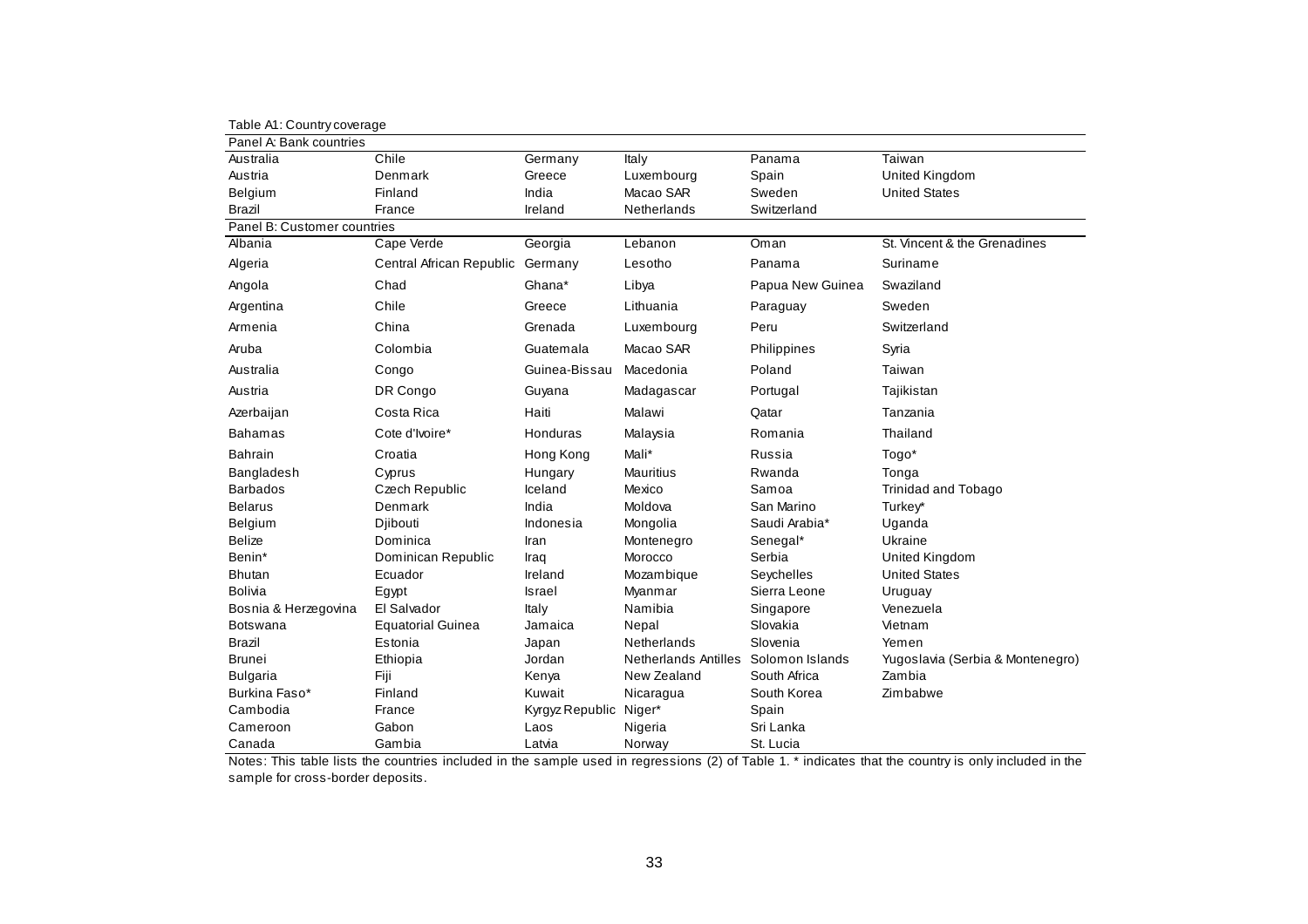Table A1: Country coverage

Panel A: Bank countries

| | | | | | |
|---|---|---|---|---|---|
| Australia | Chile | Germany | Italy | Panama | Taiwan |
| Austria | Denmark | Greece | Luxembourg | Spain | United Kingdom |
| Belgium | Finland | India | Macao SAR | Sweden | United States |
| Brazil | France | Ireland | Netherlands | Switzerland | |

Panel B: Customer countries

| | | | | | |
|---|---|---|---|---|---|
| Albania | Cape Verde | Georgia | Lebanon | Oman | St. Vincent & the Grenadines |
| Algeria | Central African Republic | Germany | Lesotho | Panama | Suriname |
| Angola | Chad | Ghana* | Libya | Papua New Guinea | Swaziland |
| Argentina | Chile | Greece | Lithuania | Paraguay | Sweden |
| Armenia | China | Grenada | Luxembourg | Peru | Switzerland |
| Aruba | Colombia | Guatemala | Macao SAR | Philippines | Syria |
| Australia | Congo | Guinea-Bissau | Macedonia | Poland | Taiwan |
| Austria | DR Congo | Guyana | Madagascar | Portugal | Tajikistan |
| Azerbaijan | Costa Rica | Haiti | Malawi | Qatar | Tanzania |
| Bahamas | Cote d'Ivoire* | Honduras | Malaysia | Romania | Thailand |
| Bahrain | Croatia | Hong Kong | Mali* | Russia | Togo* |
| Bangladesh | Cyprus | Hungary | Mauritius | Rwanda | Tonga |
| Barbados | Czech Republic | Iceland | Mexico | Samoa | Trinidad and Tobago |
| Belarus | Denmark | India | Moldova | San Marino | Turkey* |
| Belgium | Djibouti | Indonesia | Mongolia | Saudi Arabia* | Uganda |
| Belize | Dominica | Iran | Montenegro | Senegal* | Ukraine |
| Benin* | Dominican Republic | Iraq | Morocco | Serbia | United Kingdom |
| Bhutan | Ecuador | Ireland | Mozambique | Seychelles | United States |
| Bolivia | Egypt | Israel | Myanmar | Sierra Leone | Uruguay |
| Bosnia & Herzegovina | El Salvador | Italy | Namibia | Singapore | Venezuela |
| Botswana | Equatorial Guinea | Jamaica | Nepal | Slovakia | Vietnam |
| Brazil | Estonia | Japan | Netherlands | Slovenia | Yemen |
| Brunei | Ethiopia | Jordan | Netherlands Antilles | Solomon Islands | Yugoslavia (Serbia & Montenegro) |
| Bulgaria | Fiji | Kenya | New Zealand | South Africa | Zambia |
| Burkina Faso* | Finland | Kuwait | Nicaragua | South Korea | Zimbabwe |
| Cambodia | France | Kyrgyz Republic | Niger* | Spain | |
| Cameroon | Gabon | Laos | Nigeria | Sri Lanka | |
| Canada | Gambia | Latvia | Norway | St. Lucia | |

Notes: This table lists the countries included in the sample used in regressions (2) of Table 1. * indicates that the country is only included in the sample for cross-border deposits.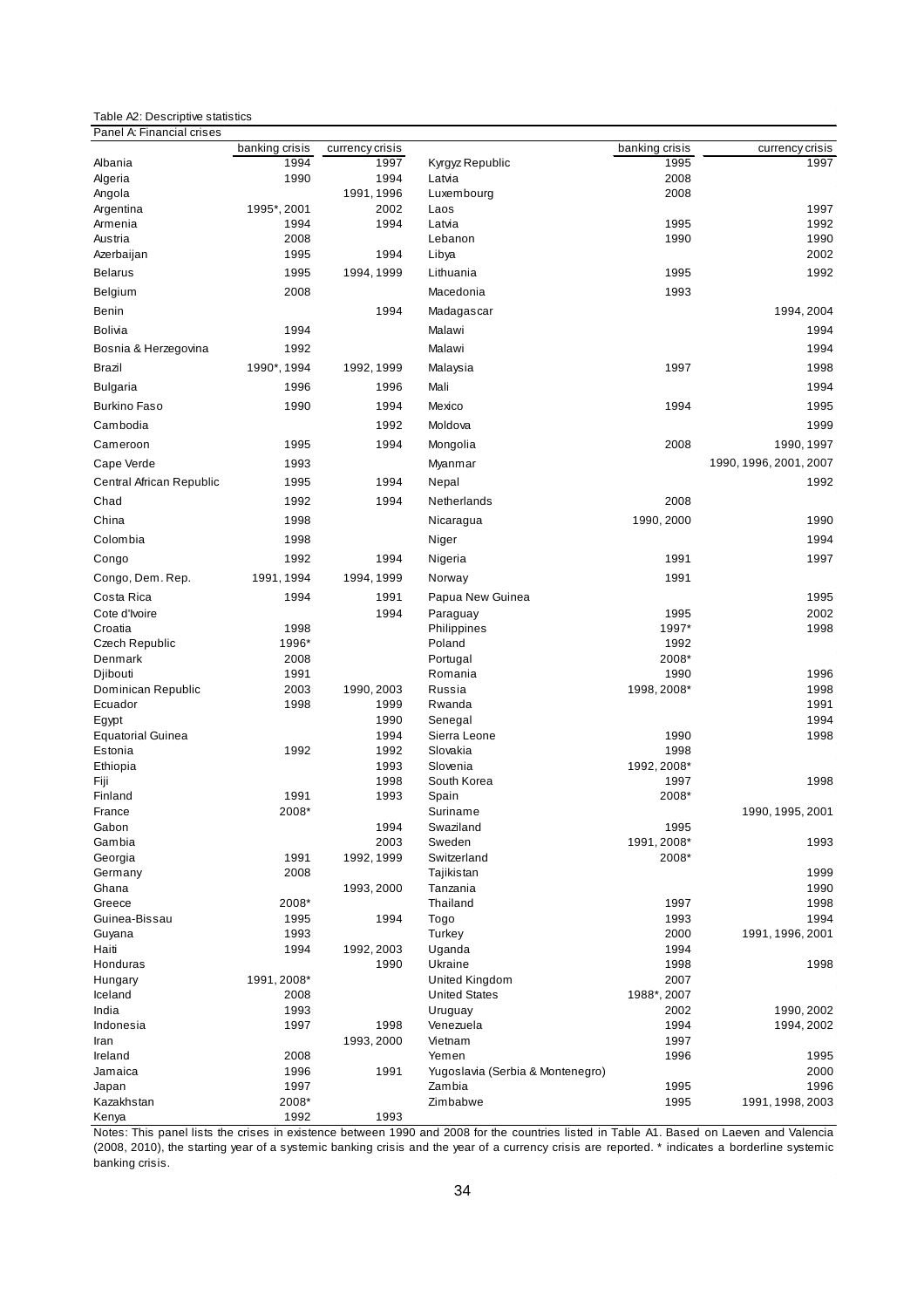Table A2: Descriptive statistics

Panel A: Financial crises

| | banking crisis | currency crisis | | banking crisis | currency crisis |
|---|---|---|---|---|---|
| Albania | 1994 | 1997 | Kyrgyz Republic | 1995 | 1997 |
| Algeria | 1990 | 1994 | Latvia | 2008 | |
| Angola | | 1991, 1996 | Luxembourg | 2008 | |
| Argentina | 1995*, 2001 | 2002 | Laos | | 1997 |
| Armenia | 1994 | 1994 | Latvia | 1995 | 1992 |
| Austria | 2008 | | Lebanon | 1990 | 1990 |
| Azerbaijan | 1995 | 1994 | Libya | | 2002 |
| Belarus | 1995 | 1994, 1999 | Lithuania | 1995 | 1992 |
| Belgium | 2008 | | Macedonia | 1993 | |
| Benin | | 1994 | Madagascar | | 1994, 2004 |
| Bolivia | 1994 | | Malawi | | 1994 |
| Bosnia & Herzegovina | 1992 | | Malawi | | 1994 |
| Brazil | 1990*, 1994 | 1992, 1999 | Malaysia | 1997 | 1998 |
| Bulgaria | 1996 | 1996 | Mali | | 1994 |
| Burkino Faso | 1990 | 1994 | Mexico | 1994 | 1995 |
| Cambodia | | 1992 | Moldova | | 1999 |
| Cameroon | 1995 | 1994 | Mongolia | 2008 | 1990, 1997 |
| Cape Verde | 1993 | | Myanmar | | 1990, 1996, 2001, 2007 |
| Central African Republic | 1995 | 1994 | Nepal | | 1992 |
| Chad | 1992 | 1994 | Netherlands | 2008 | |
| China | 1998 | | Nicaragua | 1990, 2000 | 1990 |
| Colombia | 1998 | | Niger | | 1994 |
| Congo | 1992 | 1994 | Nigeria | 1991 | 1997 |
| Congo, Dem. Rep. | 1991, 1994 | 1994, 1999 | Norway | 1991 | |
| Costa Rica | 1994 | 1991 | Papua New Guinea | | 1995 |
| Cote d'Ivoire | | 1994 | Paraguay | 1995 | 2002 |
| Croatia | 1998 | | Philippines | 1997* | 1998 |
| Czech Republic | 1996* | | Poland | 1992 | |
| Denmark | 2008 | | Portugal | 2008* | |
| Djibouti | 1991 | | Romania | 1990 | 1996 |
| Dominican Republic | 2003 | 1990, 2003 | Russia | 1998, 2008* | 1998 |
| Ecuador | 1998 | 1999 | Rwanda | | 1991 |
| Egypt | | 1990 | Senegal | | 1994 |
| Equatorial Guinea | | 1994 | Sierra Leone | 1990 | 1998 |
| Estonia | 1992 | 1992 | Slovakia | 1998 | |
| Ethiopia | | 1993 | Slovenia | 1992, 2008* | |
| Fiji | | 1998 | South Korea | 1997 | 1998 |
| Finland | 1991 | 1993 | Spain | 2008* | |
| France | 2008* | | Suriname | | 1990, 1995, 2001 |
| Gabon | | 1994 | Swaziland | 1995 | |
| Gambia | | 2003 | Sweden | 1991, 2008* | 1993 |
| Georgia | 1991 | 1992, 1999 | Switzerland | 2008* | |
| Germany | 2008 | | Tajikistan | | 1999 |
| Ghana | | 1993, 2000 | Tanzania | | 1990 |
| Greece | 2008* | | Thailand | 1997 | 1998 |
| Guinea-Bissau | 1995 | 1994 | Togo | 1993 | 1994 |
| Guyana | 1993 | | Turkey | 2000 | 1991, 1996, 2001 |
| Haiti | 1994 | 1992, 2003 | Uganda | 1994 | |
| Honduras | | 1990 | Ukraine | 1998 | 1998 |
| Hungary | 1991, 2008* | | United Kingdom | 2007 | |
| Iceland | 2008 | | United States | 1988*, 2007 | |
| India | 1993 | | Uruguay | 2002 | 1990, 2002 |
| Indonesia | 1997 | 1998 | Venezuela | 1994 | 1994, 2002 |
| Iran | | 1993, 2000 | Vietnam | 1997 | |
| Ireland | 2008 | | Yemen | 1996 | 1995 |
| Jamaica | 1996 | 1991 | Yugoslavia (Serbia & Montenegro) | | 2000 |
| Japan | 1997 | | Zambia | 1995 | 1996 |
| Kazakhstan | 2008* | | Zimbabwe | 1995 | 1991, 1998, 2003 |
| Kenya | 1992 | 1993 | | | |

Notes: This panel lists the crises in existence between 1990 and 2008 for the countries listed in Table A1. Based on Laeven and Valencia (2008, 2010), the starting year of a systemic banking crisis and the year of a currency crisis are reported. * indicates a borderline systemic banking crisis.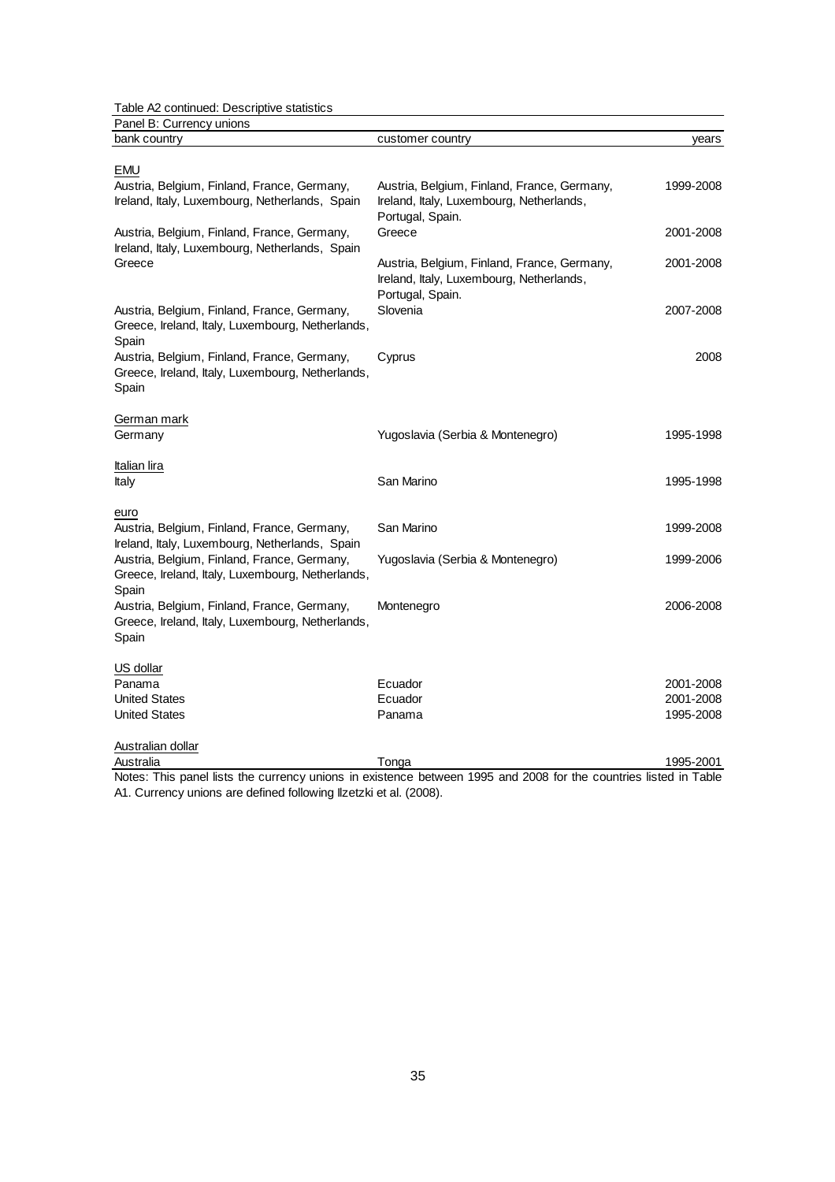Table A2 continued: Descriptive statistics

Panel B: Currency unions

| bank country | customer country | years |
|---|---|---|
| EMU | | |
| Austria, Belgium, Finland, France, Germany, Ireland, Italy, Luxembourg, Netherlands, Spain | Austria, Belgium, Finland, France, Germany, Ireland, Italy, Luxembourg, Netherlands, Portugal, Spain. | 1999-2008 |
| Austria, Belgium, Finland, France, Germany, Ireland, Italy, Luxembourg, Netherlands, Spain | Greece | 2001-2008 |
| Greece | Austria, Belgium, Finland, France, Germany, Ireland, Italy, Luxembourg, Netherlands, Portugal, Spain. | 2001-2008 |
| Austria, Belgium, Finland, France, Germany, Greece, Ireland, Italy, Luxembourg, Netherlands, Spain | Slovenia | 2007-2008 |
| Austria, Belgium, Finland, France, Germany, Greece, Ireland, Italy, Luxembourg, Netherlands, Spain | Cyprus | 2008 |
| German mark | | |
| Germany | Yugoslavia (Serbia & Montenegro) | 1995-1998 |
| Italian lira | | |
| Italy | San Marino | 1995-1998 |
| euro | | |
| Austria, Belgium, Finland, France, Germany, Ireland, Italy, Luxembourg, Netherlands, Spain | San Marino | 1999-2008 |
| Austria, Belgium, Finland, France, Germany, Greece, Ireland, Italy, Luxembourg, Netherlands, Spain | Yugoslavia (Serbia & Montenegro) | 1999-2006 |
| Austria, Belgium, Finland, France, Germany, Greece, Ireland, Italy, Luxembourg, Netherlands, Spain | Montenegro | 2006-2008 |
| US dollar | | |
| Panama | Ecuador | 2001-2008 |
| United States | Ecuador | 2001-2008 |
| United States | Panama | 1995-2008 |
| Australian dollar | | |
| Australia | Tonga | 1995-2001 |

Notes: This panel lists the currency unions in existence between 1995 and 2008 for the countries listed in Table A1. Currency unions are defined following Ilzetzki et al. (2008).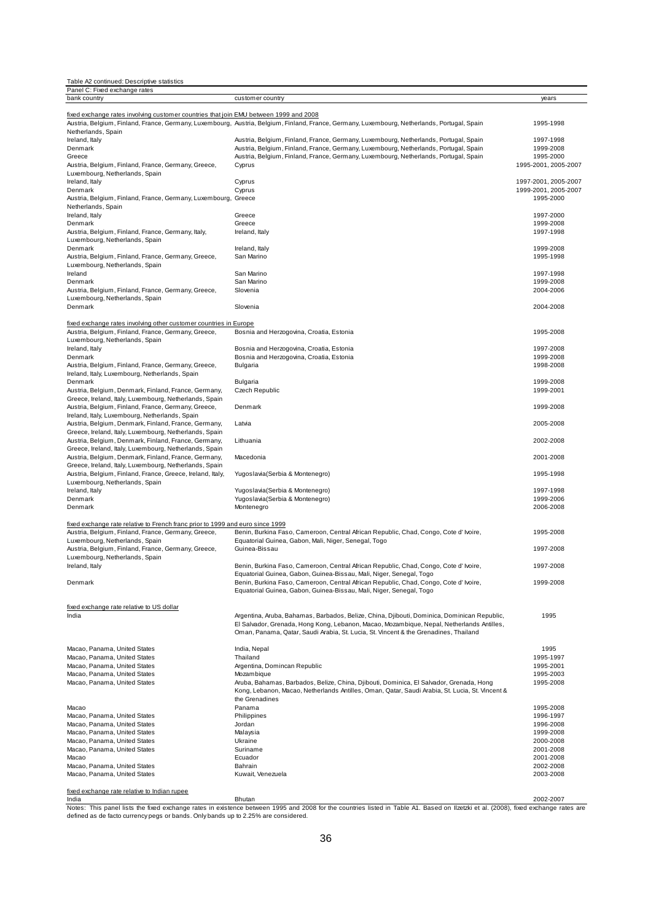Table A2 continued: Descriptive statistics

Panel C: Fixed exchange rates

| bank country | customer country | years |
|---|---|---|
| *fixed exchange rates involving customer countries that join EMU between 1999 and 2008* | | |
| Austria, Belgium, Finland, France, Germany, Luxembourg, Netherlands, Spain | Austria, Belgium, Finland, France, Germany, Luxembourg, Netherlands, Portugal, Spain | 1995-1998 |
| Ireland, Italy | Austria, Belgium, Finland, France, Germany, Luxembourg, Netherlands, Portugal, Spain | 1997-1998 |
| Denmark | Austria, Belgium, Finland, France, Germany, Luxembourg, Netherlands, Portugal, Spain | 1999-2008 |
| Greece | Austria, Belgium, Finland, France, Germany, Luxembourg, Netherlands, Portugal, Spain | 1995-2000 |
| Austria, Belgium, Finland, France, Germany, Greece, Luxembourg, Netherlands, Spain | Cyprus | 1995-2001, 2005-2007 |
| Ireland, Italy | Cyprus | 1997-2001, 2005-2007 |
| Denmark | Cyprus | 1999-2001, 2005-2007 |
| Austria, Belgium, Finland, France, Germany, Luxembourg, Netherlands, Spain | Greece | 1995-2000 |
| Ireland, Italy | Greece | 1997-2000 |
| Denmark | Greece | 1999-2008 |
| Austria, Belgium, Finland, France, Germany, Italy, Luxembourg, Netherlands, Spain | Ireland, Italy | 1997-1998 |
| Denmark | Ireland, Italy | 1999-2008 |
| Austria, Belgium, Finland, France, Germany, Greece, Luxembourg, Netherlands, Spain | San Marino | 1995-1998 |
| Ireland | San Marino | 1997-1998 |
| Denmark | San Marino | 1999-2008 |
| Austria, Belgium, Finland, France, Germany, Greece, Luxembourg, Netherlands, Spain | Slovenia | 2004-2006 |
| Denmark | Slovenia | 2004-2008 |
| *fixed exchange rates involving other customer countries in Europe* | | |
| Austria, Belgium, Finland, France, Germany, Greece, Luxembourg, Netherlands, Spain | Bosnia and Herzogovina, Croatia, Estonia | 1995-2008 |
| Ireland, Italy | Bosnia and Herzogovina, Croatia, Estonia | 1997-2008 |
| Denmark | Bosnia and Herzogovina, Croatia, Estonia | 1999-2008 |
| Austria, Belgium, Finland, France, Germany, Greece, Ireland, Italy, Luxembourg, Netherlands, Spain | Bulgaria | 1998-2008 |
| Denmark | Bulgaria | 1999-2008 |
| Austria, Belgium, Denmark, Finland, France, Germany, Greece, Ireland, Italy, Luxembourg, Netherlands, Spain | Czech Republic | 1999-2001 |
| Austria, Belgium, Finland, France, Germany, Greece, Ireland, Italy, Luxembourg, Netherlands, Spain | Denmark | 1999-2008 |
| Austria, Belgium, Denmark, Finland, France, Germany, Greece, Ireland, Italy, Luxembourg, Netherlands, Spain | Latvia | 2005-2008 |
| Austria, Belgium, Denmark, Finland, France, Germany, Greece, Ireland, Italy, Luxembourg, Netherlands, Spain | Lithuania | 2002-2008 |
| Austria, Belgium, Denmark, Finland, France, Germany, Greece, Ireland, Italy, Luxembourg, Netherlands, Spain | Macedonia | 2001-2008 |
| Austria, Belgium, Finland, France, Greece, Ireland, Italy, Luxembourg, Netherlands, Spain | Yugoslavia(Serbia & Montenegro) | 1995-1998 |
| Ireland, Italy | Yugoslavia(Serbia & Montenegro) | 1997-1998 |
| Denmark | Yugoslavia(Serbia & Montenegro) | 1999-2006 |
| Denmark | Montenegro | 2006-2008 |
| *fixed exchange rate relative to French franc prior to 1999 and euro since 1999* | | |
| Austria, Belgium, Finland, France, Germany, Greece, Luxembourg, Netherlands, Spain | Benin, Burkina Faso, Cameroon, Central African Republic, Chad, Congo, Cote d' Ivoire, Equatorial Guinea, Gabon, Mali, Niger, Senegal, Togo | 1995-2008 |
| Austria, Belgium, Finland, France, Germany, Greece, Luxembourg, Netherlands, Spain | Guinea-Bissau | 1997-2008 |
| Ireland, Italy | Benin, Burkina Faso, Cameroon, Central African Republic, Chad, Congo, Cote d' Ivoire, Equatorial Guinea, Gabon, Guinea-Bissau, Mali, Niger, Senegal, Togo | 1997-2008 |
| Denmark | Benin, Burkina Faso, Cameroon, Central African Republic, Chad, Congo, Cote d' Ivoire, Equatorial Guinea, Gabon, Guinea-Bissau, Mali, Niger, Senegal, Togo | 1999-2008 |
| *fixed exchange rate relative to US dollar* | | |
| India | Argentina, Aruba, Bahamas, Barbados, Belize, China, Djibouti, Dominica, Dominican Republic, El Salvador, Grenada, Hong Kong, Lebanon, Macao, Mozambique, Nepal, Netherlands Antilles, Oman, Panama, Qatar, Saudi Arabia, St. Lucia, St. Vincent & the Grenadines, Thailand | 1995 |
| Macao, Panama, United States | India, Nepal | 1995 |
| Macao, Panama, United States | Thailand | 1995-1997 |
| Macao, Panama, United States | Argentina, Domincan Republic | 1995-2001 |
| Macao, Panama, United States | Mozambique | 1995-2003 |
| Macao, Panama, United States | Aruba, Bahamas, Barbados, Belize, China, Djibouti, Dominica, El Salvador, Grenada, Hong Kong, Lebanon, Macao, Netherlands Antilles, Oman, Qatar, Saudi Arabia, St. Lucia, St. Vincent & the Grenadines | 1995-2008 |
| Macao | Panama | 1995-2008 |
| Macao, Panama, United States | Philippines | 1996-1997 |
| Macao, Panama, United States | Jordan | 1996-2008 |
| Macao, Panama, United States | Malaysia | 1999-2008 |
| Macao, Panama, United States | Ukraine | 2000-2008 |
| Macao, Panama, United States | Suriname | 2001-2008 |
| Macao | Ecuador | 2001-2008 |
| Macao, Panama, United States | Bahrain | 2002-2008 |
| Macao, Panama, United States | Kuwait, Venezuela | 2003-2008 |
| *fixed exchange rate relative to Indian rupee* | | |
| India | Bhutan | 2002-2007 |

Notes: This panel lists the fixed exchange rates in existence between 1995 and 2008 for the countries listed in Table A1. Based on Ilzetzki et al. (2008), fixed exchange rates are defined as de facto currency pegs or bands. Only bands up to 2.25% are considered.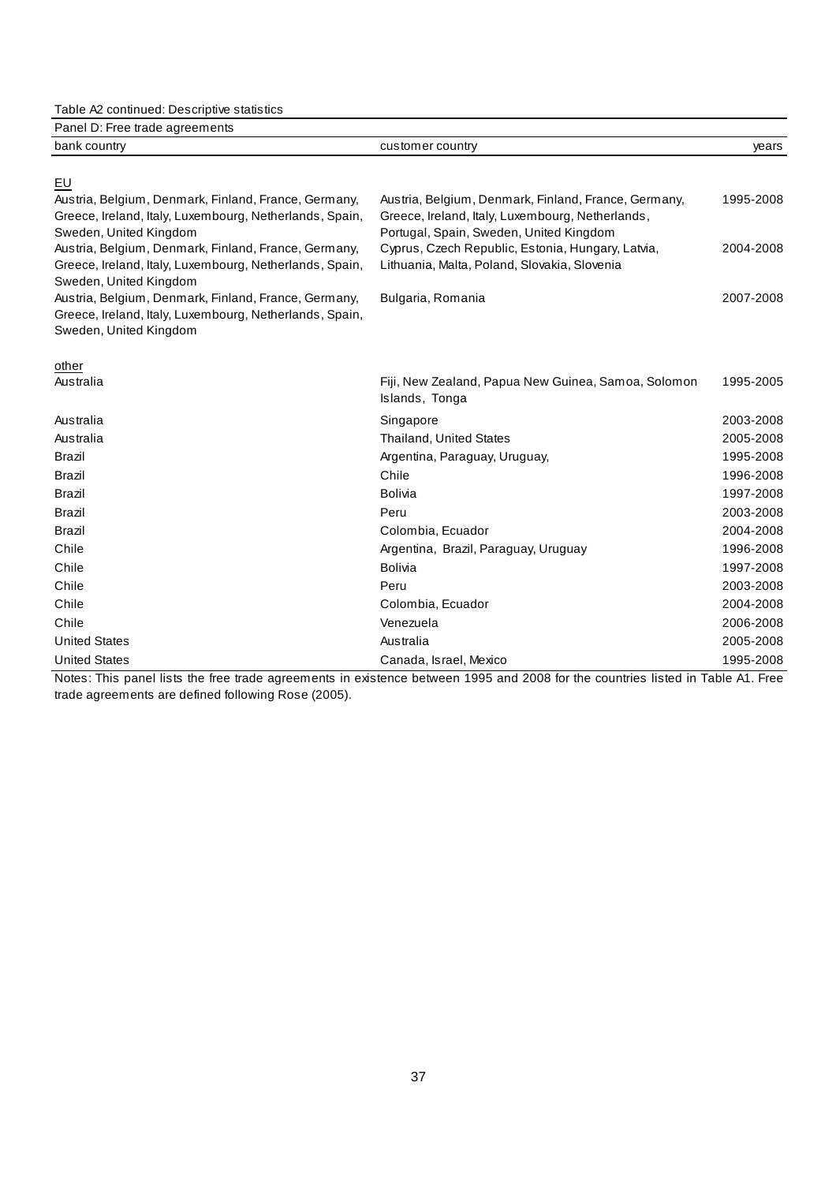Table A2 continued: Descriptive statistics

Panel D: Free trade agreements

| bank country | customer country | years |
|---|---|---|
| EU | | |
| Austria, Belgium, Denmark, Finland, France, Germany, Greece, Ireland, Italy, Luxembourg, Netherlands, Spain, Sweden, United Kingdom | Austria, Belgium, Denmark, Finland, France, Germany, Greece, Ireland, Italy, Luxembourg, Netherlands, Portugal, Spain, Sweden, United Kingdom | 1995-2008 |
| Austria, Belgium, Denmark, Finland, France, Germany, Greece, Ireland, Italy, Luxembourg, Netherlands, Spain, Sweden, United Kingdom | Cyprus, Czech Republic, Estonia, Hungary, Latvia, Lithuania, Malta, Poland, Slovakia, Slovenia | 2004-2008 |
| Austria, Belgium, Denmark, Finland, France, Germany, Greece, Ireland, Italy, Luxembourg, Netherlands, Spain, Sweden, United Kingdom | Bulgaria, Romania | 2007-2008 |
| other | | |
| Australia | Fiji, New Zealand, Papua New Guinea, Samoa, Solomon Islands, Tonga | 1995-2005 |
| Australia | Singapore | 2003-2008 |
| Australia | Thailand, United States | 2005-2008 |
| Brazil | Argentina, Paraguay, Uruguay, | 1995-2008 |
| Brazil | Chile | 1996-2008 |
| Brazil | Bolivia | 1997-2008 |
| Brazil | Peru | 2003-2008 |
| Brazil | Colombia, Ecuador | 2004-2008 |
| Chile | Argentina, Brazil, Paraguay, Uruguay | 1996-2008 |
| Chile | Bolivia | 1997-2008 |
| Chile | Peru | 2003-2008 |
| Chile | Colombia, Ecuador | 2004-2008 |
| Chile | Venezuela | 2006-2008 |
| United States | Australia | 2005-2008 |
| United States | Canada, Israel, Mexico | 1995-2008 |

Notes: This panel lists the free trade agreements in existence between 1995 and 2008 for the countries listed in Table A1. Free trade agreements are defined following Rose (2005).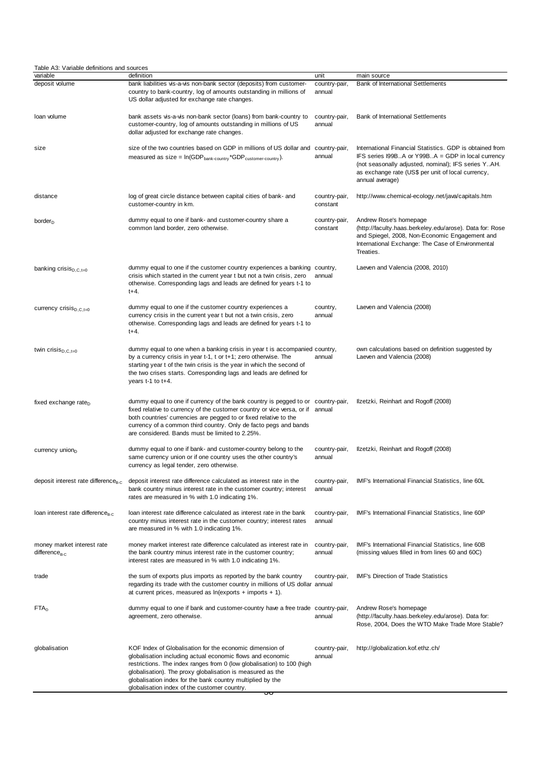Table A3: Variable definitions and sources

| variable | definition | unit | main source |
|---|---|---|---|
| deposit volume | bank liabilities vis-a-vis non-bank sector (deposits) from customer-country to bank-country, log of amounts outstanding in millions of US dollar adjusted for exchange rate changes. | country-pair, annual | Bank of International Settlements |
| loan volume | bank assets vis-a-vis non-bank sector (loans) from bank-country to customer-country, log of amounts outstanding in millions of US dollar adjusted for exchange rate changes. | country-pair, annual | Bank of International Settlements |
| size | size of the two countries based on GDP in millions of US dollar and measured as size = $\ln(GDP_{bank\text{-}country} * GDP_{customer\text{-}country})$. | country-pair, annual | International Financial Statistics. GDP is obtained from IFS series I99B..A or Y99B..A = GDP in local currency (not seasonally adjusted, nominal); IFS series Y..AH. as exchange rate (US$ per unit of local currency, annual average) |
| distance | log of great circle distance between capital cities of bank- and customer-country in km. | country-pair, constant | http://www.chemical-ecology.net/java/capitals.htm |
| $border_D$ | dummy equal to one if bank- and customer-country share a common land border, zero otherwise. | country-pair, constant | Andrew Rose's homepage (http://faculty.haas.berkeley.edu/arose). Data for: Rose and Spiegel, 2008, Non-Economic Engagement and International Exchange: The Case of Environmental Treaties. |
| banking $crisis_{D,C,t=0}$ | dummy equal to one if the customer country experiences a banking crisis which started in the current year t but not a twin crisis, zero otherwise. Corresponding lags and leads are defined for years t-1 to t+4. | country, annual | Laeven and Valencia (2008, 2010) |
| currency $crisis_{D,C,t=0}$ | dummy equal to one if the customer country experiences a currency crisis in the current year t but not a twin crisis, zero otherwise. Corresponding lags and leads are defined for years t-1 to t+4. | country, annual | Laeven and Valencia (2008) |
| twin $crisis_{D,C,t=0}$ | dummy equal to one when a banking crisis in year t is accompanied by a currency crisis in year t-1, t or t+1; zero otherwise. The starting year t of the twin crisis is the year in which the second of the two crises starts. Corresponding lags and leads are defined for years t-1 to t+4. | country, annual | own calculations based on definition suggested by Laeven and Valencia (2008) |
| fixed exchange $rate_D$ | dummy equal to one if currency of the bank country is pegged to or fixed relative to currency of the customer country or vice versa, or if both countries' currencies are pegged to or fixed relative to the currency of a common third country. Only de facto pegs and bands are considered. Bands must be limited to 2.25%. | country-pair, annual | Ilzetzki, Reinhart and Rogoff (2008) |
| currency $union_D$ | dummy equal to one if bank- and customer-country belong to the same currency union or if one country uses the other country's currency as legal tender, zero otherwise. | country-pair, annual | Ilzetzki, Reinhart and Rogoff (2008) |
| deposit interest rate $difference_{B\text{-}C}$ | deposit interest rate difference calculated as interest rate in the bank country minus interest rate in the customer country; interest rates are measured in % with 1.0 indicating 1%. | country-pair, annual | IMF's International Financial Statistics, line 60L |
| loan interest rate $difference_{B\text{-}C}$ | loan interest rate difference calculated as interest rate in the bank country minus interest rate in the customer country; interest rates are measured in % with 1.0 indicating 1%. | country-pair, annual | IMF's International Financial Statistics, line 60P |
| money market interest rate $difference_{B\text{-}C}$ | money market interest rate difference calculated as interest rate in the bank country minus interest rate in the customer country; interest rates are measured in % with 1.0 indicating 1%. | country-pair, annual | IMF's International Financial Statistics, line 60B (missing values filled in from lines 60 and 60C) |
| trade | the sum of exports plus imports as reported by the bank country regarding its trade with the customer country in millions of US dollar at current prices, measured as ln(exports + imports + 1). | country-pair, annual | IMF's Direction of Trade Statistics |
| $FTA_D$ | dummy equal to one if bank and customer-country have a free trade agreement, zero otherwise. | country-pair, annual | Andrew Rose's homepage (http://faculty.haas.berkeley.edu/arose). Data for: Rose, 2004, Does the WTO Make Trade More Stable? |
| globalisation | KOF Index of Globalisation for the economic dimension of globalisation including actual economic flows and economic restrictions. The index ranges from 0 (low globalisation) to 100 (high globalisation). The proxy globalisation is measured as the globalisation index for the bank country multiplied by the globalisation index of the customer country. | country-pair, annual | http://globalization.kof.ethz.ch/ |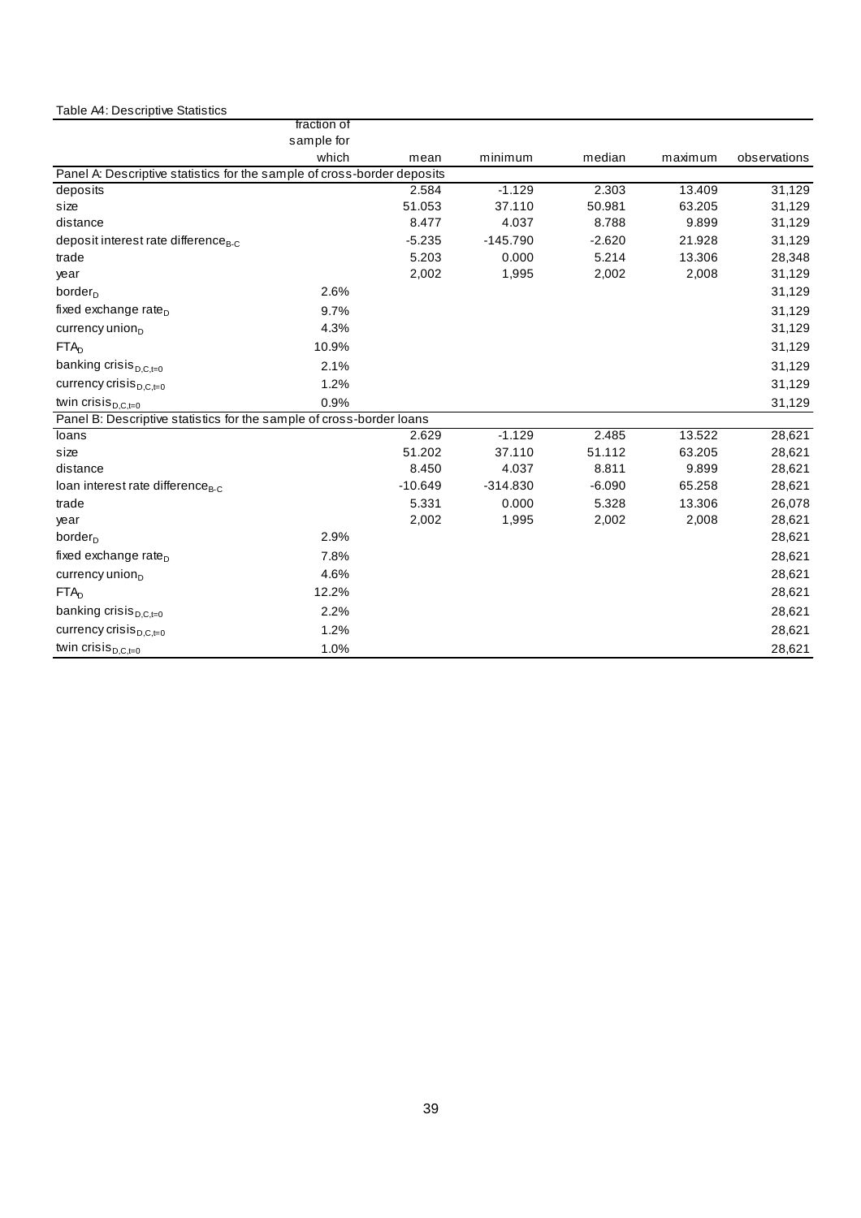Table A4: Descriptive Statistics

| | fraction of sample for which | mean | minimum | median | maximum | observations |
|---|---|---|---|---|---|---|
| **Panel A: Descriptive statistics for the sample of cross-border deposits** | | | | | | |
| deposits | | 2.584 | -1.129 | 2.303 | 13.409 | 31,129 |
| size | | 51.053 | 37.110 | 50.981 | 63.205 | 31,129 |
| distance | | 8.477 | 4.037 | 8.788 | 9.899 | 31,129 |
| deposit interest rate difference$_{B\text{-}C}$ | | -5.235 | -145.790 | -2.620 | 21.928 | 31,129 |
| trade | | 5.203 | 0.000 | 5.214 | 13.306 | 28,348 |
| year | | 2,002 | 1,995 | 2,002 | 2,008 | 31,129 |
| border$_D$ | 2.6% | | | | | 31,129 |
| fixed exchange rate$_D$ | 9.7% | | | | | 31,129 |
| currency union$_D$ | 4.3% | | | | | 31,129 |
| FTA$_D$ | 10.9% | | | | | 31,129 |
| banking crisis$_{D,C,t=0}$ | 2.1% | | | | | 31,129 |
| currency crisis$_{D,C,t=0}$ | 1.2% | | | | | 31,129 |
| twin crisis$_{D,C,t=0}$ | 0.9% | | | | | 31,129 |
| **Panel B: Descriptive statistics for the sample of cross-border loans** | | | | | | |
| loans | | 2.629 | -1.129 | 2.485 | 13.522 | 28,621 |
| size | | 51.202 | 37.110 | 51.112 | 63.205 | 28,621 |
| distance | | 8.450 | 4.037 | 8.811 | 9.899 | 28,621 |
| loan interest rate difference$_{B\text{-}C}$ | | -10.649 | -314.830 | -6.090 | 65.258 | 28,621 |
| trade | | 5.331 | 0.000 | 5.328 | 13.306 | 26,078 |
| year | | 2,002 | 1,995 | 2,002 | 2,008 | 28,621 |
| border$_D$ | 2.9% | | | | | 28,621 |
| fixed exchange rate$_D$ | 7.8% | | | | | 28,621 |
| currency union$_D$ | 4.6% | | | | | 28,621 |
| FTA$_D$ | 12.2% | | | | | 28,621 |
| banking crisis$_{D,C,t=0}$ | 2.2% | | | | | 28,621 |
| currency crisis$_{D,C,t=0}$ | 1.2% | | | | | 28,621 |
| twin crisis$_{D,C,t=0}$ | 1.0% | | | | | 28,621 |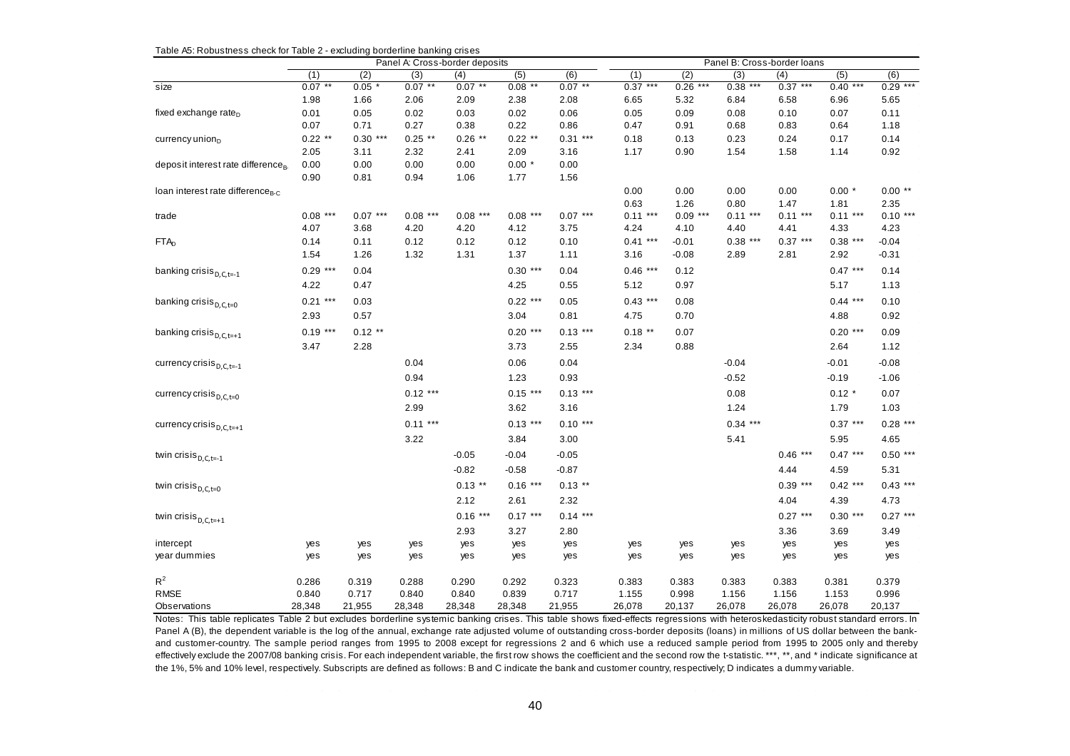Table A5: Robustness check for Table 2 - excluding borderline banking crises

| | Panel A: Cross-border deposits | | | | | | Panel B: Cross-border loans | | | | | |
|---|---|---|---|---|---|---|---|---|---|---|---|---|
| | (1) | (2) | (3) | (4) | (5) | (6) | (1) | (2) | (3) | (4) | (5) | (6) |
| size | 0.07 ** | 0.05 * | 0.07 ** | 0.07 ** | 0.08 ** | 0.07 ** | 0.37 *** | 0.26 *** | 0.38 *** | 0.37 *** | 0.40 *** | 0.29 *** |
| | 1.98 | 1.66 | 2.06 | 2.09 | 2.38 | 2.08 | 6.65 | 5.32 | 6.84 | 6.58 | 6.96 | 5.65 |
| fixed exchange rate$_D$ | 0.01 | 0.05 | 0.02 | 0.03 | 0.02 | 0.06 | 0.05 | 0.09 | 0.08 | 0.10 | 0.07 | 0.11 |
| | 0.07 | 0.71 | 0.27 | 0.38 | 0.22 | 0.86 | 0.47 | 0.91 | 0.68 | 0.83 | 0.64 | 1.18 |
| currency union$_D$ | 0.22 ** | 0.30 *** | 0.25 ** | 0.26 ** | 0.22 ** | 0.31 *** | 0.18 | 0.13 | 0.23 | 0.24 | 0.17 | 0.14 |
| | 2.05 | 3.11 | 2.32 | 2.41 | 2.09 | 3.16 | 1.17 | 0.90 | 1.54 | 1.58 | 1.14 | 0.92 |
| deposit interest rate difference$_{B-C}$ | 0.00 | 0.00 | 0.00 | 0.00 | 0.00 * | 0.00 | | | | | | |
| | 0.90 | 0.81 | 0.94 | 1.06 | 1.77 | 1.56 | | | | | | |
| loan interest rate difference$_{B-C}$ | | | | | | | 0.00 | 0.00 | 0.00 | 0.00 | 0.00 * | 0.00 ** |
| | | | | | | | 0.63 | 1.26 | 0.80 | 1.47 | 1.81 | 2.35 |
| trade | 0.08 *** | 0.07 *** | 0.08 *** | 0.08 *** | 0.08 *** | 0.07 *** | 0.11 *** | 0.09 *** | 0.11 *** | 0.11 *** | 0.11 *** | 0.10 *** |
| | 4.07 | 3.68 | 4.20 | 4.20 | 4.12 | 3.75 | 4.24 | 4.10 | 4.40 | 4.41 | 4.33 | 4.23 |
| FTA$_D$ | 0.14 | 0.11 | 0.12 | 0.12 | 0.12 | 0.10 | 0.41 *** | -0.01 | 0.38 *** | 0.37 *** | 0.38 *** | -0.04 |
| | 1.54 | 1.26 | 1.32 | 1.31 | 1.37 | 1.11 | 3.16 | -0.08 | 2.89 | 2.81 | 2.92 | -0.31 |
| banking crisis$_{D,C,t=-1}$ | 0.29 *** | 0.04 | | | 0.30 *** | 0.04 | 0.46 *** | 0.12 | | | 0.47 *** | 0.14 |
| | 4.22 | 0.47 | | | 4.25 | 0.55 | 5.12 | 0.97 | | | 5.17 | 1.13 |
| banking crisis$_{D,C,t=0}$ | 0.21 *** | 0.03 | | | 0.22 *** | 0.05 | 0.43 *** | 0.08 | | | 0.44 *** | 0.10 |
| | 2.93 | 0.57 | | | 3.04 | 0.81 | 4.75 | 0.70 | | | 4.88 | 0.92 |
| banking crisis$_{D,C,t=+1}$ | 0.19 *** | 0.12 ** | | | 0.20 *** | 0.13 *** | 0.18 ** | 0.07 | | | 0.20 *** | 0.09 |
| | 3.47 | 2.28 | | | 3.73 | 2.55 | 2.34 | 0.88 | | | 2.64 | 1.12 |
| currency crisis$_{D,C,t=-1}$ | | | 0.04 | | 0.06 | 0.04 | | | -0.04 | | -0.01 | -0.08 |
| | | | 0.94 | | 1.23 | 0.93 | | | -0.52 | | -0.19 | -1.06 |
| currency crisis$_{D,C,t=0}$ | | | 0.12 *** | | 0.15 *** | 0.13 *** | | | 0.08 | | 0.12 * | 0.07 |
| | | | 2.99 | | 3.62 | 3.16 | | | 1.24 | | 1.79 | 1.03 |
| currency crisis$_{D,C,t=+1}$ | | | 0.11 *** | | 0.13 *** | 0.10 *** | | | 0.34 *** | | 0.37 *** | 0.28 *** |
| | | | 3.22 | | 3.84 | 3.00 | | | 5.41 | | 5.95 | 4.65 |
| twin crisis$_{D,C,t=-1}$ | | | | -0.05 | -0.04 | -0.05 | | | | 0.46 *** | 0.47 *** | 0.50 *** |
| | | | | -0.82 | -0.58 | -0.87 | | | | 4.44 | 4.59 | 5.31 |
| twin crisis$_{D,C,t=0}$ | | | | 0.13 ** | 0.16 *** | 0.13 ** | | | | 0.39 *** | 0.42 *** | 0.43 *** |
| | | | | 2.12 | 2.61 | 2.32 | | | | 4.04 | 4.39 | 4.73 |
| twin crisis$_{D,C,t=+1}$ | | | | 0.16 *** | 0.17 *** | 0.14 *** | | | | 0.27 *** | 0.30 *** | 0.27 *** |
| | | | | 2.93 | 3.27 | 2.80 | | | | 3.36 | 3.69 | 3.49 |
| intercept | yes | yes | yes | yes | yes | yes | yes | yes | yes | yes | yes | yes |
| year dummies | yes | yes | yes | yes | yes | yes | yes | yes | yes | yes | yes | yes |
| $R^2$ | 0.286 | 0.319 | 0.288 | 0.290 | 0.292 | 0.323 | 0.383 | 0.383 | 0.383 | 0.383 | 0.381 | 0.379 |
| RMSE | 0.840 | 0.717 | 0.840 | 0.840 | 0.839 | 0.717 | 1.155 | 0.998 | 1.156 | 1.156 | 1.153 | 0.996 |
| Observations | 28,348 | 21,955 | 28,348 | 28,348 | 28,348 | 21,955 | 26,078 | 20,137 | 26,078 | 26,078 | 26,078 | 20,137 |

Notes: This table replicates Table 2 but excludes borderline systemic banking crises. This table shows fixed-effects regressions with heteroskedasticity robust standard errors. In Panel A (B), the dependent variable is the log of the annual, exchange rate adjusted volume of outstanding cross-border deposits (loans) in millions of US dollar between the bank- and customer-country. The sample period ranges from 1995 to 2008 except for regressions 2 and 6 which use a reduced sample period from 1995 to 2005 only and thereby effectively exclude the 2007/08 banking crisis. For each independent variable, the first row shows the coefficient and the second row the t-statistic. ***, **, and * indicate significance at the 1%, 5% and 10% level, respectively. Subscripts are defined as follows: B and C indicate the bank and customer country, respectively; D indicates a dummy variable.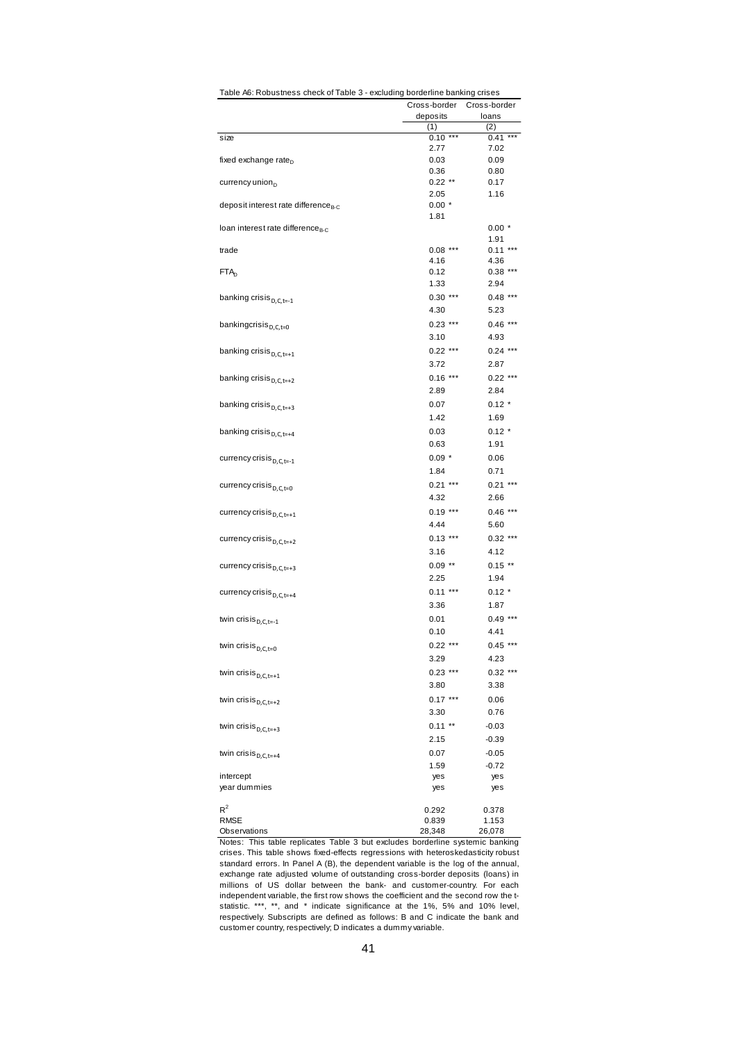Table A6: Robustness check of Table 3 - excluding borderline banking crises

| | Cross-border deposits | Cross-border loans |
|---|---|---|
| | (1) | (2) |
| size | 0.10 *** | 0.41 *** |
| | 2.77 | 7.02 |
| fixed exchange rate$_D$ | 0.03 | 0.09 |
| | 0.36 | 0.80 |
| currency union$_D$ | 0.22 ** | 0.17 |
| | 2.05 | 1.16 |
| deposit interest rate difference$_{B-C}$ | 0.00 * | |
| | 1.81 | |
| loan interest rate difference$_{B-C}$ | | 0.00 * |
| | | 1.91 |
| trade | 0.08 *** | 0.11 *** |
| | 4.16 | 4.36 |
| FTA$_D$ | 0.12 | 0.38 *** |
| | 1.33 | 2.94 |
| banking crisis$_{D,C,t=-1}$ | 0.30 *** | 0.48 *** |
| | 4.30 | 5.23 |
| bankingcrisis$_{D,C,t=0}$ | 0.23 *** | 0.46 *** |
| | 3.10 | 4.93 |
| banking crisis$_{D,C,t=+1}$ | 0.22 *** | 0.24 *** |
| | 3.72 | 2.87 |
| banking crisis$_{D,C,t=+2}$ | 0.16 *** | 0.22 *** |
| | 2.89 | 2.84 |
| banking crisis$_{D,C,t=+3}$ | 0.07 | 0.12 * |
| | 1.42 | 1.69 |
| banking crisis$_{D,C,t=+4}$ | 0.03 | 0.12 * |
| | 0.63 | 1.91 |
| currency crisis$_{D,C,t=-1}$ | 0.09 * | 0.06 |
| | 1.84 | 0.71 |
| currency crisis$_{D,C,t=0}$ | 0.21 *** | 0.21 *** |
| | 4.32 | 2.66 |
| currency crisis$_{D,C,t=+1}$ | 0.19 *** | 0.46 *** |
| | 4.44 | 5.60 |
| currency crisis$_{D,C,t=+2}$ | 0.13 *** | 0.32 *** |
| | 3.16 | 4.12 |
| currency crisis$_{D,C,t=+3}$ | 0.09 ** | 0.15 ** |
| | 2.25 | 1.94 |
| currency crisis$_{D,C,t=+4}$ | 0.11 *** | 0.12 * |
| | 3.36 | 1.87 |
| twin crisis$_{D,C,t=-1}$ | 0.01 | 0.49 *** |
| | 0.10 | 4.41 |
| twin crisis$_{D,C,t=0}$ | 0.22 *** | 0.45 *** |
| | 3.29 | 4.23 |
| twin crisis$_{D,C,t=+1}$ | 0.23 *** | 0.32 *** |
| | 3.80 | 3.38 |
| twin crisis$_{D,C,t=+2}$ | 0.17 *** | 0.06 |
| | 3.30 | 0.76 |
| twin crisis$_{D,C,t=+3}$ | 0.11 ** | -0.03 |
| | 2.15 | -0.39 |
| twin crisis$_{D,C,t=+4}$ | 0.07 | -0.05 |
| | 1.59 | -0.72 |
| intercept | yes | yes |
| year dummies | yes | yes |
| $R^2$ | 0.292 | 0.378 |
| RMSE | 0.839 | 1.153 |
| Observations | 28,348 | 26,078 |

Notes: This table replicates Table 3 but excludes borderline systemic banking crises. This table shows fixed-effects regressions with heteroskedasticity robust standard errors. In Panel A (B), the dependent variable is the log of the annual, exchange rate adjusted volume of outstanding cross-border deposits (loans) in millions of US dollar between the bank- and customer-country. For each independent variable, the first row shows the coefficient and the second row the t-statistic. ***, **, and * indicate significance at the 1%, 5% and 10% level, respectively. Subscripts are defined as follows: B and C indicate the bank and customer country, respectively; D indicates a dummy variable.